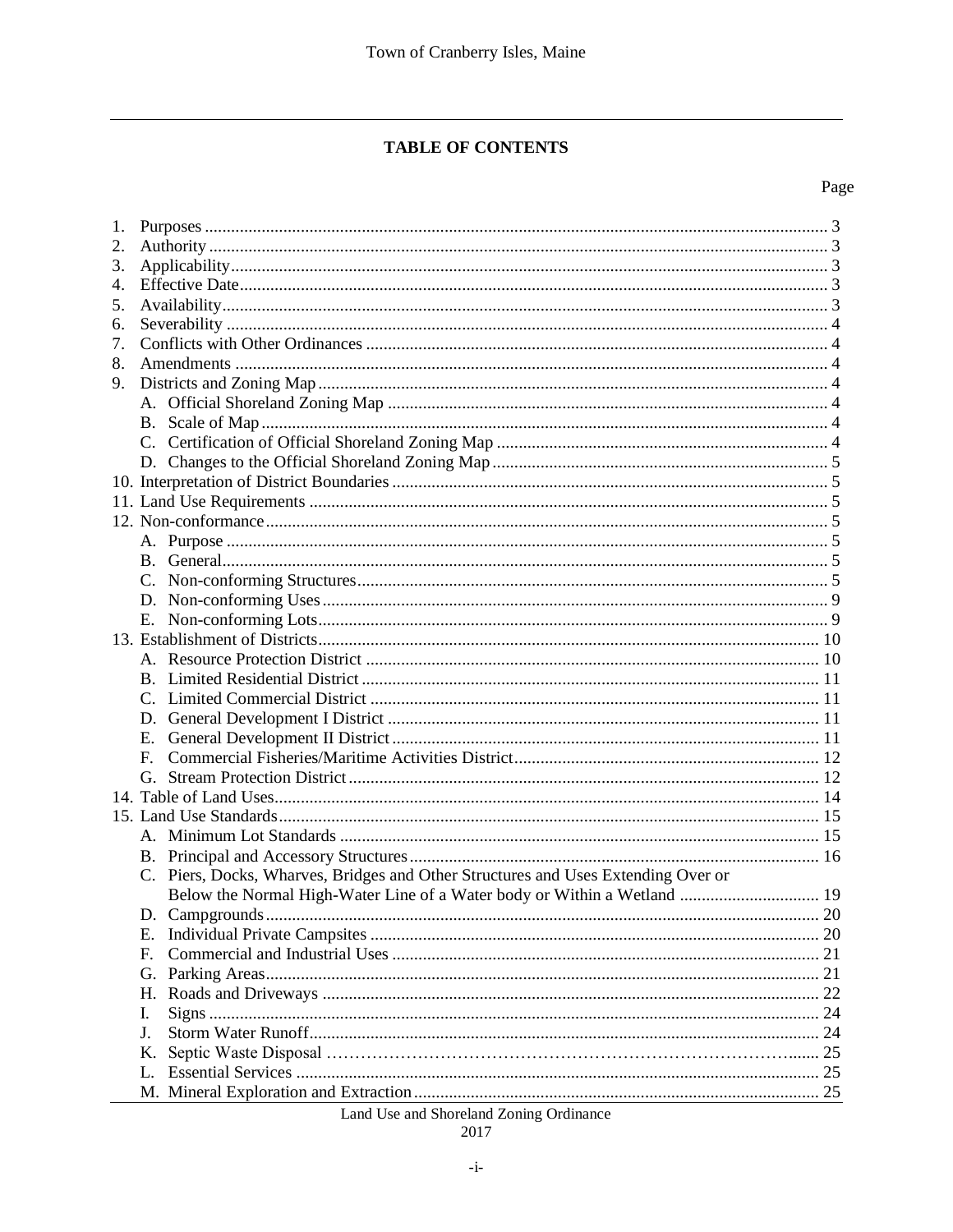## TABLE OF CONTENTS

Page

1. Purposes .......... 3
2. Authority .......... 3
3. Applicability .......... 3
4. Effective Date .......... 3
5. Availability .......... 3
6. Severability .......... 4
7. Conflicts with Other Ordinances .......... 4
8. Amendments .......... 4
9. Districts and Zoning Map .......... 4
   - A. Official Shoreland Zoning Map .......... 4
   - B. Scale of Map .......... 4
   - C. Certification of Official Shoreland Zoning Map .......... 4
   - D. Changes to the Official Shoreland Zoning Map .......... 5
10. Interpretation of District Boundaries .......... 5
11. Land Use Requirements .......... 5
12. Non-conformance .......... 5
    - A. Purpose .......... 5
    - B. General .......... 5
    - C. Non-conforming Structures .......... 5
    - D. Non-conforming Uses .......... 9
    - E. Non-conforming Lots .......... 9
13. Establishment of Districts .......... 10
    - A. Resource Protection District .......... 10
    - B. Limited Residential District .......... 11
    - C. Limited Commercial District .......... 11
    - D. General Development I District .......... 11
    - E. General Development II District .......... 11
    - F. Commercial Fisheries/Maritime Activities District .......... 12
    - G. Stream Protection District .......... 12
14. Table of Land Uses .......... 14
15. Land Use Standards .......... 15
    - A. Minimum Lot Standards .......... 15
    - B. Principal and Accessory Structures .......... 16
    - C. Piers, Docks, Wharves, Bridges and Other Structures and Uses Extending Over or Below the Normal High-Water Line of a Water body or Within a Wetland .......... 19
    - D. Campgrounds .......... 20
    - E. Individual Private Campsites .......... 20
    - F. Commercial and Industrial Uses .......... 21
    - G. Parking Areas .......... 21
    - H. Roads and Driveways .......... 22
    - I. Signs .......... 24
    - J. Storm Water Runoff .......... 24
    - K. Septic Waste Disposal .......... 25
    - L. Essential Services .......... 25
    - M. Mineral Exploration and Extraction .......... 25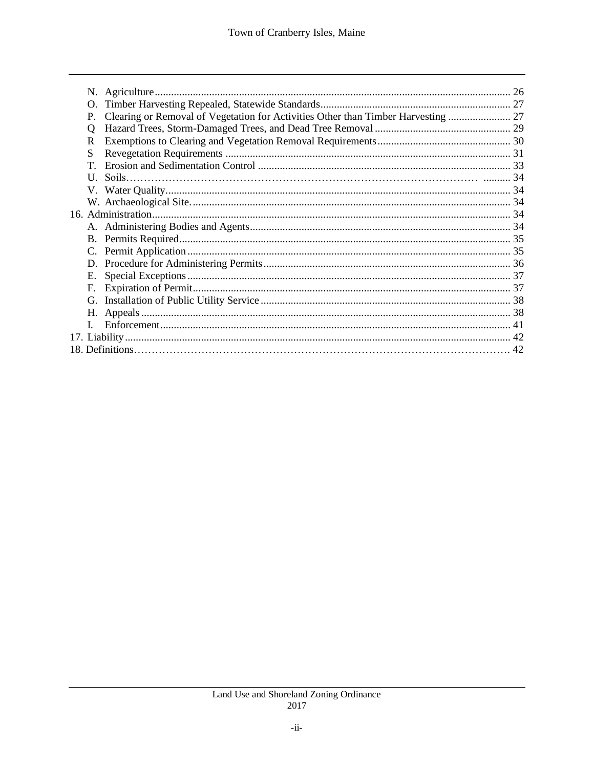N. Agriculture ..... 26
O. Timber Harvesting Repealed, Statewide Standards ..... 27
P. Clearing or Removal of Vegetation for Activities Other than Timber Harvesting ..... 27
Q Hazard Trees, Storm-Damaged Trees, and Dead Tree Removal ..... 29
R Exemptions to Clearing and Vegetation Removal Requirements ..... 30
S Revegetation Requirements ..... 31
T. Erosion and Sedimentation Control ..... 33
U. Soils ..... 34
V. Water Quality ..... 34
W. Archaeological Site. ..... 34

16. Administration ..... 34
A. Administering Bodies and Agents ..... 34
B. Permits Required ..... 35
C. Permit Application ..... 35
D. Procedure for Administering Permits ..... 36
E. Special Exceptions ..... 37
F. Expiration of Permit ..... 37
G. Installation of Public Utility Service ..... 38
H. Appeals ..... 38
I. Enforcement ..... 41

17. Liability ..... 42

18. Definitions ..... 42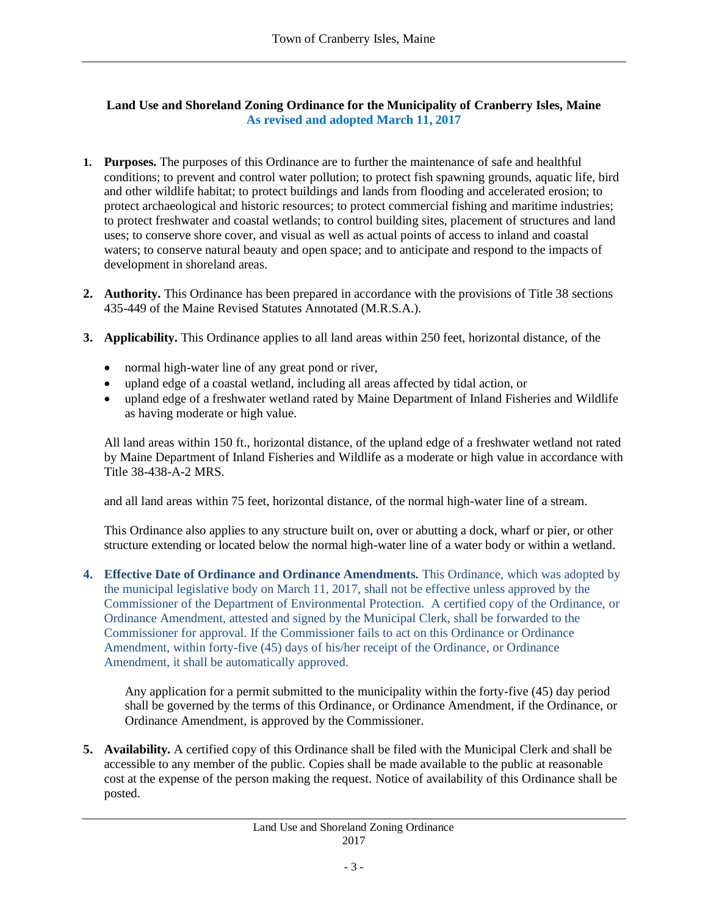**Land Use and Shoreland Zoning Ordinance for the Municipality of Cranberry Isles, Maine**
**As revised and adopted March 11, 2017**

1. **Purposes.** The purposes of this Ordinance are to further the maintenance of safe and healthful conditions; to prevent and control water pollution; to protect fish spawning grounds, aquatic life, bird and other wildlife habitat; to protect buildings and lands from flooding and accelerated erosion; to protect archaeological and historic resources; to protect commercial fishing and maritime industries; to protect freshwater and coastal wetlands; to control building sites, placement of structures and land uses; to conserve shore cover, and visual as well as actual points of access to inland and coastal waters; to conserve natural beauty and open space; and to anticipate and respond to the impacts of development in shoreland areas.

2. **Authority.** This Ordinance has been prepared in accordance with the provisions of Title 38 sections 435-449 of the Maine Revised Statutes Annotated (M.R.S.A.).

3. **Applicability.** This Ordinance applies to all land areas within 250 feet, horizontal distance, of the

   - normal high-water line of any great pond or river,
   - upland edge of a coastal wetland, including all areas affected by tidal action, or
   - upland edge of a freshwater wetland rated by Maine Department of Inland Fisheries and Wildlife as having moderate or high value.

   All land areas within 150 ft., horizontal distance, of the upland edge of a freshwater wetland not rated by Maine Department of Inland Fisheries and Wildlife as a moderate or high value in accordance with Title 38-438-A-2 MRS.

   and all land areas within 75 feet, horizontal distance, of the normal high-water line of a stream.

   This Ordinance also applies to any structure built on, over or abutting a dock, wharf or pier, or other structure extending or located below the normal high-water line of a water body or within a wetland.

4. **Effective Date of Ordinance and Ordinance Amendments.** This Ordinance, which was adopted by the municipal legislative body on March 11, 2017, shall not be effective unless approved by the Commissioner of the Department of Environmental Protection. A certified copy of the Ordinance, or Ordinance Amendment, attested and signed by the Municipal Clerk, shall be forwarded to the Commissioner for approval. If the Commissioner fails to act on this Ordinance or Ordinance Amendment, within forty-five (45) days of his/her receipt of the Ordinance, or Ordinance Amendment, it shall be automatically approved.

   Any application for a permit submitted to the municipality within the forty-five (45) day period shall be governed by the terms of this Ordinance, or Ordinance Amendment, if the Ordinance, or Ordinance Amendment, is approved by the Commissioner.

5. **Availability.** A certified copy of this Ordinance shall be filed with the Municipal Clerk and shall be accessible to any member of the public. Copies shall be made available to the public at reasonable cost at the expense of the person making the request. Notice of availability of this Ordinance shall be posted.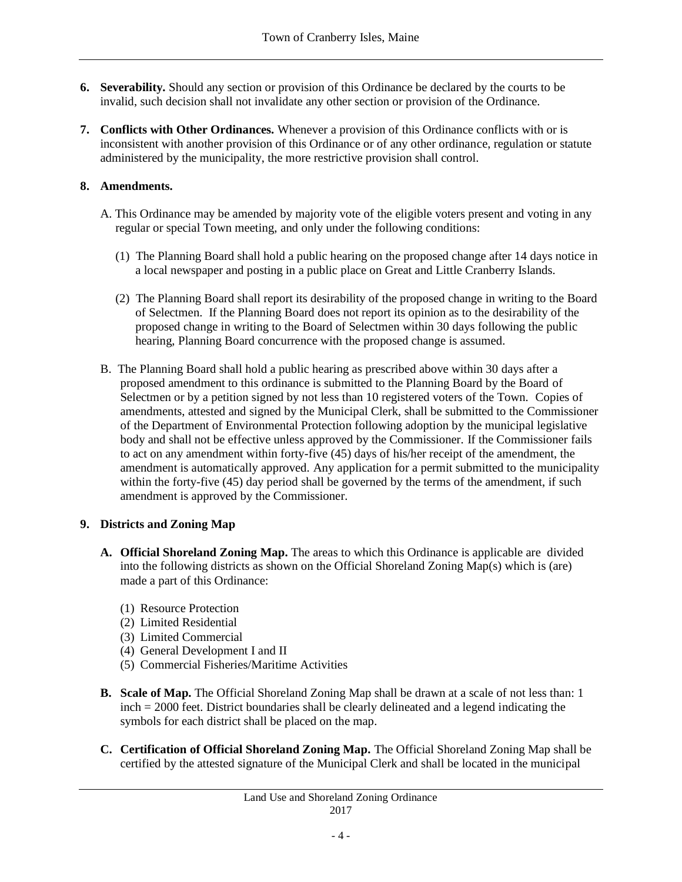6. **Severability.** Should any section or provision of this Ordinance be declared by the courts to be invalid, such decision shall not invalidate any other section or provision of the Ordinance.

7. **Conflicts with Other Ordinances.** Whenever a provision of this Ordinance conflicts with or is inconsistent with another provision of this Ordinance or of any other ordinance, regulation or statute administered by the municipality, the more restrictive provision shall control.

8. **Amendments.**

   A. This Ordinance may be amended by majority vote of the eligible voters present and voting in any regular or special Town meeting, and only under the following conditions:

      (1) The Planning Board shall hold a public hearing on the proposed change after 14 days notice in a local newspaper and posting in a public place on Great and Little Cranberry Islands.

      (2) The Planning Board shall report its desirability of the proposed change in writing to the Board of Selectmen. If the Planning Board does not report its opinion as to the desirability of the proposed change in writing to the Board of Selectmen within 30 days following the public hearing, Planning Board concurrence with the proposed change is assumed.

   B. The Planning Board shall hold a public hearing as prescribed above within 30 days after a proposed amendment to this ordinance is submitted to the Planning Board by the Board of Selectmen or by a petition signed by not less than 10 registered voters of the Town. Copies of amendments, attested and signed by the Municipal Clerk, shall be submitted to the Commissioner of the Department of Environmental Protection following adoption by the municipal legislative body and shall not be effective unless approved by the Commissioner. If the Commissioner fails to act on any amendment within forty-five (45) days of his/her receipt of the amendment, the amendment is automatically approved. Any application for a permit submitted to the municipality within the forty-five (45) day period shall be governed by the terms of the amendment, if such amendment is approved by the Commissioner.

9. **Districts and Zoning Map**

   A. **Official Shoreland Zoning Map.** The areas to which this Ordinance is applicable are divided into the following districts as shown on the Official Shoreland Zoning Map(s) which is (are) made a part of this Ordinance:

      (1) Resource Protection
      (2) Limited Residential
      (3) Limited Commercial
      (4) General Development I and II
      (5) Commercial Fisheries/Maritime Activities

   B. **Scale of Map.** The Official Shoreland Zoning Map shall be drawn at a scale of not less than: 1 inch = 2000 feet. District boundaries shall be clearly delineated and a legend indicating the symbols for each district shall be placed on the map.

   C. **Certification of Official Shoreland Zoning Map.** The Official Shoreland Zoning Map shall be certified by the attested signature of the Municipal Clerk and shall be located in the municipal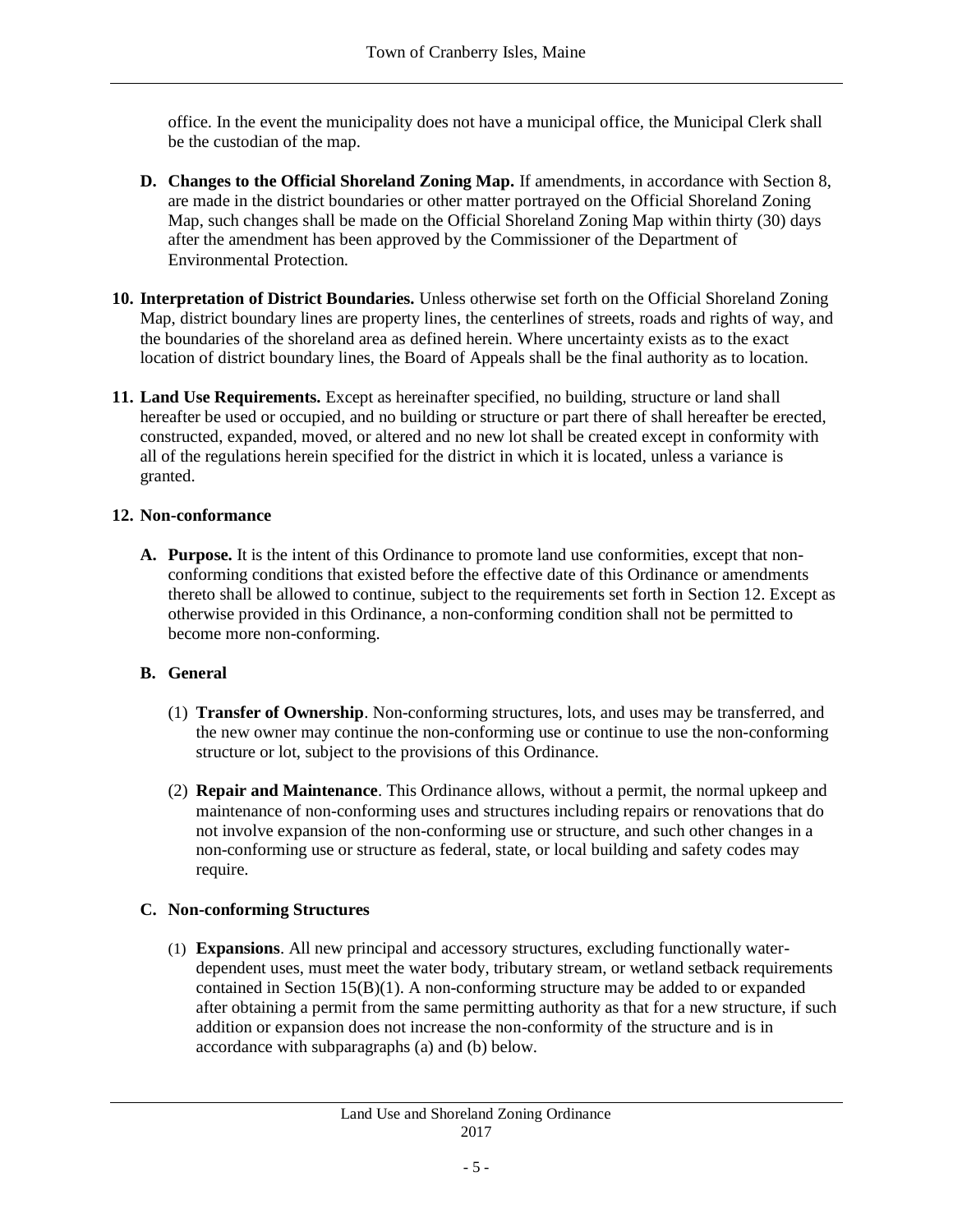office. In the event the municipality does not have a municipal office, the Municipal Clerk shall be the custodian of the map.

**D. Changes to the Official Shoreland Zoning Map.** If amendments, in accordance with Section 8, are made in the district boundaries or other matter portrayed on the Official Shoreland Zoning Map, such changes shall be made on the Official Shoreland Zoning Map within thirty (30) days after the amendment has been approved by the Commissioner of the Department of Environmental Protection.

**10. Interpretation of District Boundaries.** Unless otherwise set forth on the Official Shoreland Zoning Map, district boundary lines are property lines, the centerlines of streets, roads and rights of way, and the boundaries of the shoreland area as defined herein. Where uncertainty exists as to the exact location of district boundary lines, the Board of Appeals shall be the final authority as to location.

**11. Land Use Requirements.** Except as hereinafter specified, no building, structure or land shall hereafter be used or occupied, and no building or structure or part there of shall hereafter be erected, constructed, expanded, moved, or altered and no new lot shall be created except in conformity with all of the regulations herein specified for the district in which it is located, unless a variance is granted.

**12. Non-conformance**

**A. Purpose.** It is the intent of this Ordinance to promote land use conformities, except that non-conforming conditions that existed before the effective date of this Ordinance or amendments thereto shall be allowed to continue, subject to the requirements set forth in Section 12. Except as otherwise provided in this Ordinance, a non-conforming condition shall not be permitted to become more non-conforming.

**B. General**

(1) **Transfer of Ownership**. Non-conforming structures, lots, and uses may be transferred, and the new owner may continue the non-conforming use or continue to use the non-conforming structure or lot, subject to the provisions of this Ordinance.

(2) **Repair and Maintenance**. This Ordinance allows, without a permit, the normal upkeep and maintenance of non-conforming uses and structures including repairs or renovations that do not involve expansion of the non-conforming use or structure, and such other changes in a non-conforming use or structure as federal, state, or local building and safety codes may require.

**C. Non-conforming Structures**

(1) **Expansions**. All new principal and accessory structures, excluding functionally water-dependent uses, must meet the water body, tributary stream, or wetland setback requirements contained in Section 15(B)(1). A non-conforming structure may be added to or expanded after obtaining a permit from the same permitting authority as that for a new structure, if such addition or expansion does not increase the non-conformity of the structure and is in accordance with subparagraphs (a) and (b) below.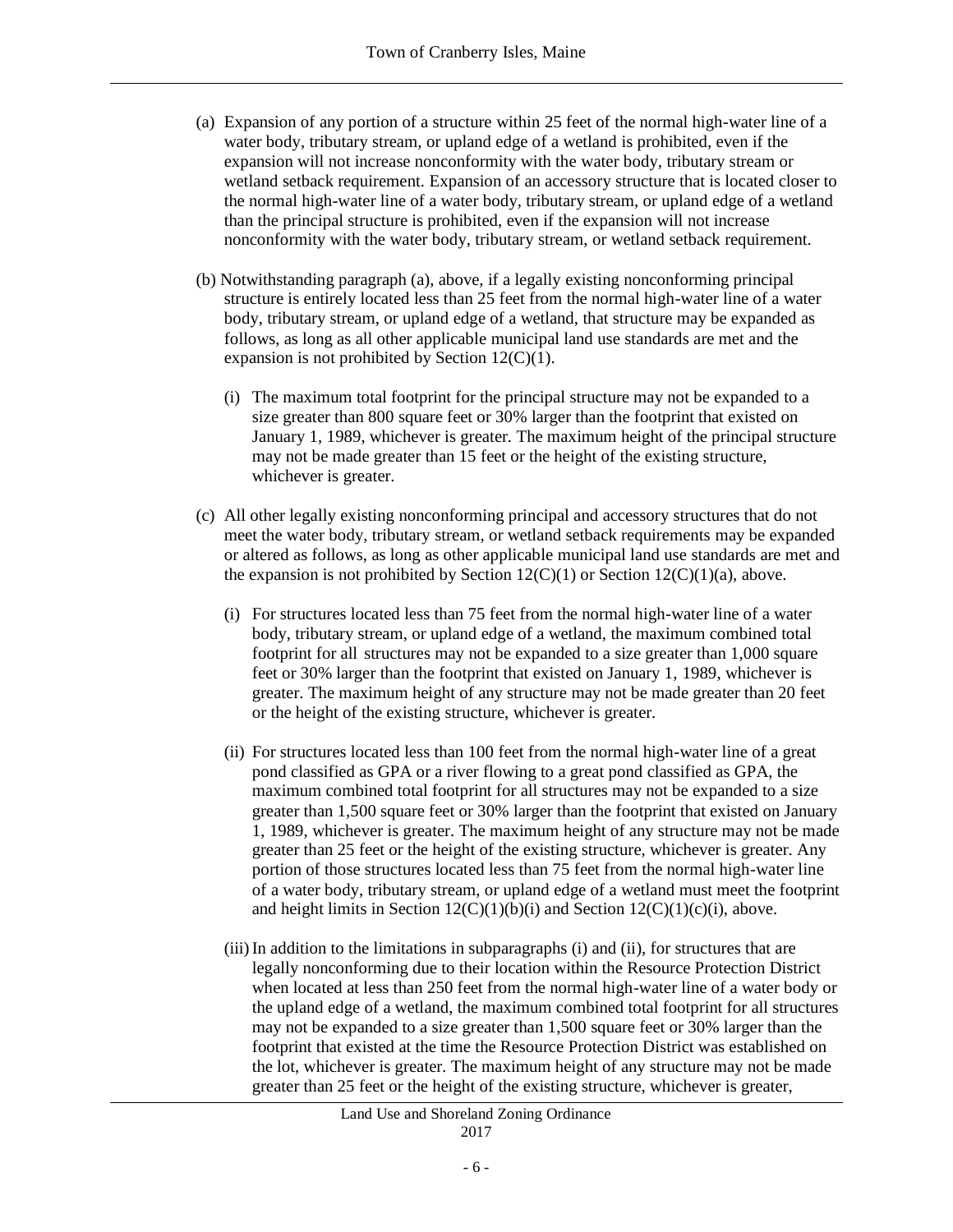(a) Expansion of any portion of a structure within 25 feet of the normal high-water line of a water body, tributary stream, or upland edge of a wetland is prohibited, even if the expansion will not increase nonconformity with the water body, tributary stream or wetland setback requirement. Expansion of an accessory structure that is located closer to the normal high-water line of a water body, tributary stream, or upland edge of a wetland than the principal structure is prohibited, even if the expansion will not increase nonconformity with the water body, tributary stream, or wetland setback requirement.

(b) Notwithstanding paragraph (a), above, if a legally existing nonconforming principal structure is entirely located less than 25 feet from the normal high-water line of a water body, tributary stream, or upland edge of a wetland, that structure may be expanded as follows, as long as all other applicable municipal land use standards are met and the expansion is not prohibited by Section 12(C)(1).

   (i) The maximum total footprint for the principal structure may not be expanded to a size greater than 800 square feet or 30% larger than the footprint that existed on January 1, 1989, whichever is greater. The maximum height of the principal structure may not be made greater than 15 feet or the height of the existing structure, whichever is greater.

(c) All other legally existing nonconforming principal and accessory structures that do not meet the water body, tributary stream, or wetland setback requirements may be expanded or altered as follows, as long as other applicable municipal land use standards are met and the expansion is not prohibited by Section 12(C)(1) or Section 12(C)(1)(a), above.

   (i) For structures located less than 75 feet from the normal high-water line of a water body, tributary stream, or upland edge of a wetland, the maximum combined total footprint for all structures may not be expanded to a size greater than 1,000 square feet or 30% larger than the footprint that existed on January 1, 1989, whichever is greater. The maximum height of any structure may not be made greater than 20 feet or the height of the existing structure, whichever is greater.

   (ii) For structures located less than 100 feet from the normal high-water line of a great pond classified as GPA or a river flowing to a great pond classified as GPA, the maximum combined total footprint for all structures may not be expanded to a size greater than 1,500 square feet or 30% larger than the footprint that existed on January 1, 1989, whichever is greater. The maximum height of any structure may not be made greater than 25 feet or the height of the existing structure, whichever is greater. Any portion of those structures located less than 75 feet from the normal high-water line of a water body, tributary stream, or upland edge of a wetland must meet the footprint and height limits in Section 12(C)(1)(b)(i) and Section 12(C)(1)(c)(i), above.

   (iii) In addition to the limitations in subparagraphs (i) and (ii), for structures that are legally nonconforming due to their location within the Resource Protection District when located at less than 250 feet from the normal high-water line of a water body or the upland edge of a wetland, the maximum combined total footprint for all structures may not be expanded to a size greater than 1,500 square feet or 30% larger than the footprint that existed at the time the Resource Protection District was established on the lot, whichever is greater. The maximum height of any structure may not be made greater than 25 feet or the height of the existing structure, whichever is greater,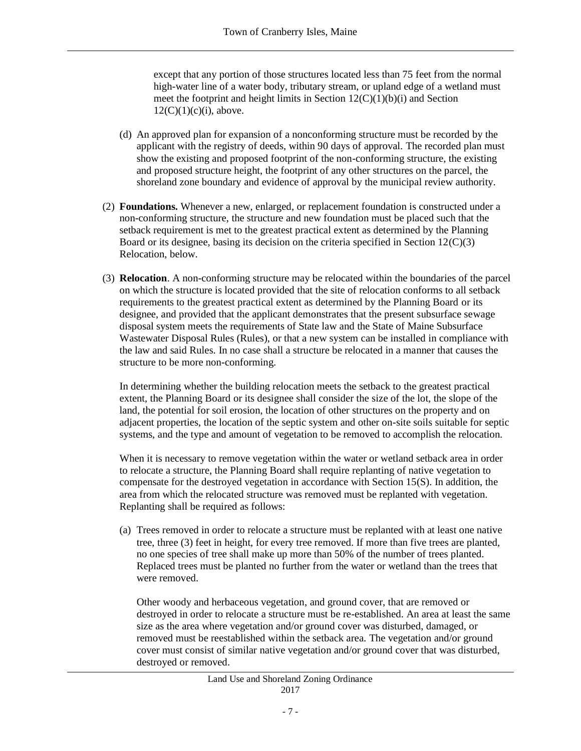except that any portion of those structures located less than 75 feet from the normal high-water line of a water body, tributary stream, or upland edge of a wetland must meet the footprint and height limits in Section 12(C)(1)(b)(i) and Section 12(C)(1)(c)(i), above.

(d) An approved plan for expansion of a nonconforming structure must be recorded by the applicant with the registry of deeds, within 90 days of approval. The recorded plan must show the existing and proposed footprint of the non-conforming structure, the existing and proposed structure height, the footprint of any other structures on the parcel, the shoreland zone boundary and evidence of approval by the municipal review authority.

(2) **Foundations.** Whenever a new, enlarged, or replacement foundation is constructed under a non-conforming structure, the structure and new foundation must be placed such that the setback requirement is met to the greatest practical extent as determined by the Planning Board or its designee, basing its decision on the criteria specified in Section 12(C)(3) Relocation, below.

(3) **Relocation**. A non-conforming structure may be relocated within the boundaries of the parcel on which the structure is located provided that the site of relocation conforms to all setback requirements to the greatest practical extent as determined by the Planning Board or its designee, and provided that the applicant demonstrates that the present subsurface sewage disposal system meets the requirements of State law and the State of Maine Subsurface Wastewater Disposal Rules (Rules), or that a new system can be installed in compliance with the law and said Rules. In no case shall a structure be relocated in a manner that causes the structure to be more non-conforming.

In determining whether the building relocation meets the setback to the greatest practical extent, the Planning Board or its designee shall consider the size of the lot, the slope of the land, the potential for soil erosion, the location of other structures on the property and on adjacent properties, the location of the septic system and other on-site soils suitable for septic systems, and the type and amount of vegetation to be removed to accomplish the relocation.

When it is necessary to remove vegetation within the water or wetland setback area in order to relocate a structure, the Planning Board shall require replanting of native vegetation to compensate for the destroyed vegetation in accordance with Section 15(S). In addition, the area from which the relocated structure was removed must be replanted with vegetation. Replanting shall be required as follows:

(a) Trees removed in order to relocate a structure must be replanted with at least one native tree, three (3) feet in height, for every tree removed. If more than five trees are planted, no one species of tree shall make up more than 50% of the number of trees planted. Replaced trees must be planted no further from the water or wetland than the trees that were removed.

Other woody and herbaceous vegetation, and ground cover, that are removed or destroyed in order to relocate a structure must be re-established. An area at least the same size as the area where vegetation and/or ground cover was disturbed, damaged, or removed must be reestablished within the setback area. The vegetation and/or ground cover must consist of similar native vegetation and/or ground cover that was disturbed, destroyed or removed.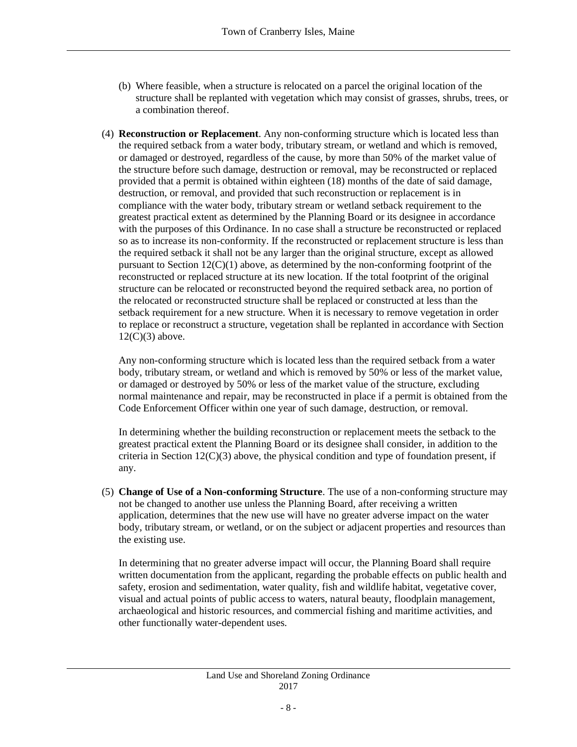(b) Where feasible, when a structure is relocated on a parcel the original location of the structure shall be replanted with vegetation which may consist of grasses, shrubs, trees, or a combination thereof.

(4) **Reconstruction or Replacement**. Any non-conforming structure which is located less than the required setback from a water body, tributary stream, or wetland and which is removed, or damaged or destroyed, regardless of the cause, by more than 50% of the market value of the structure before such damage, destruction or removal, may be reconstructed or replaced provided that a permit is obtained within eighteen (18) months of the date of said damage, destruction, or removal, and provided that such reconstruction or replacement is in compliance with the water body, tributary stream or wetland setback requirement to the greatest practical extent as determined by the Planning Board or its designee in accordance with the purposes of this Ordinance. In no case shall a structure be reconstructed or replaced so as to increase its non-conformity. If the reconstructed or replacement structure is less than the required setback it shall not be any larger than the original structure, except as allowed pursuant to Section 12(C)(1) above, as determined by the non-conforming footprint of the reconstructed or replaced structure at its new location. If the total footprint of the original structure can be relocated or reconstructed beyond the required setback area, no portion of the relocated or reconstructed structure shall be replaced or constructed at less than the setback requirement for a new structure. When it is necessary to remove vegetation in order to replace or reconstruct a structure, vegetation shall be replanted in accordance with Section 12(C)(3) above.

Any non-conforming structure which is located less than the required setback from a water body, tributary stream, or wetland and which is removed by 50% or less of the market value, or damaged or destroyed by 50% or less of the market value of the structure, excluding normal maintenance and repair, may be reconstructed in place if a permit is obtained from the Code Enforcement Officer within one year of such damage, destruction, or removal.

In determining whether the building reconstruction or replacement meets the setback to the greatest practical extent the Planning Board or its designee shall consider, in addition to the criteria in Section 12(C)(3) above, the physical condition and type of foundation present, if any.

(5) **Change of Use of a Non-conforming Structure**. The use of a non-conforming structure may not be changed to another use unless the Planning Board, after receiving a written application, determines that the new use will have no greater adverse impact on the water body, tributary stream, or wetland, or on the subject or adjacent properties and resources than the existing use.

In determining that no greater adverse impact will occur, the Planning Board shall require written documentation from the applicant, regarding the probable effects on public health and safety, erosion and sedimentation, water quality, fish and wildlife habitat, vegetative cover, visual and actual points of public access to waters, natural beauty, floodplain management, archaeological and historic resources, and commercial fishing and maritime activities, and other functionally water-dependent uses.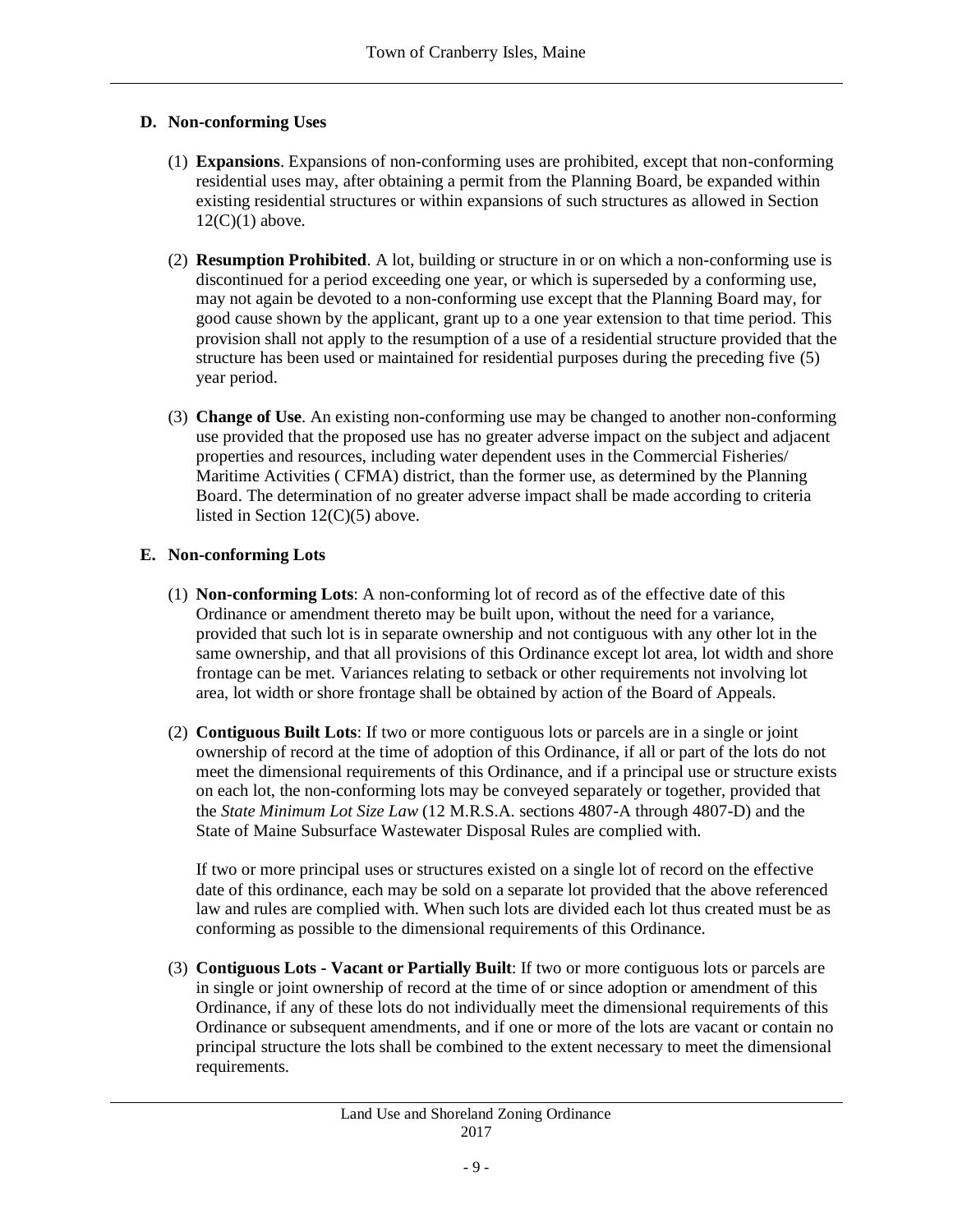### D. Non-conforming Uses

(1) **Expansions**. Expansions of non-conforming uses are prohibited, except that non-conforming residential uses may, after obtaining a permit from the Planning Board, be expanded within existing residential structures or within expansions of such structures as allowed in Section 12(C)(1) above.

(2) **Resumption Prohibited**. A lot, building or structure in or on which a non-conforming use is discontinued for a period exceeding one year, or which is superseded by a conforming use, may not again be devoted to a non-conforming use except that the Planning Board may, for good cause shown by the applicant, grant up to a one year extension to that time period. This provision shall not apply to the resumption of a use of a residential structure provided that the structure has been used or maintained for residential purposes during the preceding five (5) year period.

(3) **Change of Use**. An existing non-conforming use may be changed to another non-conforming use provided that the proposed use has no greater adverse impact on the subject and adjacent properties and resources, including water dependent uses in the Commercial Fisheries/ Maritime Activities ( CFMA) district, than the former use, as determined by the Planning Board. The determination of no greater adverse impact shall be made according to criteria listed in Section 12(C)(5) above.

### E. Non-conforming Lots

(1) **Non-conforming Lots**: A non-conforming lot of record as of the effective date of this Ordinance or amendment thereto may be built upon, without the need for a variance, provided that such lot is in separate ownership and not contiguous with any other lot in the same ownership, and that all provisions of this Ordinance except lot area, lot width and shore frontage can be met. Variances relating to setback or other requirements not involving lot area, lot width or shore frontage shall be obtained by action of the Board of Appeals.

(2) **Contiguous Built Lots**: If two or more contiguous lots or parcels are in a single or joint ownership of record at the time of adoption of this Ordinance, if all or part of the lots do not meet the dimensional requirements of this Ordinance, and if a principal use or structure exists on each lot, the non-conforming lots may be conveyed separately or together, provided that the *State Minimum Lot Size Law* (12 M.R.S.A. sections 4807-A through 4807-D) and the State of Maine Subsurface Wastewater Disposal Rules are complied with.

If two or more principal uses or structures existed on a single lot of record on the effective date of this ordinance, each may be sold on a separate lot provided that the above referenced law and rules are complied with. When such lots are divided each lot thus created must be as conforming as possible to the dimensional requirements of this Ordinance.

(3) **Contiguous Lots - Vacant or Partially Built**: If two or more contiguous lots or parcels are in single or joint ownership of record at the time of or since adoption or amendment of this Ordinance, if any of these lots do not individually meet the dimensional requirements of this Ordinance or subsequent amendments, and if one or more of the lots are vacant or contain no principal structure the lots shall be combined to the extent necessary to meet the dimensional requirements.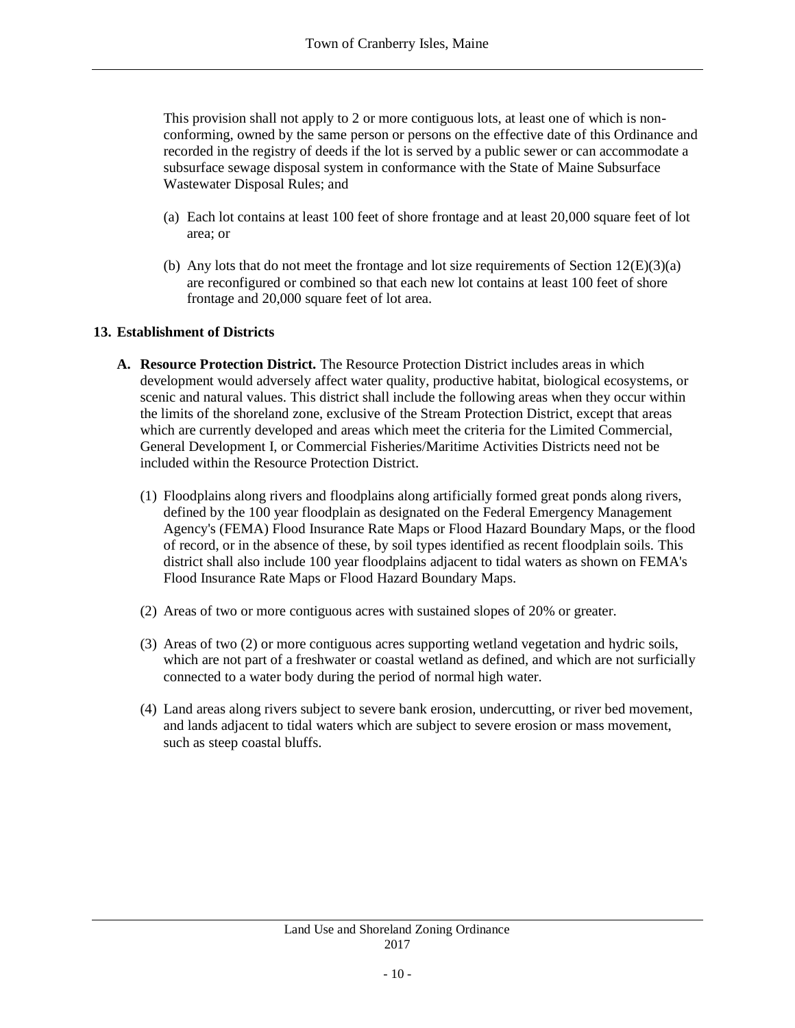This provision shall not apply to 2 or more contiguous lots, at least one of which is non-conforming, owned by the same person or persons on the effective date of this Ordinance and recorded in the registry of deeds if the lot is served by a public sewer or can accommodate a subsurface sewage disposal system in conformance with the State of Maine Subsurface Wastewater Disposal Rules; and

(a) Each lot contains at least 100 feet of shore frontage and at least 20,000 square feet of lot area; or

(b) Any lots that do not meet the frontage and lot size requirements of Section 12(E)(3)(a) are reconfigured or combined so that each new lot contains at least 100 feet of shore frontage and 20,000 square feet of lot area.

## 13. Establishment of Districts

**A. Resource Protection District.** The Resource Protection District includes areas in which development would adversely affect water quality, productive habitat, biological ecosystems, or scenic and natural values. This district shall include the following areas when they occur within the limits of the shoreland zone, exclusive of the Stream Protection District, except that areas which are currently developed and areas which meet the criteria for the Limited Commercial, General Development I, or Commercial Fisheries/Maritime Activities Districts need not be included within the Resource Protection District.

(1) Floodplains along rivers and floodplains along artificially formed great ponds along rivers, defined by the 100 year floodplain as designated on the Federal Emergency Management Agency's (FEMA) Flood Insurance Rate Maps or Flood Hazard Boundary Maps, or the flood of record, or in the absence of these, by soil types identified as recent floodplain soils. This district shall also include 100 year floodplains adjacent to tidal waters as shown on FEMA's Flood Insurance Rate Maps or Flood Hazard Boundary Maps.

(2) Areas of two or more contiguous acres with sustained slopes of 20% or greater.

(3) Areas of two (2) or more contiguous acres supporting wetland vegetation and hydric soils, which are not part of a freshwater or coastal wetland as defined, and which are not surficially connected to a water body during the period of normal high water.

(4) Land areas along rivers subject to severe bank erosion, undercutting, or river bed movement, and lands adjacent to tidal waters which are subject to severe erosion or mass movement, such as steep coastal bluffs.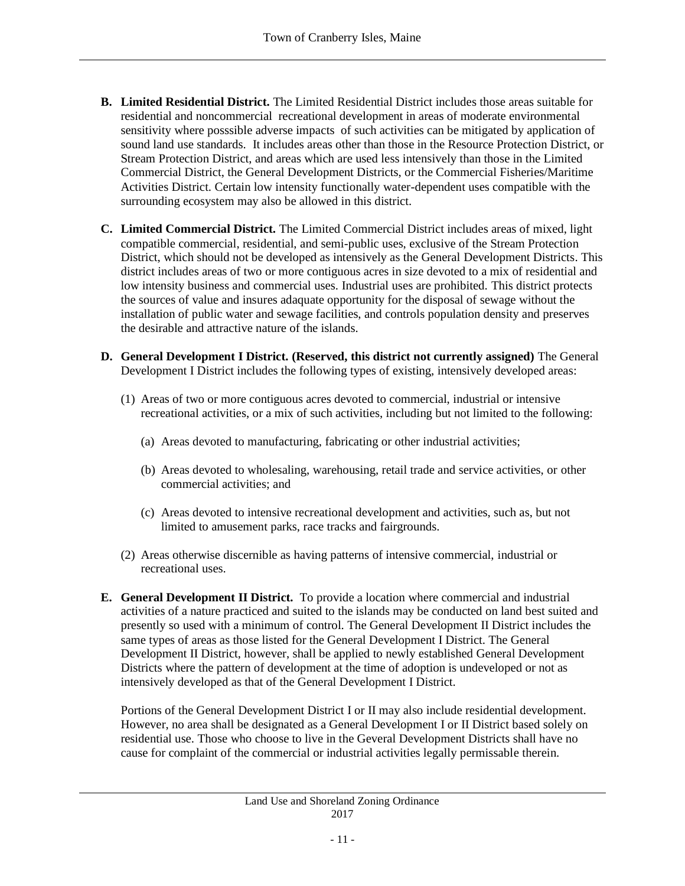**B. Limited Residential District.** The Limited Residential District includes those areas suitable for residential and noncommercial recreational development in areas of moderate environmental sensitivity where posssible adverse impacts of such activities can be mitigated by application of sound land use standards. It includes areas other than those in the Resource Protection District, or Stream Protection District, and areas which are used less intensively than those in the Limited Commercial District, the General Development Districts, or the Commercial Fisheries/Maritime Activities District. Certain low intensity functionally water-dependent uses compatible with the surrounding ecosystem may also be allowed in this district.

**C. Limited Commercial District.** The Limited Commercial District includes areas of mixed, light compatible commercial, residential, and semi-public uses, exclusive of the Stream Protection District, which should not be developed as intensively as the General Development Districts. This district includes areas of two or more contiguous acres in size devoted to a mix of residential and low intensity business and commercial uses. Industrial uses are prohibited. This district protects the sources of value and insures adaquate opportunity for the disposal of sewage without the installation of public water and sewage facilities, and controls population density and preserves the desirable and attractive nature of the islands.

**D. General Development I District. (Reserved, this district not currently assigned)** The General Development I District includes the following types of existing, intensively developed areas:

(1) Areas of two or more contiguous acres devoted to commercial, industrial or intensive recreational activities, or a mix of such activities, including but not limited to the following:

(a) Areas devoted to manufacturing, fabricating or other industrial activities;

(b) Areas devoted to wholesaling, warehousing, retail trade and service activities, or other commercial activities; and

(c) Areas devoted to intensive recreational development and activities, such as, but not limited to amusement parks, race tracks and fairgrounds.

(2) Areas otherwise discernible as having patterns of intensive commercial, industrial or recreational uses.

**E. General Development II District.** To provide a location where commercial and industrial activities of a nature practiced and suited to the islands may be conducted on land best suited and presently so used with a minimum of control. The General Development II District includes the same types of areas as those listed for the General Development I District. The General Development II District, however, shall be applied to newly established General Development Districts where the pattern of development at the time of adoption is undeveloped or not as intensively developed as that of the General Development I District.

Portions of the General Development District I or II may also include residential development. However, no area shall be designated as a General Development I or II District based solely on residential use. Those who choose to live in the Geveral Development Districts shall have no cause for complaint of the commercial or industrial activities legally permissable therein.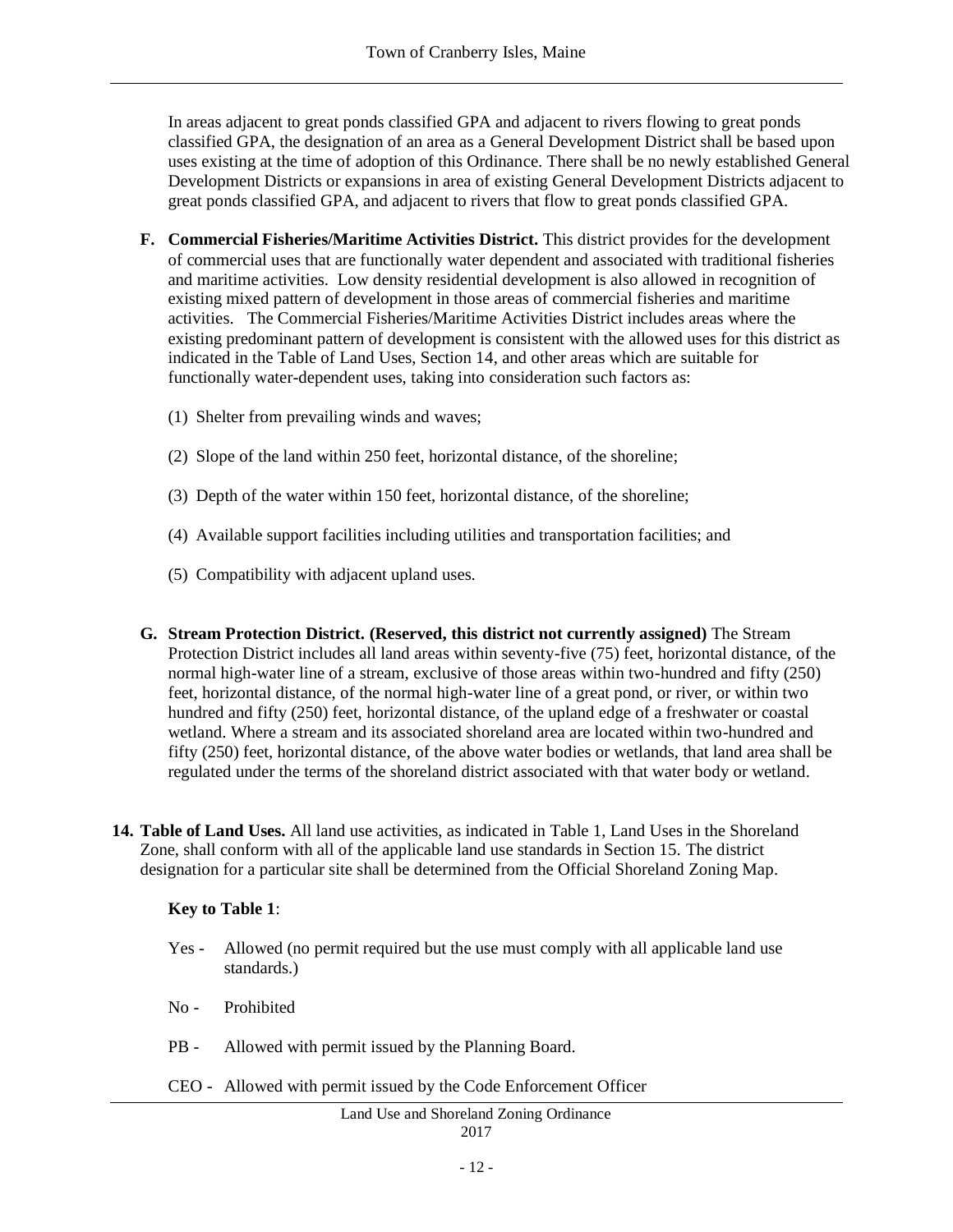In areas adjacent to great ponds classified GPA and adjacent to rivers flowing to great ponds classified GPA, the designation of an area as a General Development District shall be based upon uses existing at the time of adoption of this Ordinance. There shall be no newly established General Development Districts or expansions in area of existing General Development Districts adjacent to great ponds classified GPA, and adjacent to rivers that flow to great ponds classified GPA.

**F. Commercial Fisheries/Maritime Activities District.** This district provides for the development of commercial uses that are functionally water dependent and associated with traditional fisheries and maritime activities. Low density residential development is also allowed in recognition of existing mixed pattern of development in those areas of commercial fisheries and maritime activities. The Commercial Fisheries/Maritime Activities District includes areas where the existing predominant pattern of development is consistent with the allowed uses for this district as indicated in the Table of Land Uses, Section 14, and other areas which are suitable for functionally water-dependent uses, taking into consideration such factors as:

(1) Shelter from prevailing winds and waves;

(2) Slope of the land within 250 feet, horizontal distance, of the shoreline;

(3) Depth of the water within 150 feet, horizontal distance, of the shoreline;

(4) Available support facilities including utilities and transportation facilities; and

(5) Compatibility with adjacent upland uses.

**G. Stream Protection District. (Reserved, this district not currently assigned)** The Stream Protection District includes all land areas within seventy-five (75) feet, horizontal distance, of the normal high-water line of a stream, exclusive of those areas within two-hundred and fifty (250) feet, horizontal distance, of the normal high-water line of a great pond, or river, or within two hundred and fifty (250) feet, horizontal distance, of the upland edge of a freshwater or coastal wetland. Where a stream and its associated shoreland area are located within two-hundred and fifty (250) feet, horizontal distance, of the above water bodies or wetlands, that land area shall be regulated under the terms of the shoreland district associated with that water body or wetland.

**14. Table of Land Uses.** All land use activities, as indicated in Table 1, Land Uses in the Shoreland Zone, shall conform with all of the applicable land use standards in Section 15. The district designation for a particular site shall be determined from the Official Shoreland Zoning Map.

**Key to Table 1**:

Yes - Allowed (no permit required but the use must comply with all applicable land use standards.)

No - Prohibited

PB - Allowed with permit issued by the Planning Board.

CEO - Allowed with permit issued by the Code Enforcement Officer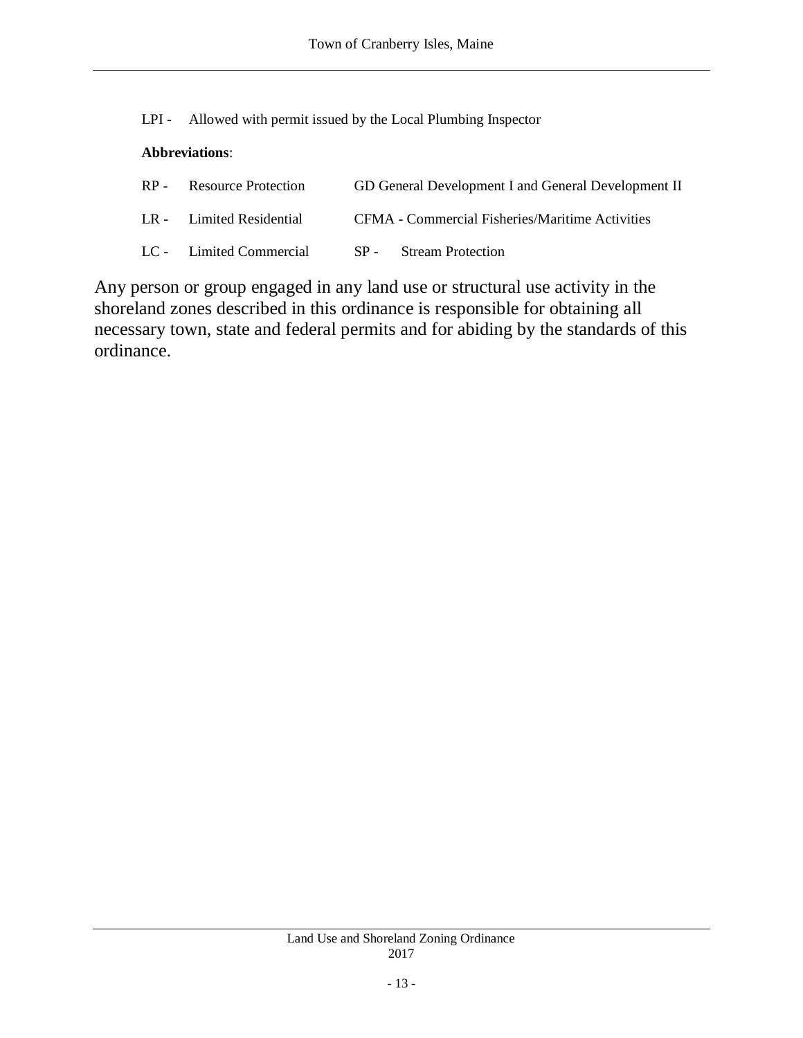LPI - Allowed with permit issued by the Local Plumbing Inspector

**Abbreviations**:

| | | |
|---|---|---|
| RP - | Resource Protection | GD General Development I and General Development II |
| LR - | Limited Residential | CFMA - Commercial Fisheries/Maritime Activities |
| LC - | Limited Commercial | SP - Stream Protection |

Any person or group engaged in any land use or structural use activity in the shoreland zones described in this ordinance is responsible for obtaining all necessary town, state and federal permits and for abiding by the standards of this ordinance.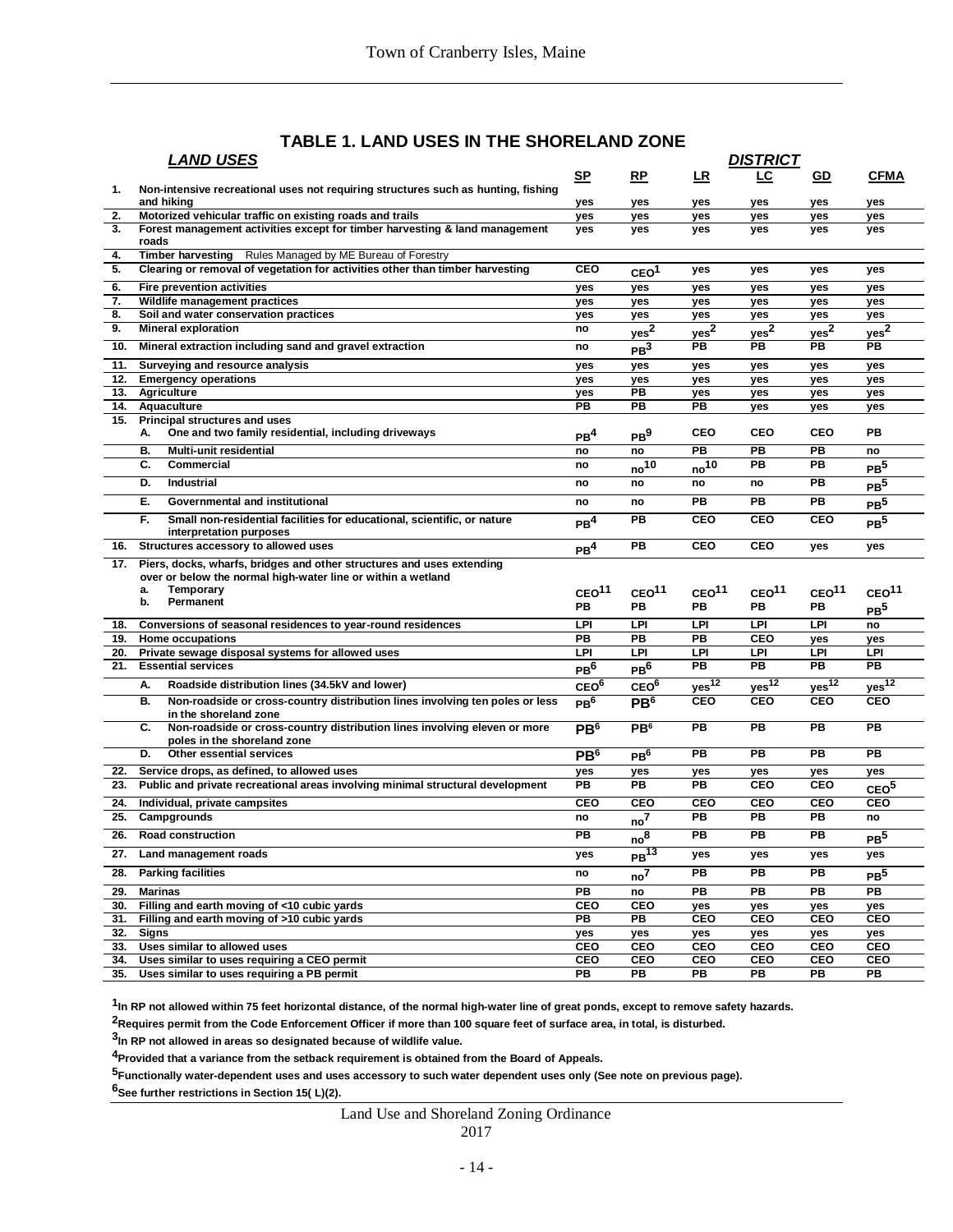## TABLE 1. LAND USES IN THE SHORELAND ZONE

| | *LAND USES* | DISTRICT | | | | | |
|---|---|---|---|---|---|---|---|
| | | SP | RP | LR | LC | GD | CFMA |
| 1. | Non-intensive recreational uses not requiring structures such as hunting, fishing and hiking | yes | yes | yes | yes | yes | yes |
| 2. | Motorized vehicular traffic on existing roads and trails | yes | yes | yes | yes | yes | yes |
| 3. | Forest management activities except for timber harvesting & land management roads | yes | yes | yes | yes | yes | yes |
| 4. | Timber harvesting Rules Managed by ME Bureau of Forestry | | | | | | |
| 5. | Clearing or removal of vegetation for activities other than timber harvesting | CEO | CEO[1] | yes | yes | yes | yes |
| 6. | Fire prevention activities | yes | yes | yes | yes | yes | yes |
| 7. | Wildlife management practices | yes | yes | yes | yes | yes | yes |
| 8. | Soil and water conservation practices | yes | yes | yes | yes | yes | yes |
| 9. | Mineral exploration | no | yes[2] | yes[2] | yes[2] | yes[2] | yes[2] |
| 10. | Mineral extraction including sand and gravel extraction | no | PB[3] | PB | PB | PB | PB |
| 11. | Surveying and resource analysis | yes | yes | yes | yes | yes | yes |
| 12. | Emergency operations | yes | yes | yes | yes | yes | yes |
| 13. | Agriculture | yes | PB | yes | yes | yes | yes |
| 14. | Aquaculture | PB | PB | PB | yes | yes | yes |
| 15. | Principal structures and uses | | | | | | |
| | A. One and two family residential, including driveways | PB[4] | PB[9] | CEO | CEO | CEO | PB |
| | B. Multi-unit residential | no | no | PB | PB | PB | no |
| | C. Commercial | no | no[10] | no[10] | PB | PB | PB[5] |
| | D. Industrial | no | no | no | no | PB | PB[5] |
| | E. Governmental and institutional | no | no | PB | PB | PB | PB[5] |
| | F. Small non-residential facilities for educational, scientific, or nature interpretation purposes | PB[4] | PB | CEO | CEO | CEO | PB[5] |
| 16. | Structures accessory to allowed uses | PB[4] | PB | CEO | CEO | yes | yes |
| 17. | Piers, docks, wharfs, bridges and other structures and uses extending over or below the normal high-water line or within a wetland | | | | | | |
| | a. Temporary | CEO[11] | CEO[11] | CEO[11] | CEO[11] | CEO[11] | CEO[11] |
| | b. Permanent | PB | PB | PB | PB | PB | PB[5] |
| 18. | Conversions of seasonal residences to year-round residences | LPI | LPI | LPI | LPI | LPI | no |
| 19. | Home occupations | PB | PB | PB | CEO | yes | yes |
| 20. | Private sewage disposal systems for allowed uses | LPI | LPI | LPI | LPI | LPI | LPI |
| 21. | Essential services | PB[6] | PB[6] | PB | PB | PB | PB |
| | A. Roadside distribution lines (34.5kV and lower) | CEO[6] | CEO[6] | yes[12] | yes[12] | yes[12] | yes[12] |
| | B. Non-roadside or cross-country distribution lines involving ten poles or less in the shoreland zone | PB[6] | PB[6] | CEO | CEO | CEO | CEO |
| | C. Non-roadside or cross-country distribution lines involving eleven or more poles in the shoreland zone | PB[6] | PB[6] | PB | PB | PB | PB |
| | D. Other essential services | PB[6] | PB[6] | PB | PB | PB | PB |
| 22. | Service drops, as defined, to allowed uses | yes | yes | yes | yes | yes | yes |
| 23. | Public and private recreational areas involving minimal structural development | PB | PB | PB | CEO | CEO | CEO[5] |
| 24. | Individual, private campsites | CEO | CEO | CEO | CEO | CEO | CEO |
| 25. | Campgrounds | no | no[7] | PB | PB | PB | no |
| 26. | Road construction | PB | no[8] | PB | PB | PB | PB[5] |
| 27. | Land management roads | yes | PB[13] | yes | yes | yes | yes |
| 28. | Parking facilities | no | no[7] | PB | PB | PB | PB[5] |
| 29. | Marinas | PB | no | PB | PB | PB | PB |
| 30. | Filling and earth moving of <10 cubic yards | CEO | CEO | yes | yes | yes | yes |
| 31. | Filling and earth moving of >10 cubic yards | PB | PB | CEO | CEO | CEO | CEO |
| 32. | Signs | yes | yes | yes | yes | yes | yes |
| 33. | Uses similar to allowed uses | CEO | CEO | CEO | CEO | CEO | CEO |
| 34. | Uses similar to uses requiring a CEO permit | CEO | CEO | CEO | CEO | CEO | CEO |
| 35. | Uses similar to uses requiring a PB permit | PB | PB | PB | PB | PB | PB |

**[1]In RP not allowed within 75 feet horizontal distance, of the normal high-water line of great ponds, except to remove safety hazards.**

**[2]Requires permit from the Code Enforcement Officer if more than 100 square feet of surface area, in total, is disturbed.**

**[3]In RP not allowed in areas so designated because of wildlife value.**

**[4]Provided that a variance from the setback requirement is obtained from the Board of Appeals.**

**[5]Functionally water-dependent uses and uses accessory to such water dependent uses only (See note on previous page).**

**[6]See further restrictions in Section 15( L)(2).**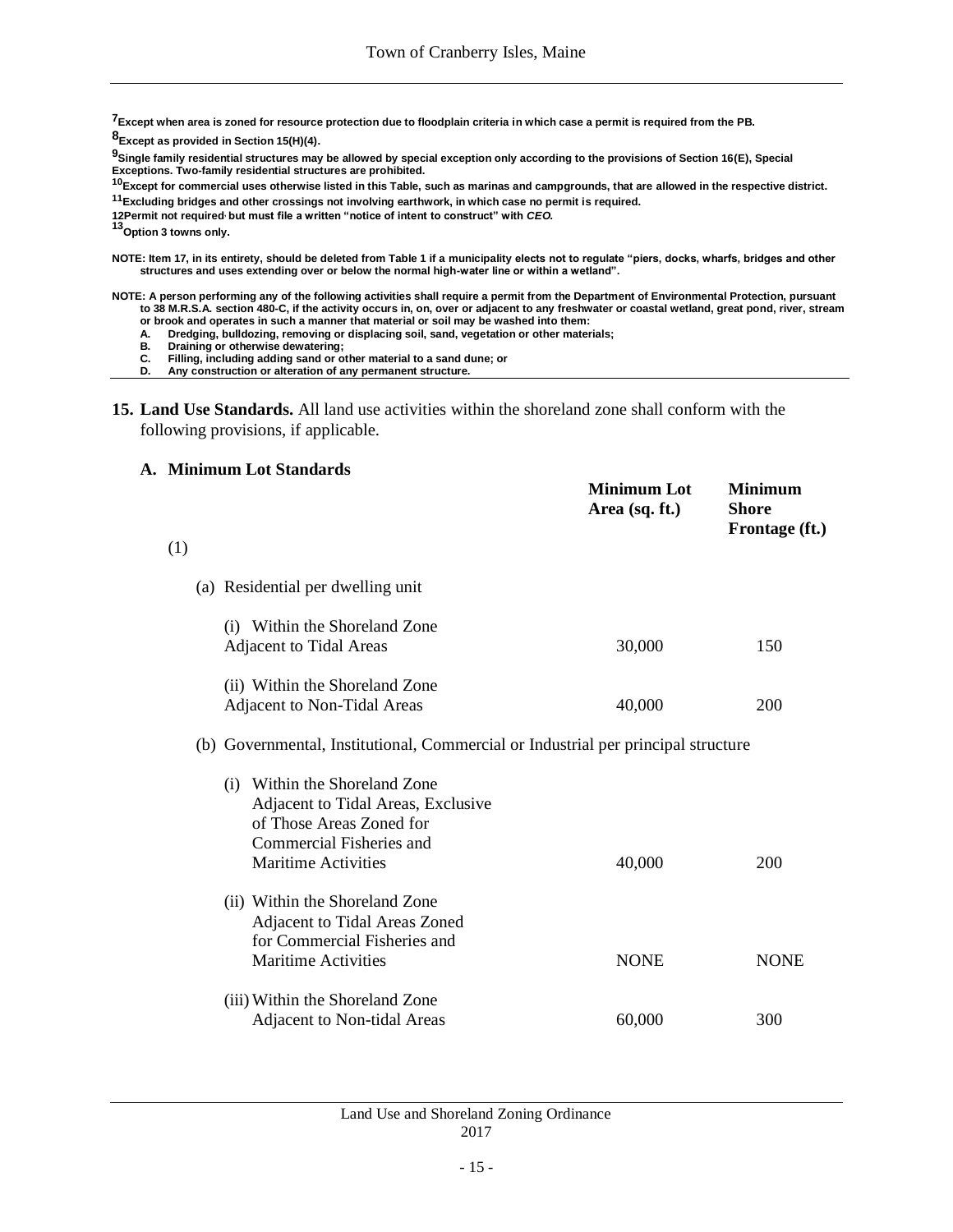[7]Except when area is zoned for resource protection due to floodplain criteria in which case a permit is required from the PB.

[8]Except as provided in Section 15(H)(4).

[9]Single family residential structures may be allowed by special exception only according to the provisions of Section 16(E), Special Exceptions. Two-family residential structures are prohibited.

[10]Except for commercial uses otherwise listed in this Table, such as marinas and campgrounds, that are allowed in the respective district.

[11]Excluding bridges and other crossings not involving earthwork, in which case no permit is required.

12Permit not required, but must file a written "notice of intent to construct" with *CEO.*

[13]Option 3 towns only.

**NOTE: Item 17, in its entirety, should be deleted from Table 1 if a municipality elects not to regulate "piers, docks, wharfs, bridges and other structures and uses extending over or below the normal high-water line or within a wetland".**

**NOTE: A person performing any of the following activities shall require a permit from the Department of Environmental Protection, pursuant to 38 M.R.S.A. section 480-C, if the activity occurs in, on, over or adjacent to any freshwater or coastal wetland, great pond, river, stream or brook and operates in such a manner that material or soil may be washed into them:**

- **A. Dredging, bulldozing, removing or displacing soil, sand, vegetation or other materials;**
- **B. Draining or otherwise dewatering;**
- **C. Filling, including adding sand or other material to a sand dune; or**
- **D. Any construction or alteration of any permanent structure.**

**15. Land Use Standards.** All land use activities within the shoreland zone shall conform with the following provisions, if applicable.

**A. Minimum Lot Standards**

| (1) | **Minimum Lot Area (sq. ft.)** | **Minimum Shore Frontage (ft.)** |
|---|---|---|
| (a) Residential per dwelling unit | | |
| (i) Within the Shoreland Zone Adjacent to Tidal Areas | 30,000 | 150 |
| (ii) Within the Shoreland Zone Adjacent to Non-Tidal Areas | 40,000 | 200 |
| (b) Governmental, Institutional, Commercial or Industrial per principal structure | | |
| (i) Within the Shoreland Zone Adjacent to Tidal Areas, Exclusive of Those Areas Zoned for Commercial Fisheries and Maritime Activities | 40,000 | 200 |
| (ii) Within the Shoreland Zone Adjacent to Tidal Areas Zoned for Commercial Fisheries and Maritime Activities | NONE | NONE |
| (iii) Within the Shoreland Zone Adjacent to Non-tidal Areas | 60,000 | 300 |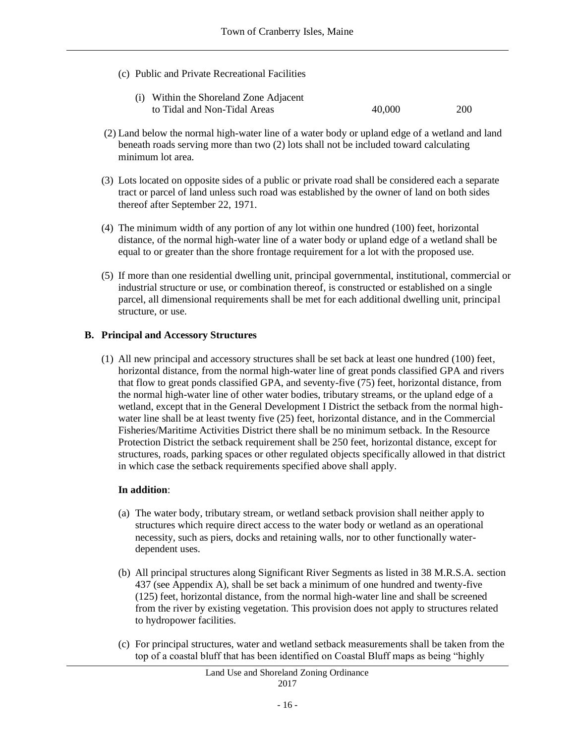(c) Public and Private Recreational Facilities

| | | |
|---|---|---|
| (i) Within the Shoreland Zone Adjacent to Tidal and Non-Tidal Areas | 40,000 | 200 |

(2) Land below the normal high-water line of a water body or upland edge of a wetland and land beneath roads serving more than two (2) lots shall not be included toward calculating minimum lot area.

(3) Lots located on opposite sides of a public or private road shall be considered each a separate tract or parcel of land unless such road was established by the owner of land on both sides thereof after September 22, 1971.

(4) The minimum width of any portion of any lot within one hundred (100) feet, horizontal distance, of the normal high-water line of a water body or upland edge of a wetland shall be equal to or greater than the shore frontage requirement for a lot with the proposed use.

(5) If more than one residential dwelling unit, principal governmental, institutional, commercial or industrial structure or use, or combination thereof, is constructed or established on a single parcel, all dimensional requirements shall be met for each additional dwelling unit, principal structure, or use.

**B. Principal and Accessory Structures**

(1) All new principal and accessory structures shall be set back at least one hundred (100) feet, horizontal distance, from the normal high-water line of great ponds classified GPA and rivers that flow to great ponds classified GPA, and seventy-five (75) feet, horizontal distance, from the normal high-water line of other water bodies, tributary streams, or the upland edge of a wetland, except that in the General Development I District the setback from the normal high-water line shall be at least twenty five (25) feet, horizontal distance, and in the Commercial Fisheries/Maritime Activities District there shall be no minimum setback. In the Resource Protection District the setback requirement shall be 250 feet, horizontal distance, except for structures, roads, parking spaces or other regulated objects specifically allowed in that district in which case the setback requirements specified above shall apply.

**In addition**:

(a) The water body, tributary stream, or wetland setback provision shall neither apply to structures which require direct access to the water body or wetland as an operational necessity, such as piers, docks and retaining walls, nor to other functionally water-dependent uses.

(b) All principal structures along Significant River Segments as listed in 38 M.R.S.A. section 437 (see Appendix A), shall be set back a minimum of one hundred and twenty-five (125) feet, horizontal distance, from the normal high-water line and shall be screened from the river by existing vegetation. This provision does not apply to structures related to hydropower facilities.

(c) For principal structures, water and wetland setback measurements shall be taken from the top of a coastal bluff that has been identified on Coastal Bluff maps as being "highly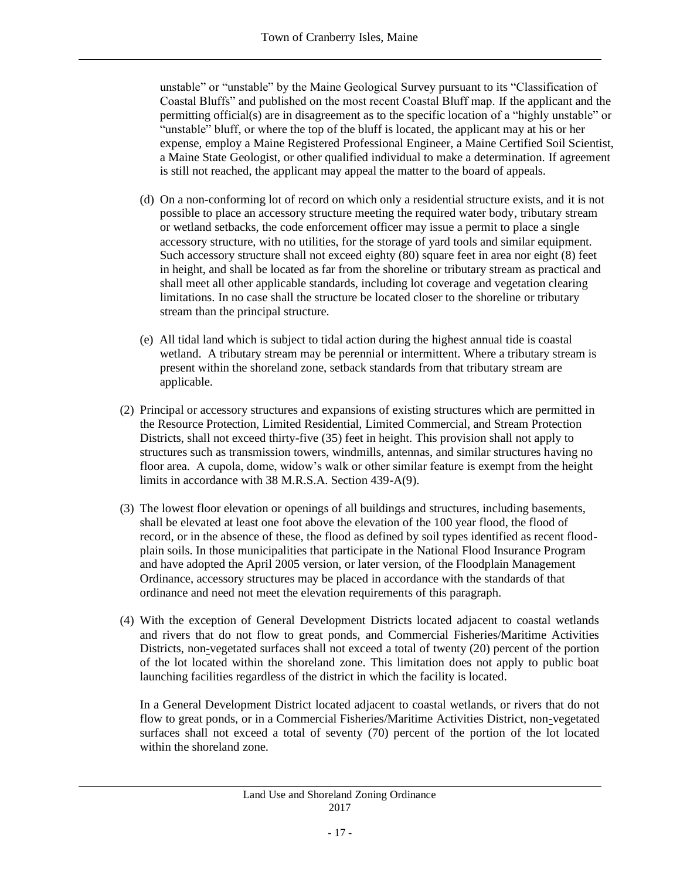unstable" or "unstable" by the Maine Geological Survey pursuant to its "Classification of Coastal Bluffs" and published on the most recent Coastal Bluff map. If the applicant and the permitting official(s) are in disagreement as to the specific location of a "highly unstable" or "unstable" bluff, or where the top of the bluff is located, the applicant may at his or her expense, employ a Maine Registered Professional Engineer, a Maine Certified Soil Scientist, a Maine State Geologist, or other qualified individual to make a determination. If agreement is still not reached, the applicant may appeal the matter to the board of appeals.

(d) On a non-conforming lot of record on which only a residential structure exists, and it is not possible to place an accessory structure meeting the required water body, tributary stream or wetland setbacks, the code enforcement officer may issue a permit to place a single accessory structure, with no utilities, for the storage of yard tools and similar equipment. Such accessory structure shall not exceed eighty (80) square feet in area nor eight (8) feet in height, and shall be located as far from the shoreline or tributary stream as practical and shall meet all other applicable standards, including lot coverage and vegetation clearing limitations. In no case shall the structure be located closer to the shoreline or tributary stream than the principal structure.

(e) All tidal land which is subject to tidal action during the highest annual tide is coastal wetland. A tributary stream may be perennial or intermittent. Where a tributary stream is present within the shoreland zone, setback standards from that tributary stream are applicable.

(2) Principal or accessory structures and expansions of existing structures which are permitted in the Resource Protection, Limited Residential, Limited Commercial, and Stream Protection Districts, shall not exceed thirty-five (35) feet in height. This provision shall not apply to structures such as transmission towers, windmills, antennas, and similar structures having no floor area. A cupola, dome, widow's walk or other similar feature is exempt from the height limits in accordance with 38 M.R.S.A. Section 439-A(9).

(3) The lowest floor elevation or openings of all buildings and structures, including basements, shall be elevated at least one foot above the elevation of the 100 year flood, the flood of record, or in the absence of these, the flood as defined by soil types identified as recent flood-plain soils. In those municipalities that participate in the National Flood Insurance Program and have adopted the April 2005 version, or later version, of the Floodplain Management Ordinance, accessory structures may be placed in accordance with the standards of that ordinance and need not meet the elevation requirements of this paragraph.

(4) With the exception of General Development Districts located adjacent to coastal wetlands and rivers that do not flow to great ponds, and Commercial Fisheries/Maritime Activities Districts, non-vegetated surfaces shall not exceed a total of twenty (20) percent of the portion of the lot located within the shoreland zone. This limitation does not apply to public boat launching facilities regardless of the district in which the facility is located.

In a General Development District located adjacent to coastal wetlands, or rivers that do not flow to great ponds, or in a Commercial Fisheries/Maritime Activities District, non-vegetated surfaces shall not exceed a total of seventy (70) percent of the portion of the lot located within the shoreland zone.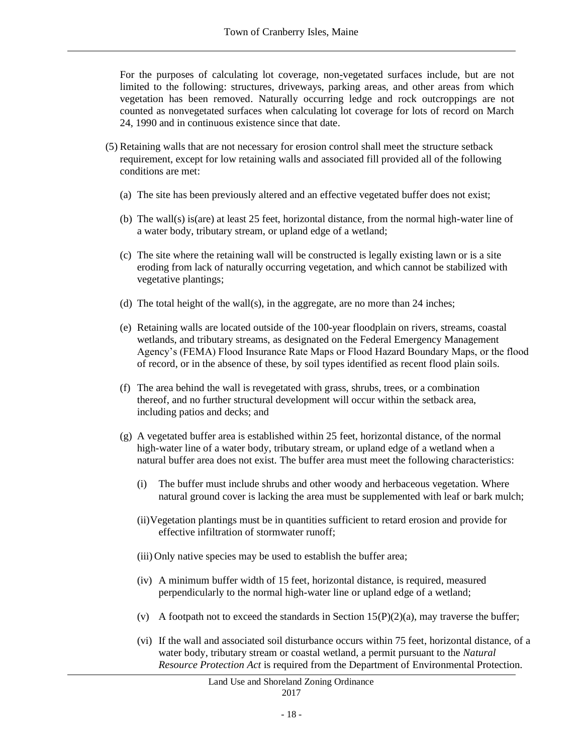For the purposes of calculating lot coverage, non-vegetated surfaces include, but are not limited to the following: structures, driveways, parking areas, and other areas from which vegetation has been removed. Naturally occurring ledge and rock outcroppings are not counted as nonvegetated surfaces when calculating lot coverage for lots of record on March 24, 1990 and in continuous existence since that date.

(5) Retaining walls that are not necessary for erosion control shall meet the structure setback requirement, except for low retaining walls and associated fill provided all of the following conditions are met:

(a) The site has been previously altered and an effective vegetated buffer does not exist;

(b) The wall(s) is(are) at least 25 feet, horizontal distance, from the normal high-water line of a water body, tributary stream, or upland edge of a wetland;

(c) The site where the retaining wall will be constructed is legally existing lawn or is a site eroding from lack of naturally occurring vegetation, and which cannot be stabilized with vegetative plantings;

(d) The total height of the wall(s), in the aggregate, are no more than 24 inches;

(e) Retaining walls are located outside of the 100-year floodplain on rivers, streams, coastal wetlands, and tributary streams, as designated on the Federal Emergency Management Agency's (FEMA) Flood Insurance Rate Maps or Flood Hazard Boundary Maps, or the flood of record, or in the absence of these, by soil types identified as recent flood plain soils.

(f) The area behind the wall is revegetated with grass, shrubs, trees, or a combination thereof, and no further structural development will occur within the setback area, including patios and decks; and

(g) A vegetated buffer area is established within 25 feet, horizontal distance, of the normal high-water line of a water body, tributary stream, or upland edge of a wetland when a natural buffer area does not exist. The buffer area must meet the following characteristics:

(i) The buffer must include shrubs and other woody and herbaceous vegetation. Where natural ground cover is lacking the area must be supplemented with leaf or bark mulch;

(ii) Vegetation plantings must be in quantities sufficient to retard erosion and provide for effective infiltration of stormwater runoff;

(iii) Only native species may be used to establish the buffer area;

(iv) A minimum buffer width of 15 feet, horizontal distance, is required, measured perpendicularly to the normal high-water line or upland edge of a wetland;

(v) A footpath not to exceed the standards in Section 15(P)(2)(a), may traverse the buffer;

(vi) If the wall and associated soil disturbance occurs within 75 feet, horizontal distance, of a water body, tributary stream or coastal wetland, a permit pursuant to the *Natural Resource Protection Act* is required from the Department of Environmental Protection.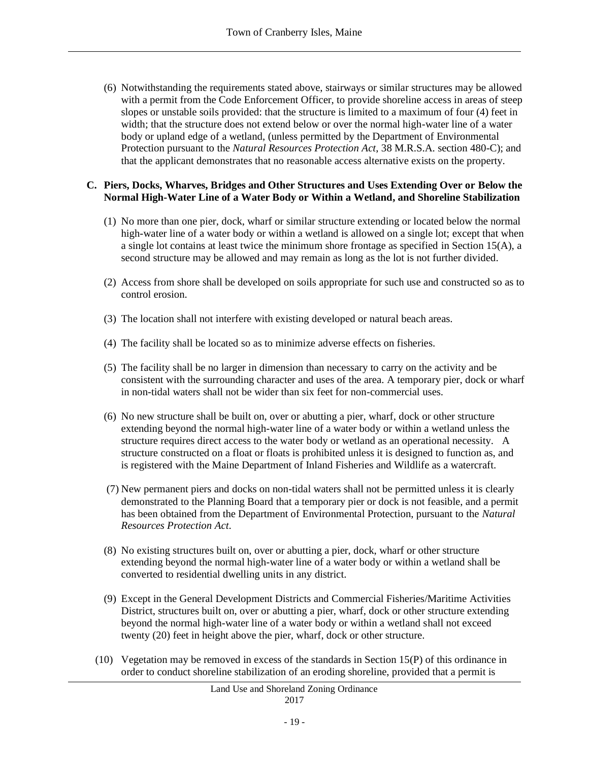(6) Notwithstanding the requirements stated above, stairways or similar structures may be allowed with a permit from the Code Enforcement Officer, to provide shoreline access in areas of steep slopes or unstable soils provided: that the structure is limited to a maximum of four (4) feet in width; that the structure does not extend below or over the normal high-water line of a water body or upland edge of a wetland, (unless permitted by the Department of Environmental Protection pursuant to the *Natural Resources Protection Act*, 38 M.R.S.A. section 480-C); and that the applicant demonstrates that no reasonable access alternative exists on the property.

**C. Piers, Docks, Wharves, Bridges and Other Structures and Uses Extending Over or Below the Normal High-Water Line of a Water Body or Within a Wetland, and Shoreline Stabilization**

(1) No more than one pier, dock, wharf or similar structure extending or located below the normal high-water line of a water body or within a wetland is allowed on a single lot; except that when a single lot contains at least twice the minimum shore frontage as specified in Section 15(A), a second structure may be allowed and may remain as long as the lot is not further divided.

(2) Access from shore shall be developed on soils appropriate for such use and constructed so as to control erosion.

(3) The location shall not interfere with existing developed or natural beach areas.

(4) The facility shall be located so as to minimize adverse effects on fisheries.

(5) The facility shall be no larger in dimension than necessary to carry on the activity and be consistent with the surrounding character and uses of the area. A temporary pier, dock or wharf in non-tidal waters shall not be wider than six feet for non-commercial uses.

(6) No new structure shall be built on, over or abutting a pier, wharf, dock or other structure extending beyond the normal high-water line of a water body or within a wetland unless the structure requires direct access to the water body or wetland as an operational necessity. A structure constructed on a float or floats is prohibited unless it is designed to function as, and is registered with the Maine Department of Inland Fisheries and Wildlife as a watercraft.

(7) New permanent piers and docks on non-tidal waters shall not be permitted unless it is clearly demonstrated to the Planning Board that a temporary pier or dock is not feasible, and a permit has been obtained from the Department of Environmental Protection, pursuant to the *Natural Resources Protection Act*.

(8) No existing structures built on, over or abutting a pier, dock, wharf or other structure extending beyond the normal high-water line of a water body or within a wetland shall be converted to residential dwelling units in any district.

(9) Except in the General Development Districts and Commercial Fisheries/Maritime Activities District, structures built on, over or abutting a pier, wharf, dock or other structure extending beyond the normal high-water line of a water body or within a wetland shall not exceed twenty (20) feet in height above the pier, wharf, dock or other structure.

(10) Vegetation may be removed in excess of the standards in Section 15(P) of this ordinance in order to conduct shoreline stabilization of an eroding shoreline, provided that a permit is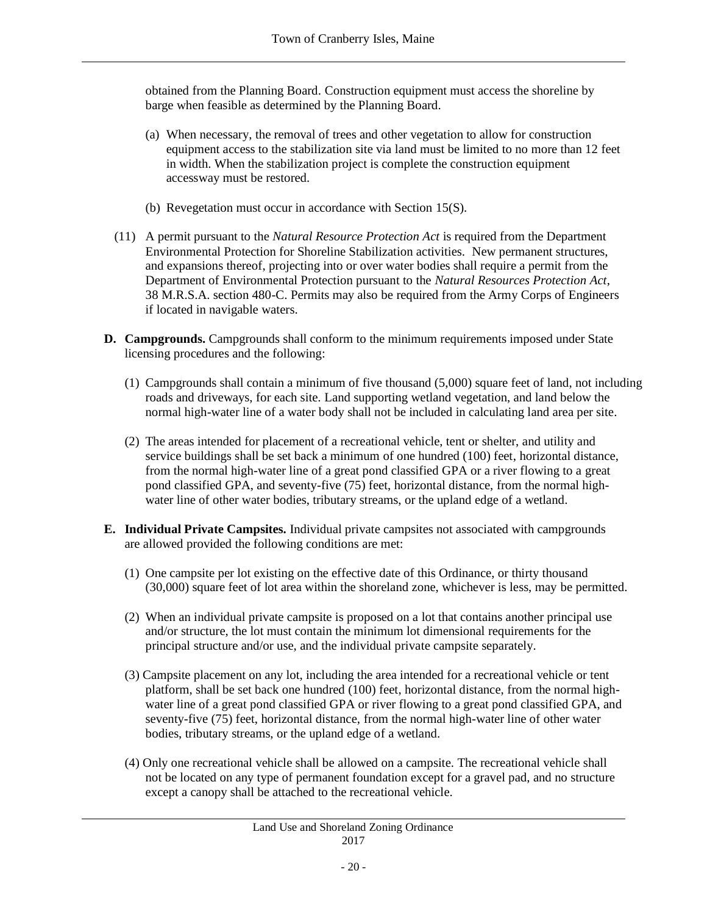obtained from the Planning Board. Construction equipment must access the shoreline by barge when feasible as determined by the Planning Board.

(a) When necessary, the removal of trees and other vegetation to allow for construction equipment access to the stabilization site via land must be limited to no more than 12 feet in width. When the stabilization project is complete the construction equipment accessway must be restored.

(b) Revegetation must occur in accordance with Section 15(S).

(11) A permit pursuant to the *Natural Resource Protection Act* is required from the Department Environmental Protection for Shoreline Stabilization activities. New permanent structures, and expansions thereof, projecting into or over water bodies shall require a permit from the Department of Environmental Protection pursuant to the *Natural Resources Protection Act*, 38 M.R.S.A. section 480-C. Permits may also be required from the Army Corps of Engineers if located in navigable waters.

**D. Campgrounds.** Campgrounds shall conform to the minimum requirements imposed under State licensing procedures and the following:

(1) Campgrounds shall contain a minimum of five thousand (5,000) square feet of land, not including roads and driveways, for each site. Land supporting wetland vegetation, and land below the normal high-water line of a water body shall not be included in calculating land area per site.

(2) The areas intended for placement of a recreational vehicle, tent or shelter, and utility and service buildings shall be set back a minimum of one hundred (100) feet, horizontal distance, from the normal high-water line of a great pond classified GPA or a river flowing to a great pond classified GPA, and seventy-five (75) feet, horizontal distance, from the normal high-water line of other water bodies, tributary streams, or the upland edge of a wetland.

**E. Individual Private Campsites.** Individual private campsites not associated with campgrounds are allowed provided the following conditions are met:

(1) One campsite per lot existing on the effective date of this Ordinance, or thirty thousand (30,000) square feet of lot area within the shoreland zone, whichever is less, may be permitted.

(2) When an individual private campsite is proposed on a lot that contains another principal use and/or structure, the lot must contain the minimum lot dimensional requirements for the principal structure and/or use, and the individual private campsite separately.

(3) Campsite placement on any lot, including the area intended for a recreational vehicle or tent platform, shall be set back one hundred (100) feet, horizontal distance, from the normal high-water line of a great pond classified GPA or river flowing to a great pond classified GPA, and seventy-five (75) feet, horizontal distance, from the normal high-water line of other water bodies, tributary streams, or the upland edge of a wetland.

(4) Only one recreational vehicle shall be allowed on a campsite. The recreational vehicle shall not be located on any type of permanent foundation except for a gravel pad, and no structure except a canopy shall be attached to the recreational vehicle.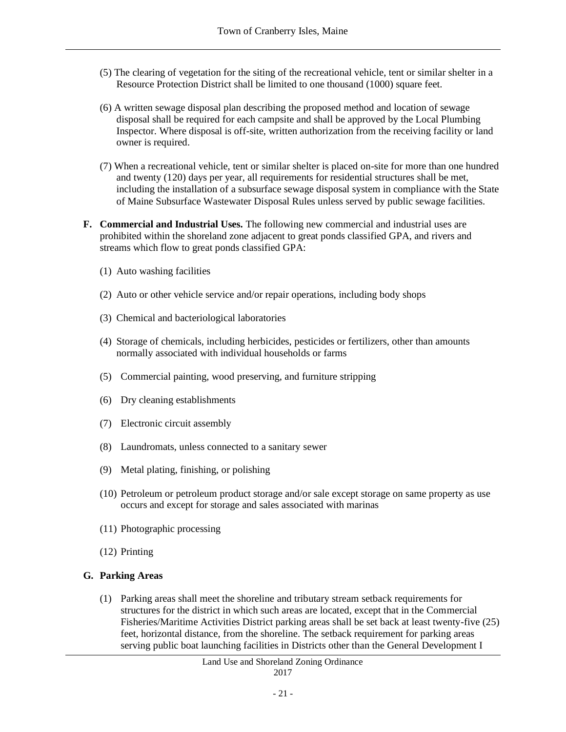(5) The clearing of vegetation for the siting of the recreational vehicle, tent or similar shelter in a Resource Protection District shall be limited to one thousand (1000) square feet.

(6) A written sewage disposal plan describing the proposed method and location of sewage disposal shall be required for each campsite and shall be approved by the Local Plumbing Inspector. Where disposal is off-site, written authorization from the receiving facility or land owner is required.

(7) When a recreational vehicle, tent or similar shelter is placed on-site for more than one hundred and twenty (120) days per year, all requirements for residential structures shall be met, including the installation of a subsurface sewage disposal system in compliance with the State of Maine Subsurface Wastewater Disposal Rules unless served by public sewage facilities.

**F. Commercial and Industrial Uses.** The following new commercial and industrial uses are prohibited within the shoreland zone adjacent to great ponds classified GPA, and rivers and streams which flow to great ponds classified GPA:

(1) Auto washing facilities

(2) Auto or other vehicle service and/or repair operations, including body shops

(3) Chemical and bacteriological laboratories

(4) Storage of chemicals, including herbicides, pesticides or fertilizers, other than amounts normally associated with individual households or farms

(5) Commercial painting, wood preserving, and furniture stripping

(6) Dry cleaning establishments

(7) Electronic circuit assembly

(8) Laundromats, unless connected to a sanitary sewer

(9) Metal plating, finishing, or polishing

(10) Petroleum or petroleum product storage and/or sale except storage on same property as use occurs and except for storage and sales associated with marinas

(11) Photographic processing

(12) Printing

**G. Parking Areas**

(1) Parking areas shall meet the shoreline and tributary stream setback requirements for structures for the district in which such areas are located, except that in the Commercial Fisheries/Maritime Activities District parking areas shall be set back at least twenty-five (25) feet, horizontal distance, from the shoreline. The setback requirement for parking areas serving public boat launching facilities in Districts other than the General Development I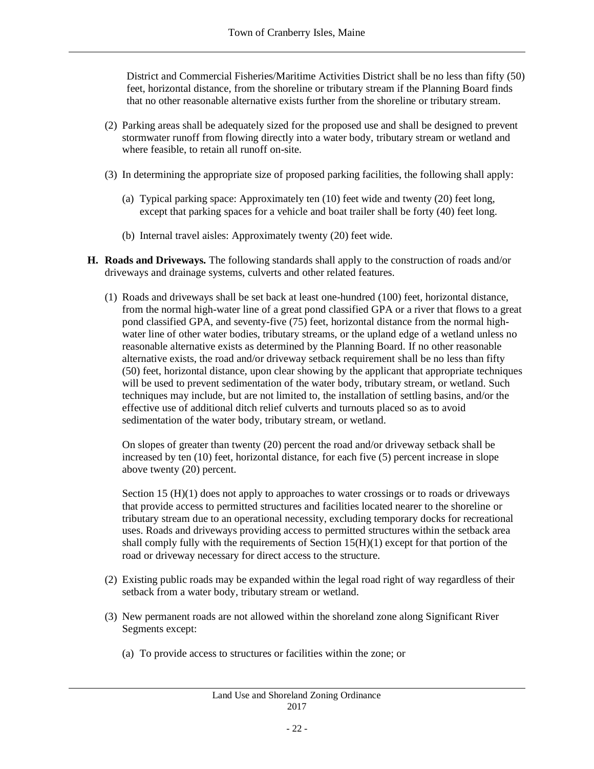District and Commercial Fisheries/Maritime Activities District shall be no less than fifty (50) feet, horizontal distance, from the shoreline or tributary stream if the Planning Board finds that no other reasonable alternative exists further from the shoreline or tributary stream.

(2) Parking areas shall be adequately sized for the proposed use and shall be designed to prevent stormwater runoff from flowing directly into a water body, tributary stream or wetland and where feasible, to retain all runoff on-site.

(3) In determining the appropriate size of proposed parking facilities, the following shall apply:

(a) Typical parking space: Approximately ten (10) feet wide and twenty (20) feet long, except that parking spaces for a vehicle and boat trailer shall be forty (40) feet long.

(b) Internal travel aisles: Approximately twenty (20) feet wide.

**H. Roads and Driveways.** The following standards shall apply to the construction of roads and/or driveways and drainage systems, culverts and other related features.

(1) Roads and driveways shall be set back at least one-hundred (100) feet, horizontal distance, from the normal high-water line of a great pond classified GPA or a river that flows to a great pond classified GPA, and seventy-five (75) feet, horizontal distance from the normal high-water line of other water bodies, tributary streams, or the upland edge of a wetland unless no reasonable alternative exists as determined by the Planning Board. If no other reasonable alternative exists, the road and/or driveway setback requirement shall be no less than fifty (50) feet, horizontal distance, upon clear showing by the applicant that appropriate techniques will be used to prevent sedimentation of the water body, tributary stream, or wetland. Such techniques may include, but are not limited to, the installation of settling basins, and/or the effective use of additional ditch relief culverts and turnouts placed so as to avoid sedimentation of the water body, tributary stream, or wetland.

On slopes of greater than twenty (20) percent the road and/or driveway setback shall be increased by ten (10) feet, horizontal distance, for each five (5) percent increase in slope above twenty (20) percent.

Section 15 (H)(1) does not apply to approaches to water crossings or to roads or driveways that provide access to permitted structures and facilities located nearer to the shoreline or tributary stream due to an operational necessity, excluding temporary docks for recreational uses. Roads and driveways providing access to permitted structures within the setback area shall comply fully with the requirements of Section 15(H)(1) except for that portion of the road or driveway necessary for direct access to the structure.

(2) Existing public roads may be expanded within the legal road right of way regardless of their setback from a water body, tributary stream or wetland.

(3) New permanent roads are not allowed within the shoreland zone along Significant River Segments except:

(a) To provide access to structures or facilities within the zone; or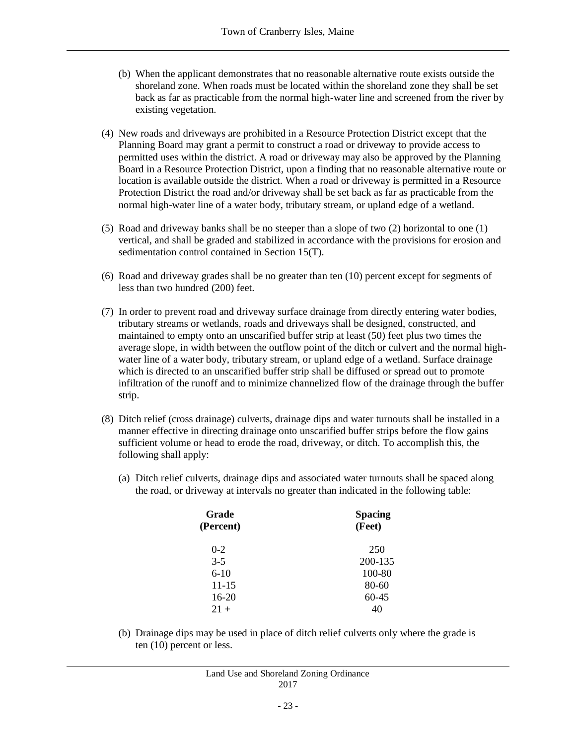(b) When the applicant demonstrates that no reasonable alternative route exists outside the shoreland zone. When roads must be located within the shoreland zone they shall be set back as far as practicable from the normal high-water line and screened from the river by existing vegetation.

(4) New roads and driveways are prohibited in a Resource Protection District except that the Planning Board may grant a permit to construct a road or driveway to provide access to permitted uses within the district. A road or driveway may also be approved by the Planning Board in a Resource Protection District, upon a finding that no reasonable alternative route or location is available outside the district. When a road or driveway is permitted in a Resource Protection District the road and/or driveway shall be set back as far as practicable from the normal high-water line of a water body, tributary stream, or upland edge of a wetland.

(5) Road and driveway banks shall be no steeper than a slope of two (2) horizontal to one (1) vertical, and shall be graded and stabilized in accordance with the provisions for erosion and sedimentation control contained in Section 15(T).

(6) Road and driveway grades shall be no greater than ten (10) percent except for segments of less than two hundred (200) feet.

(7) In order to prevent road and driveway surface drainage from directly entering water bodies, tributary streams or wetlands, roads and driveways shall be designed, constructed, and maintained to empty onto an unscarified buffer strip at least (50) feet plus two times the average slope, in width between the outflow point of the ditch or culvert and the normal high-water line of a water body, tributary stream, or upland edge of a wetland. Surface drainage which is directed to an unscarified buffer strip shall be diffused or spread out to promote infiltration of the runoff and to minimize channelized flow of the drainage through the buffer strip.

(8) Ditch relief (cross drainage) culverts, drainage dips and water turnouts shall be installed in a manner effective in directing drainage onto unscarified buffer strips before the flow gains sufficient volume or head to erode the road, driveway, or ditch. To accomplish this, the following shall apply:

(a) Ditch relief culverts, drainage dips and associated water turnouts shall be spaced along the road, or driveway at intervals no greater than indicated in the following table:

| Grade (Percent) | Spacing (Feet) |
|---|---|
| 0-2 | 250 |
| 3-5 | 200-135 |
| 6-10 | 100-80 |
| 11-15 | 80-60 |
| 16-20 | 60-45 |
| 21 + | 40 |

(b) Drainage dips may be used in place of ditch relief culverts only where the grade is ten (10) percent or less.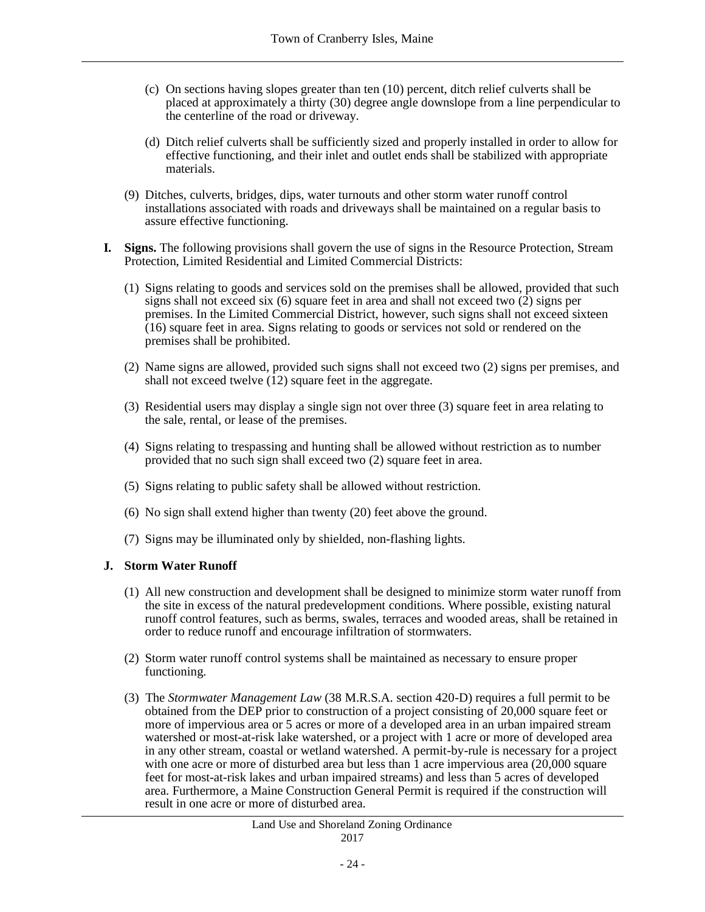(c) On sections having slopes greater than ten (10) percent, ditch relief culverts shall be placed at approximately a thirty (30) degree angle downslope from a line perpendicular to the centerline of the road or driveway.

(d) Ditch relief culverts shall be sufficiently sized and properly installed in order to allow for effective functioning, and their inlet and outlet ends shall be stabilized with appropriate materials.

(9) Ditches, culverts, bridges, dips, water turnouts and other storm water runoff control installations associated with roads and driveways shall be maintained on a regular basis to assure effective functioning.

**I. Signs.** The following provisions shall govern the use of signs in the Resource Protection, Stream Protection, Limited Residential and Limited Commercial Districts:

(1) Signs relating to goods and services sold on the premises shall be allowed, provided that such signs shall not exceed six (6) square feet in area and shall not exceed two (2) signs per premises. In the Limited Commercial District, however, such signs shall not exceed sixteen (16) square feet in area. Signs relating to goods or services not sold or rendered on the premises shall be prohibited.

(2) Name signs are allowed, provided such signs shall not exceed two (2) signs per premises, and shall not exceed twelve (12) square feet in the aggregate.

(3) Residential users may display a single sign not over three (3) square feet in area relating to the sale, rental, or lease of the premises.

(4) Signs relating to trespassing and hunting shall be allowed without restriction as to number provided that no such sign shall exceed two (2) square feet in area.

(5) Signs relating to public safety shall be allowed without restriction.

(6) No sign shall extend higher than twenty (20) feet above the ground.

(7) Signs may be illuminated only by shielded, non-flashing lights.

**J. Storm Water Runoff**

(1) All new construction and development shall be designed to minimize storm water runoff from the site in excess of the natural predevelopment conditions. Where possible, existing natural runoff control features, such as berms, swales, terraces and wooded areas, shall be retained in order to reduce runoff and encourage infiltration of stormwaters.

(2) Storm water runoff control systems shall be maintained as necessary to ensure proper functioning.

(3) The *Stormwater Management Law* (38 M.R.S.A. section 420-D) requires a full permit to be obtained from the DEP prior to construction of a project consisting of 20,000 square feet or more of impervious area or 5 acres or more of a developed area in an urban impaired stream watershed or most-at-risk lake watershed, or a project with 1 acre or more of developed area in any other stream, coastal or wetland watershed. A permit-by-rule is necessary for a project with one acre or more of disturbed area but less than 1 acre impervious area (20,000 square feet for most-at-risk lakes and urban impaired streams) and less than 5 acres of developed area. Furthermore, a Maine Construction General Permit is required if the construction will result in one acre or more of disturbed area.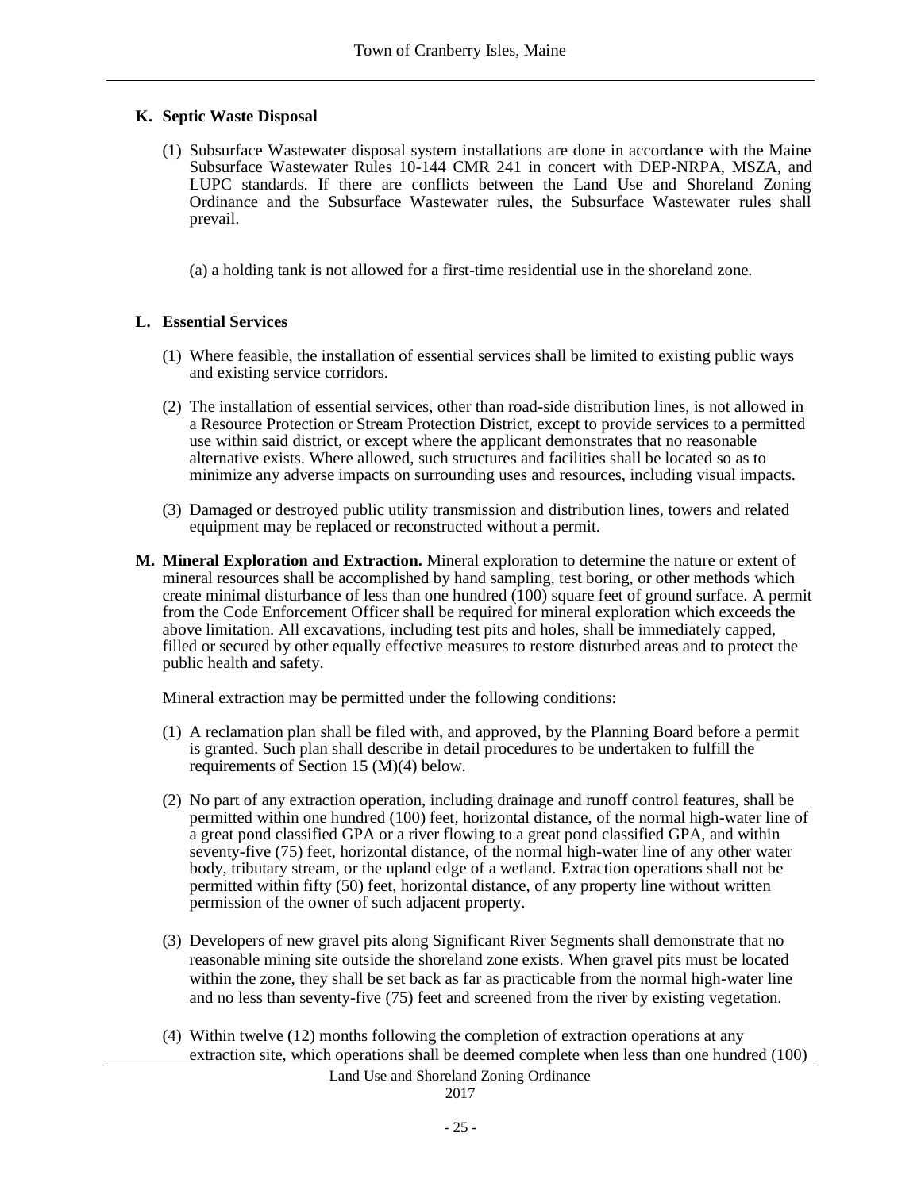**K. Septic Waste Disposal**

(1) Subsurface Wastewater disposal system installations are done in accordance with the Maine Subsurface Wastewater Rules 10-144 CMR 241 in concert with DEP-NRPA, MSZA, and LUPC standards. If there are conflicts between the Land Use and Shoreland Zoning Ordinance and the Subsurface Wastewater rules, the Subsurface Wastewater rules shall prevail.

(a) a holding tank is not allowed for a first-time residential use in the shoreland zone.

**L. Essential Services**

(1) Where feasible, the installation of essential services shall be limited to existing public ways and existing service corridors.

(2) The installation of essential services, other than road-side distribution lines, is not allowed in a Resource Protection or Stream Protection District, except to provide services to a permitted use within said district, or except where the applicant demonstrates that no reasonable alternative exists. Where allowed, such structures and facilities shall be located so as to minimize any adverse impacts on surrounding uses and resources, including visual impacts.

(3) Damaged or destroyed public utility transmission and distribution lines, towers and related equipment may be replaced or reconstructed without a permit.

**M. Mineral Exploration and Extraction.** Mineral exploration to determine the nature or extent of mineral resources shall be accomplished by hand sampling, test boring, or other methods which create minimal disturbance of less than one hundred (100) square feet of ground surface. A permit from the Code Enforcement Officer shall be required for mineral exploration which exceeds the above limitation. All excavations, including test pits and holes, shall be immediately capped, filled or secured by other equally effective measures to restore disturbed areas and to protect the public health and safety.

Mineral extraction may be permitted under the following conditions:

(1) A reclamation plan shall be filed with, and approved, by the Planning Board before a permit is granted. Such plan shall describe in detail procedures to be undertaken to fulfill the requirements of Section 15 (M)(4) below.

(2) No part of any extraction operation, including drainage and runoff control features, shall be permitted within one hundred (100) feet, horizontal distance, of the normal high-water line of a great pond classified GPA or a river flowing to a great pond classified GPA, and within seventy-five (75) feet, horizontal distance, of the normal high-water line of any other water body, tributary stream, or the upland edge of a wetland. Extraction operations shall not be permitted within fifty (50) feet, horizontal distance, of any property line without written permission of the owner of such adjacent property.

(3) Developers of new gravel pits along Significant River Segments shall demonstrate that no reasonable mining site outside the shoreland zone exists. When gravel pits must be located within the zone, they shall be set back as far as practicable from the normal high-water line and no less than seventy-five (75) feet and screened from the river by existing vegetation.

(4) Within twelve (12) months following the completion of extraction operations at any extraction site, which operations shall be deemed complete when less than one hundred (100)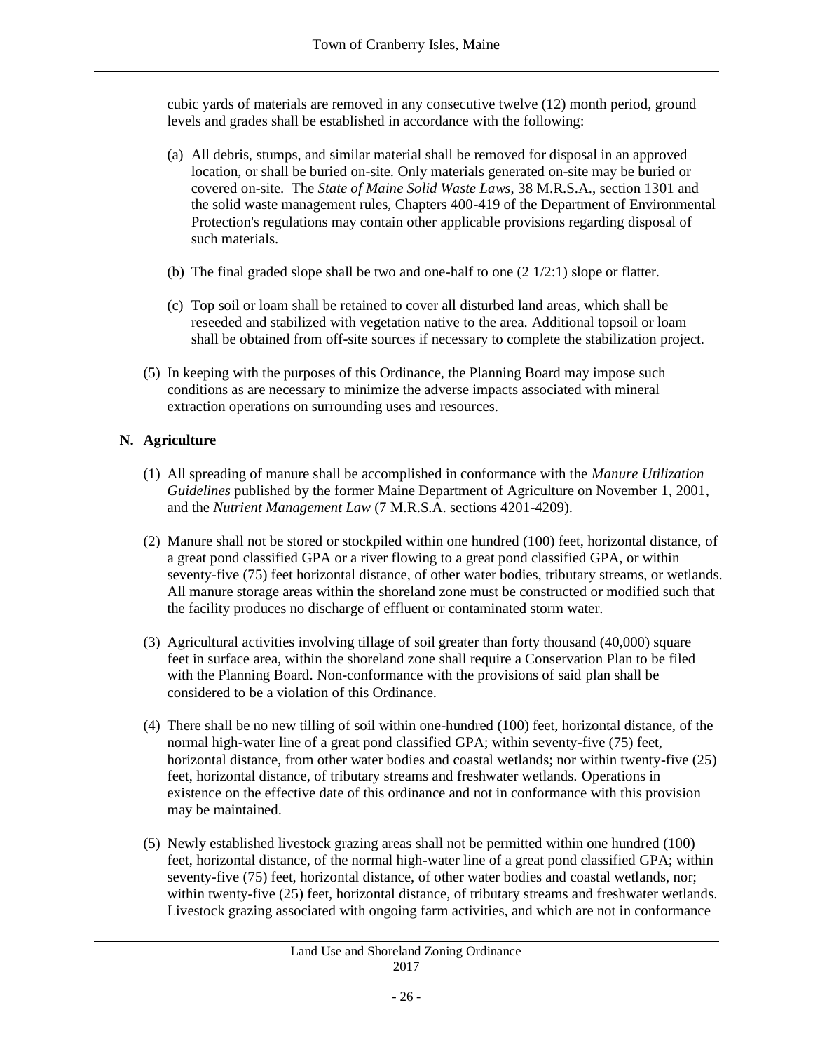cubic yards of materials are removed in any consecutive twelve (12) month period, ground levels and grades shall be established in accordance with the following:

(a) All debris, stumps, and similar material shall be removed for disposal in an approved location, or shall be buried on-site. Only materials generated on-site may be buried or covered on-site. The *State of Maine Solid Waste Laws*, 38 M.R.S.A., section 1301 and the solid waste management rules, Chapters 400-419 of the Department of Environmental Protection's regulations may contain other applicable provisions regarding disposal of such materials.

(b) The final graded slope shall be two and one-half to one (2 1/2:1) slope or flatter.

(c) Top soil or loam shall be retained to cover all disturbed land areas, which shall be reseeded and stabilized with vegetation native to the area. Additional topsoil or loam shall be obtained from off-site sources if necessary to complete the stabilization project.

(5) In keeping with the purposes of this Ordinance, the Planning Board may impose such conditions as are necessary to minimize the adverse impacts associated with mineral extraction operations on surrounding uses and resources.

**N. Agriculture**

(1) All spreading of manure shall be accomplished in conformance with the *Manure Utilization Guidelines* published by the former Maine Department of Agriculture on November 1, 2001, and the *Nutrient Management Law* (7 M.R.S.A. sections 4201-4209).

(2) Manure shall not be stored or stockpiled within one hundred (100) feet, horizontal distance, of a great pond classified GPA or a river flowing to a great pond classified GPA, or within seventy-five (75) feet horizontal distance, of other water bodies, tributary streams, or wetlands. All manure storage areas within the shoreland zone must be constructed or modified such that the facility produces no discharge of effluent or contaminated storm water.

(3) Agricultural activities involving tillage of soil greater than forty thousand (40,000) square feet in surface area, within the shoreland zone shall require a Conservation Plan to be filed with the Planning Board. Non-conformance with the provisions of said plan shall be considered to be a violation of this Ordinance.

(4) There shall be no new tilling of soil within one-hundred (100) feet, horizontal distance, of the normal high-water line of a great pond classified GPA; within seventy-five (75) feet, horizontal distance, from other water bodies and coastal wetlands; nor within twenty-five (25) feet, horizontal distance, of tributary streams and freshwater wetlands. Operations in existence on the effective date of this ordinance and not in conformance with this provision may be maintained.

(5) Newly established livestock grazing areas shall not be permitted within one hundred (100) feet, horizontal distance, of the normal high-water line of a great pond classified GPA; within seventy-five (75) feet, horizontal distance, of other water bodies and coastal wetlands, nor; within twenty-five (25) feet, horizontal distance, of tributary streams and freshwater wetlands. Livestock grazing associated with ongoing farm activities, and which are not in conformance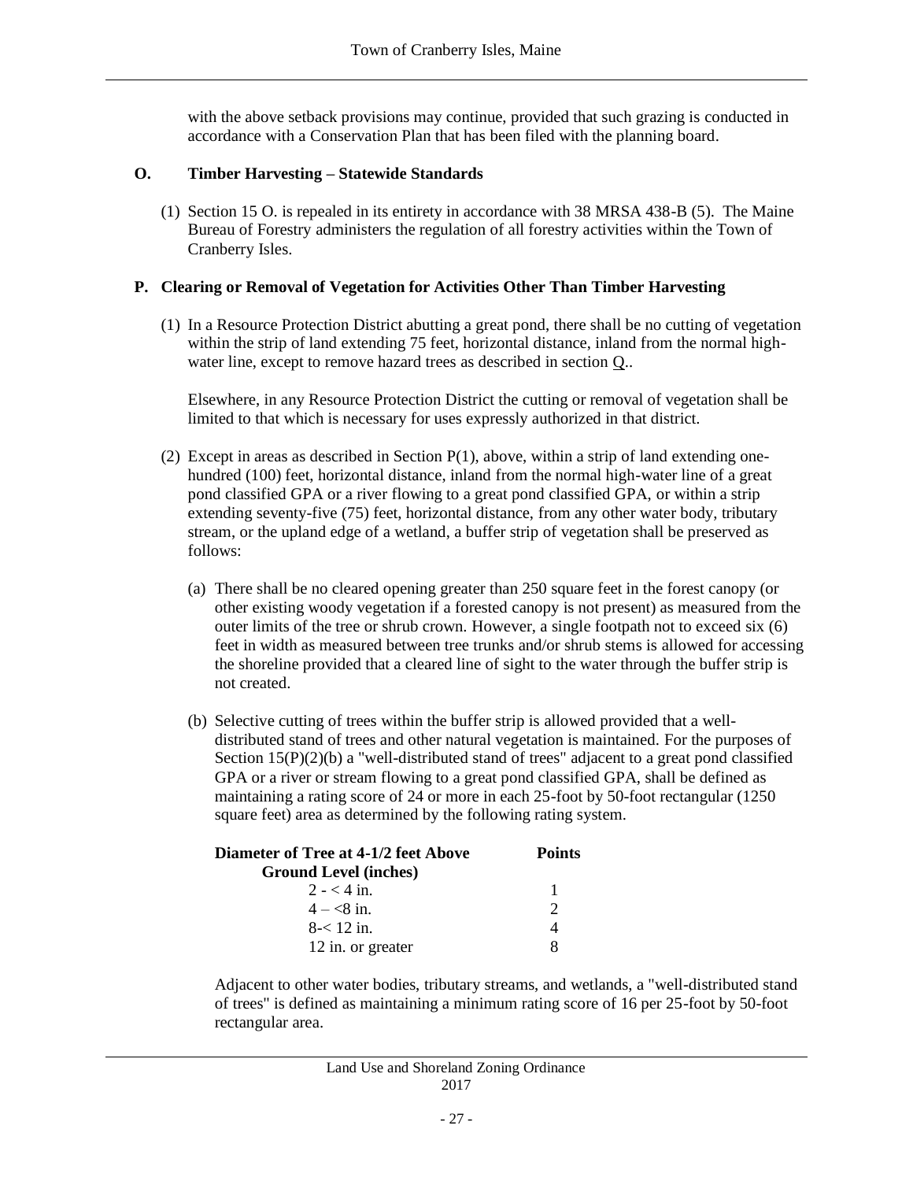with the above setback provisions may continue, provided that such grazing is conducted in accordance with a Conservation Plan that has been filed with the planning board.

### O. Timber Harvesting – Statewide Standards

(1) Section 15 O. is repealed in its entirety in accordance with 38 MRSA 438-B (5). The Maine Bureau of Forestry administers the regulation of all forestry activities within the Town of Cranberry Isles.

### P. Clearing or Removal of Vegetation for Activities Other Than Timber Harvesting

(1) In a Resource Protection District abutting a great pond, there shall be no cutting of vegetation within the strip of land extending 75 feet, horizontal distance, inland from the normal high-water line, except to remove hazard trees as described in section Q..

Elsewhere, in any Resource Protection District the cutting or removal of vegetation shall be limited to that which is necessary for uses expressly authorized in that district.

(2) Except in areas as described in Section P(1), above, within a strip of land extending one-hundred (100) feet, horizontal distance, inland from the normal high-water line of a great pond classified GPA or a river flowing to a great pond classified GPA, or within a strip extending seventy-five (75) feet, horizontal distance, from any other water body, tributary stream, or the upland edge of a wetland, a buffer strip of vegetation shall be preserved as follows:

(a) There shall be no cleared opening greater than 250 square feet in the forest canopy (or other existing woody vegetation if a forested canopy is not present) as measured from the outer limits of the tree or shrub crown. However, a single footpath not to exceed six (6) feet in width as measured between tree trunks and/or shrub stems is allowed for accessing the shoreline provided that a cleared line of sight to the water through the buffer strip is not created.

(b) Selective cutting of trees within the buffer strip is allowed provided that a well-distributed stand of trees and other natural vegetation is maintained. For the purposes of Section 15(P)(2)(b) a "well-distributed stand of trees" adjacent to a great pond classified GPA or a river or stream flowing to a great pond classified GPA, shall be defined as maintaining a rating score of 24 or more in each 25-foot by 50-foot rectangular (1250 square feet) area as determined by the following rating system.

| Diameter of Tree at 4-1/2 feet Above Ground Level (inches) | Points |
|---|---|
| 2 - < 4 in. | 1 |
| 4 – <8 in. | 2 |
| 8-< 12 in. | 4 |
| 12 in. or greater | 8 |

Adjacent to other water bodies, tributary streams, and wetlands, a "well-distributed stand of trees" is defined as maintaining a minimum rating score of 16 per 25-foot by 50-foot rectangular area.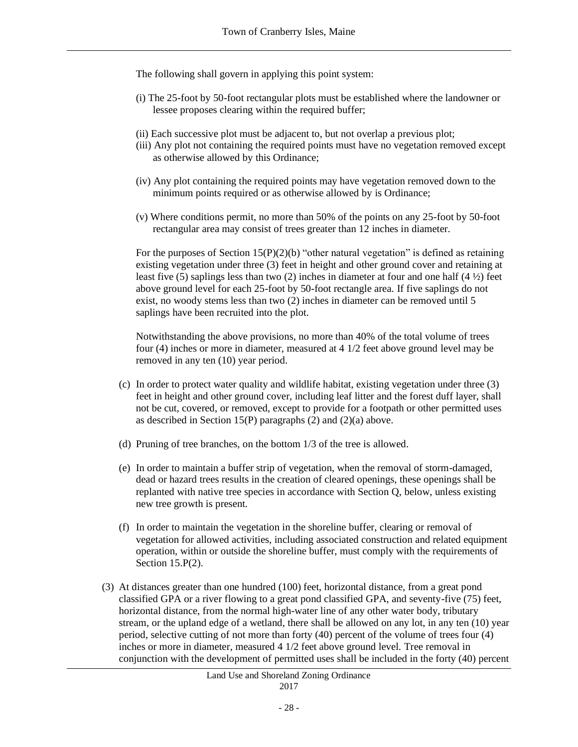The following shall govern in applying this point system:

(i) The 25-foot by 50-foot rectangular plots must be established where the landowner or lessee proposes clearing within the required buffer;

(ii) Each successive plot must be adjacent to, but not overlap a previous plot;

(iii) Any plot not containing the required points must have no vegetation removed except as otherwise allowed by this Ordinance;

(iv) Any plot containing the required points may have vegetation removed down to the minimum points required or as otherwise allowed by is Ordinance;

(v) Where conditions permit, no more than 50% of the points on any 25-foot by 50-foot rectangular area may consist of trees greater than 12 inches in diameter.

For the purposes of Section 15(P)(2)(b) "other natural vegetation" is defined as retaining existing vegetation under three (3) feet in height and other ground cover and retaining at least five (5) saplings less than two (2) inches in diameter at four and one half (4 ½) feet above ground level for each 25-foot by 50-foot rectangle area. If five saplings do not exist, no woody stems less than two (2) inches in diameter can be removed until 5 saplings have been recruited into the plot.

Notwithstanding the above provisions, no more than 40% of the total volume of trees four (4) inches or more in diameter, measured at 4 1/2 feet above ground level may be removed in any ten (10) year period.

(c) In order to protect water quality and wildlife habitat, existing vegetation under three (3) feet in height and other ground cover, including leaf litter and the forest duff layer, shall not be cut, covered, or removed, except to provide for a footpath or other permitted uses as described in Section 15(P) paragraphs (2) and (2)(a) above.

(d) Pruning of tree branches, on the bottom 1/3 of the tree is allowed.

(e) In order to maintain a buffer strip of vegetation, when the removal of storm-damaged, dead or hazard trees results in the creation of cleared openings, these openings shall be replanted with native tree species in accordance with Section Q, below, unless existing new tree growth is present.

(f) In order to maintain the vegetation in the shoreline buffer, clearing or removal of vegetation for allowed activities, including associated construction and related equipment operation, within or outside the shoreline buffer, must comply with the requirements of Section 15.P(2).

(3) At distances greater than one hundred (100) feet, horizontal distance, from a great pond classified GPA or a river flowing to a great pond classified GPA, and seventy-five (75) feet, horizontal distance, from the normal high-water line of any other water body, tributary stream, or the upland edge of a wetland, there shall be allowed on any lot, in any ten (10) year period, selective cutting of not more than forty (40) percent of the volume of trees four (4) inches or more in diameter, measured 4 1/2 feet above ground level. Tree removal in conjunction with the development of permitted uses shall be included in the forty (40) percent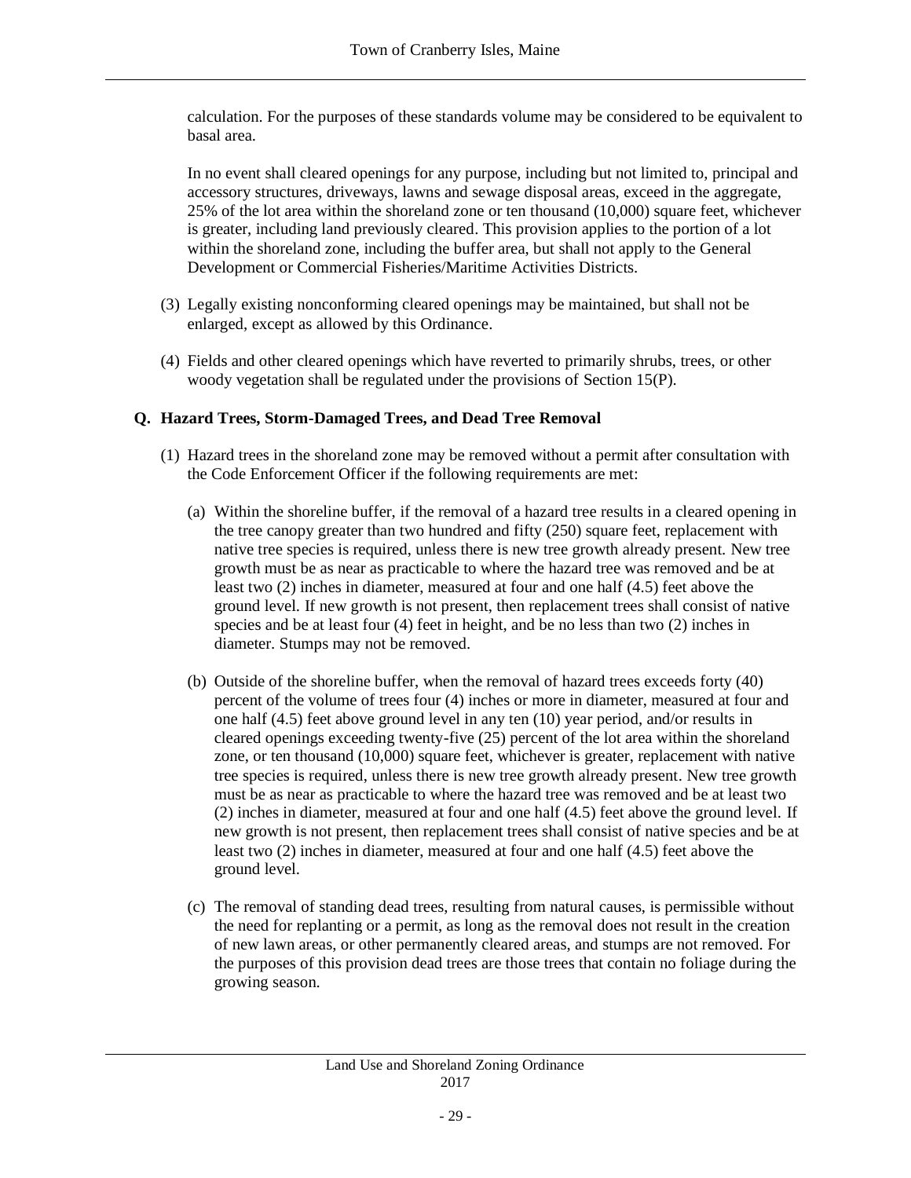calculation. For the purposes of these standards volume may be considered to be equivalent to basal area.

In no event shall cleared openings for any purpose, including but not limited to, principal and accessory structures, driveways, lawns and sewage disposal areas, exceed in the aggregate, 25% of the lot area within the shoreland zone or ten thousand (10,000) square feet, whichever is greater, including land previously cleared. This provision applies to the portion of a lot within the shoreland zone, including the buffer area, but shall not apply to the General Development or Commercial Fisheries/Maritime Activities Districts.

(3) Legally existing nonconforming cleared openings may be maintained, but shall not be enlarged, except as allowed by this Ordinance.

(4) Fields and other cleared openings which have reverted to primarily shrubs, trees, or other woody vegetation shall be regulated under the provisions of Section 15(P).

### Q. Hazard Trees, Storm-Damaged Trees, and Dead Tree Removal

(1) Hazard trees in the shoreland zone may be removed without a permit after consultation with the Code Enforcement Officer if the following requirements are met:

(a) Within the shoreline buffer, if the removal of a hazard tree results in a cleared opening in the tree canopy greater than two hundred and fifty (250) square feet, replacement with native tree species is required, unless there is new tree growth already present. New tree growth must be as near as practicable to where the hazard tree was removed and be at least two (2) inches in diameter, measured at four and one half (4.5) feet above the ground level. If new growth is not present, then replacement trees shall consist of native species and be at least four (4) feet in height, and be no less than two (2) inches in diameter. Stumps may not be removed.

(b) Outside of the shoreline buffer, when the removal of hazard trees exceeds forty (40) percent of the volume of trees four (4) inches or more in diameter, measured at four and one half (4.5) feet above ground level in any ten (10) year period, and/or results in cleared openings exceeding twenty-five (25) percent of the lot area within the shoreland zone, or ten thousand (10,000) square feet, whichever is greater, replacement with native tree species is required, unless there is new tree growth already present. New tree growth must be as near as practicable to where the hazard tree was removed and be at least two (2) inches in diameter, measured at four and one half (4.5) feet above the ground level. If new growth is not present, then replacement trees shall consist of native species and be at least two (2) inches in diameter, measured at four and one half (4.5) feet above the ground level.

(c) The removal of standing dead trees, resulting from natural causes, is permissible without the need for replanting or a permit, as long as the removal does not result in the creation of new lawn areas, or other permanently cleared areas, and stumps are not removed. For the purposes of this provision dead trees are those trees that contain no foliage during the growing season.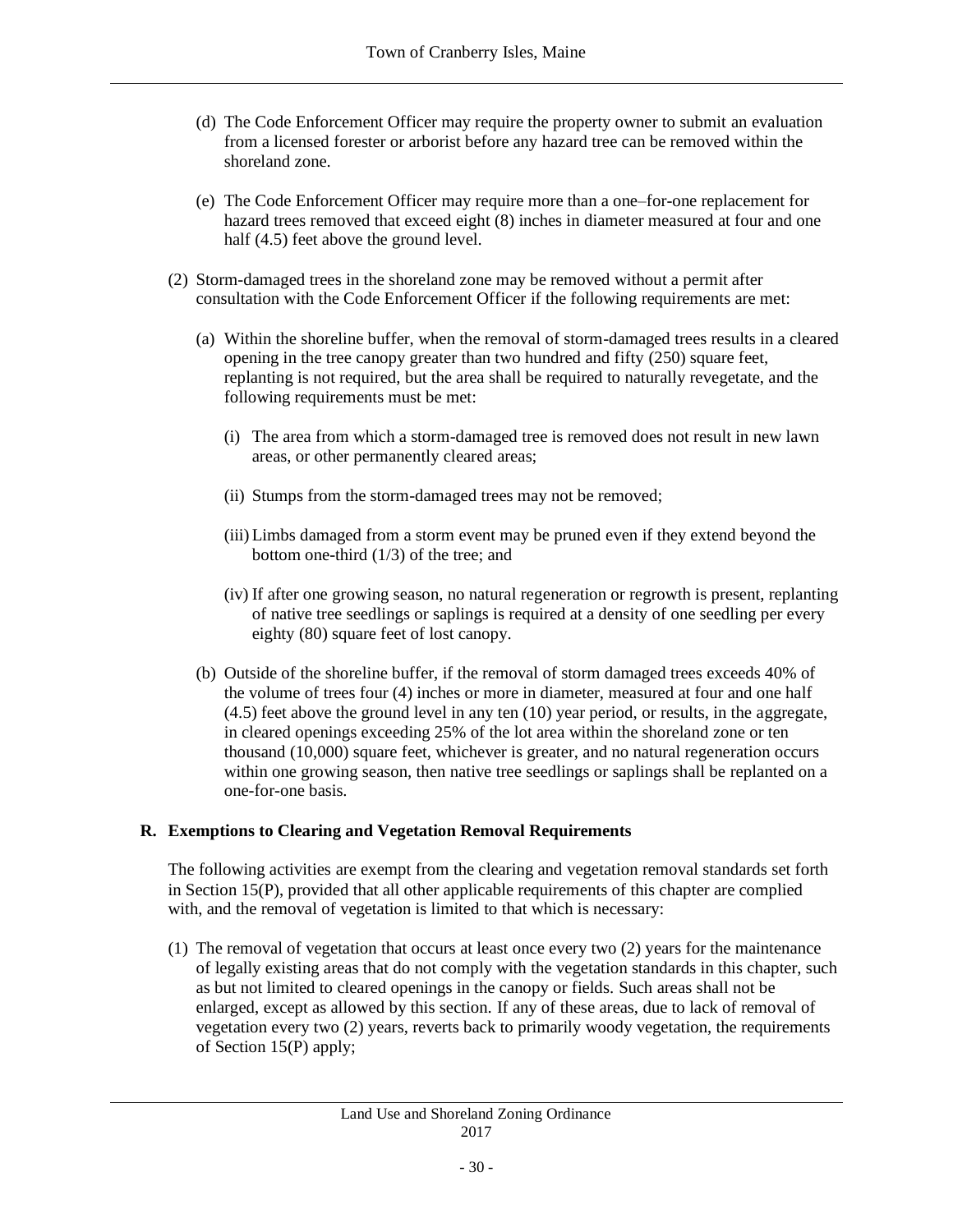(d) The Code Enforcement Officer may require the property owner to submit an evaluation from a licensed forester or arborist before any hazard tree can be removed within the shoreland zone.

(e) The Code Enforcement Officer may require more than a one–for-one replacement for hazard trees removed that exceed eight (8) inches in diameter measured at four and one half (4.5) feet above the ground level.

(2) Storm-damaged trees in the shoreland zone may be removed without a permit after consultation with the Code Enforcement Officer if the following requirements are met:

(a) Within the shoreline buffer, when the removal of storm-damaged trees results in a cleared opening in the tree canopy greater than two hundred and fifty (250) square feet, replanting is not required, but the area shall be required to naturally revegetate, and the following requirements must be met:

(i) The area from which a storm-damaged tree is removed does not result in new lawn areas, or other permanently cleared areas;

(ii) Stumps from the storm-damaged trees may not be removed;

(iii) Limbs damaged from a storm event may be pruned even if they extend beyond the bottom one-third (1/3) of the tree; and

(iv) If after one growing season, no natural regeneration or regrowth is present, replanting of native tree seedlings or saplings is required at a density of one seedling per every eighty (80) square feet of lost canopy.

(b) Outside of the shoreline buffer, if the removal of storm damaged trees exceeds 40% of the volume of trees four (4) inches or more in diameter, measured at four and one half (4.5) feet above the ground level in any ten (10) year period, or results, in the aggregate, in cleared openings exceeding 25% of the lot area within the shoreland zone or ten thousand (10,000) square feet, whichever is greater, and no natural regeneration occurs within one growing season, then native tree seedlings or saplings shall be replanted on a one-for-one basis.

**R. Exemptions to Clearing and Vegetation Removal Requirements**

The following activities are exempt from the clearing and vegetation removal standards set forth in Section 15(P), provided that all other applicable requirements of this chapter are complied with, and the removal of vegetation is limited to that which is necessary:

(1) The removal of vegetation that occurs at least once every two (2) years for the maintenance of legally existing areas that do not comply with the vegetation standards in this chapter, such as but not limited to cleared openings in the canopy or fields. Such areas shall not be enlarged, except as allowed by this section. If any of these areas, due to lack of removal of vegetation every two (2) years, reverts back to primarily woody vegetation, the requirements of Section 15(P) apply;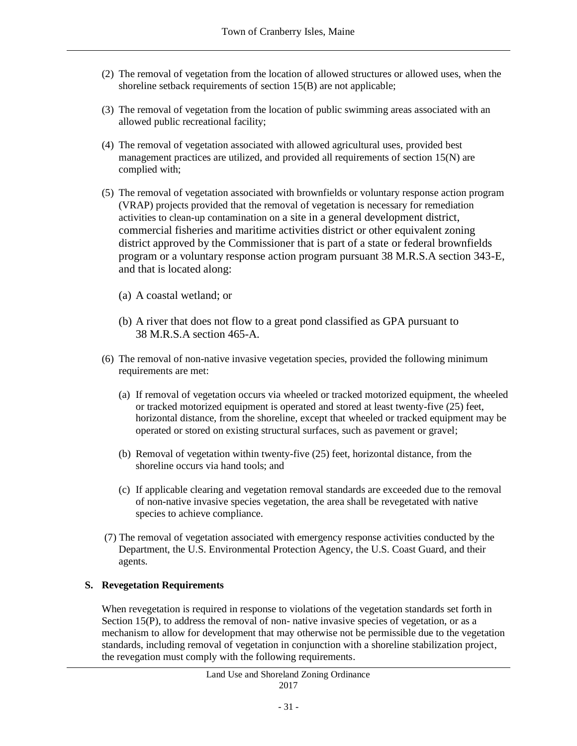(2) The removal of vegetation from the location of allowed structures or allowed uses, when the shoreline setback requirements of section 15(B) are not applicable;

(3) The removal of vegetation from the location of public swimming areas associated with an allowed public recreational facility;

(4) The removal of vegetation associated with allowed agricultural uses, provided best management practices are utilized, and provided all requirements of section 15(N) are complied with;

(5) The removal of vegetation associated with brownfields or voluntary response action program (VRAP) projects provided that the removal of vegetation is necessary for remediation activities to clean-up contamination on a site in a general development district, commercial fisheries and maritime activities district or other equivalent zoning district approved by the Commissioner that is part of a state or federal brownfields program or a voluntary response action program pursuant 38 M.R.S.A section 343-E, and that is located along:

(a) A coastal wetland; or

(b) A river that does not flow to a great pond classified as GPA pursuant to 38 M.R.S.A section 465-A.

(6) The removal of non-native invasive vegetation species, provided the following minimum requirements are met:

(a) If removal of vegetation occurs via wheeled or tracked motorized equipment, the wheeled or tracked motorized equipment is operated and stored at least twenty-five (25) feet, horizontal distance, from the shoreline, except that wheeled or tracked equipment may be operated or stored on existing structural surfaces, such as pavement or gravel;

(b) Removal of vegetation within twenty-five (25) feet, horizontal distance, from the shoreline occurs via hand tools; and

(c) If applicable clearing and vegetation removal standards are exceeded due to the removal of non-native invasive species vegetation, the area shall be revegetated with native species to achieve compliance.

(7) The removal of vegetation associated with emergency response activities conducted by the Department, the U.S. Environmental Protection Agency, the U.S. Coast Guard, and their agents.

**S. Revegetation Requirements**

When revegetation is required in response to violations of the vegetation standards set forth in Section 15(P), to address the removal of non- native invasive species of vegetation, or as a mechanism to allow for development that may otherwise not be permissible due to the vegetation standards, including removal of vegetation in conjunction with a shoreline stabilization project, the revegation must comply with the following requirements.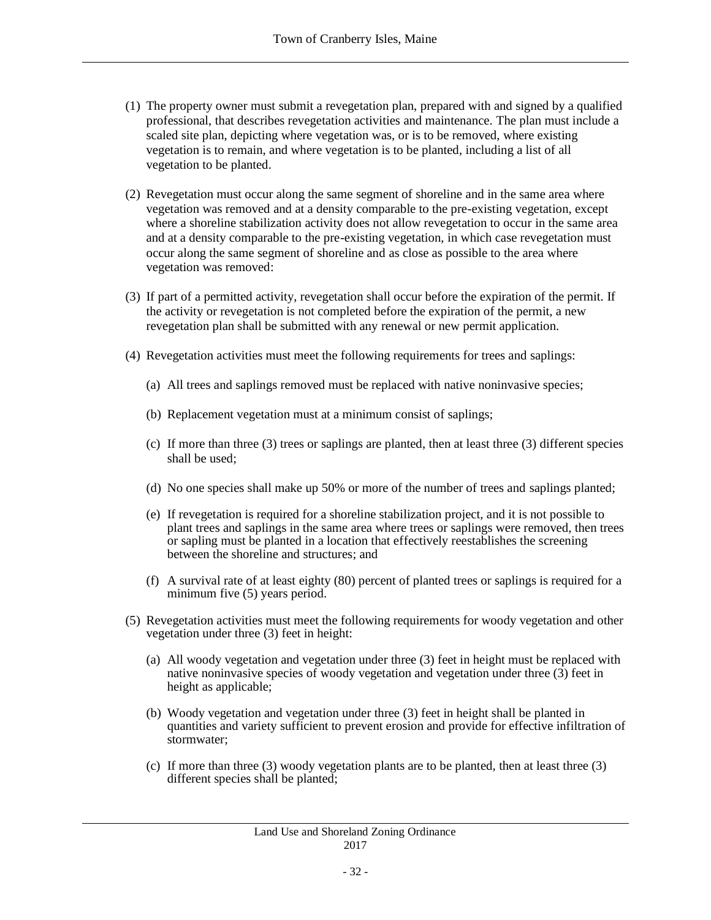(1) The property owner must submit a revegetation plan, prepared with and signed by a qualified professional, that describes revegetation activities and maintenance. The plan must include a scaled site plan, depicting where vegetation was, or is to be removed, where existing vegetation is to remain, and where vegetation is to be planted, including a list of all vegetation to be planted.

(2) Revegetation must occur along the same segment of shoreline and in the same area where vegetation was removed and at a density comparable to the pre-existing vegetation, except where a shoreline stabilization activity does not allow revegetation to occur in the same area and at a density comparable to the pre-existing vegetation, in which case revegetation must occur along the same segment of shoreline and as close as possible to the area where vegetation was removed:

(3) If part of a permitted activity, revegetation shall occur before the expiration of the permit. If the activity or revegetation is not completed before the expiration of the permit, a new revegetation plan shall be submitted with any renewal or new permit application.

(4) Revegetation activities must meet the following requirements for trees and saplings:

   (a) All trees and saplings removed must be replaced with native noninvasive species;

   (b) Replacement vegetation must at a minimum consist of saplings;

   (c) If more than three (3) trees or saplings are planted, then at least three (3) different species shall be used;

   (d) No one species shall make up 50% or more of the number of trees and saplings planted;

   (e) If revegetation is required for a shoreline stabilization project, and it is not possible to plant trees and saplings in the same area where trees or saplings were removed, then trees or sapling must be planted in a location that effectively reestablishes the screening between the shoreline and structures; and

   (f) A survival rate of at least eighty (80) percent of planted trees or saplings is required for a minimum five (5) years period.

(5) Revegetation activities must meet the following requirements for woody vegetation and other vegetation under three (3) feet in height:

   (a) All woody vegetation and vegetation under three (3) feet in height must be replaced with native noninvasive species of woody vegetation and vegetation under three (3) feet in height as applicable;

   (b) Woody vegetation and vegetation under three (3) feet in height shall be planted in quantities and variety sufficient to prevent erosion and provide for effective infiltration of stormwater;

   (c) If more than three (3) woody vegetation plants are to be planted, then at least three (3) different species shall be planted;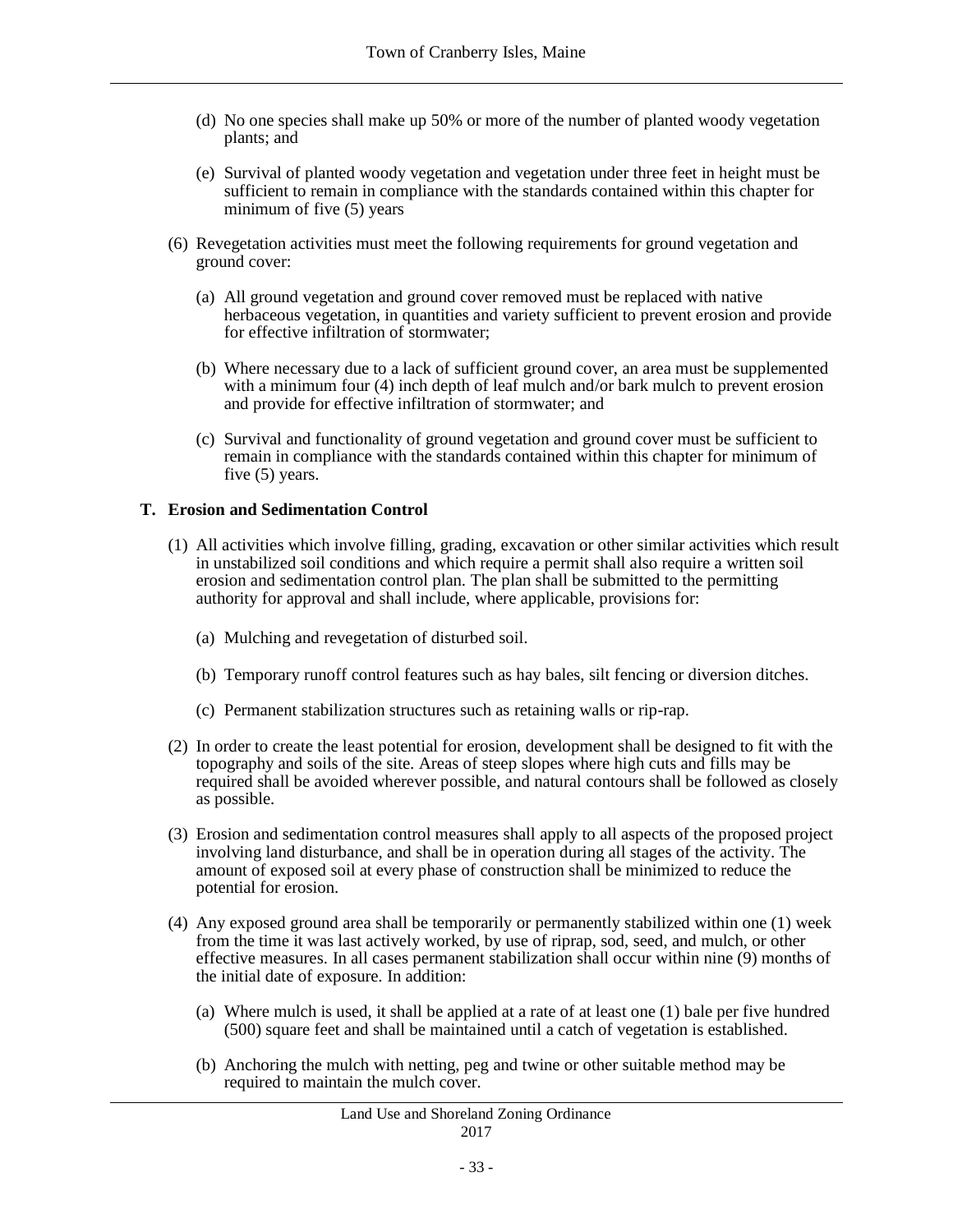(d) No one species shall make up 50% or more of the number of planted woody vegetation plants; and

(e) Survival of planted woody vegetation and vegetation under three feet in height must be sufficient to remain in compliance with the standards contained within this chapter for minimum of five (5) years

(6) Revegetation activities must meet the following requirements for ground vegetation and ground cover:

(a) All ground vegetation and ground cover removed must be replaced with native herbaceous vegetation, in quantities and variety sufficient to prevent erosion and provide for effective infiltration of stormwater;

(b) Where necessary due to a lack of sufficient ground cover, an area must be supplemented with a minimum four (4) inch depth of leaf mulch and/or bark mulch to prevent erosion and provide for effective infiltration of stormwater; and

(c) Survival and functionality of ground vegetation and ground cover must be sufficient to remain in compliance with the standards contained within this chapter for minimum of five (5) years.

**T. Erosion and Sedimentation Control**

(1) All activities which involve filling, grading, excavation or other similar activities which result in unstabilized soil conditions and which require a permit shall also require a written soil erosion and sedimentation control plan. The plan shall be submitted to the permitting authority for approval and shall include, where applicable, provisions for:

(a) Mulching and revegetation of disturbed soil.

(b) Temporary runoff control features such as hay bales, silt fencing or diversion ditches.

(c) Permanent stabilization structures such as retaining walls or rip-rap.

(2) In order to create the least potential for erosion, development shall be designed to fit with the topography and soils of the site. Areas of steep slopes where high cuts and fills may be required shall be avoided wherever possible, and natural contours shall be followed as closely as possible.

(3) Erosion and sedimentation control measures shall apply to all aspects of the proposed project involving land disturbance, and shall be in operation during all stages of the activity. The amount of exposed soil at every phase of construction shall be minimized to reduce the potential for erosion.

(4) Any exposed ground area shall be temporarily or permanently stabilized within one (1) week from the time it was last actively worked, by use of riprap, sod, seed, and mulch, or other effective measures. In all cases permanent stabilization shall occur within nine (9) months of the initial date of exposure. In addition:

(a) Where mulch is used, it shall be applied at a rate of at least one (1) bale per five hundred (500) square feet and shall be maintained until a catch of vegetation is established.

(b) Anchoring the mulch with netting, peg and twine or other suitable method may be required to maintain the mulch cover.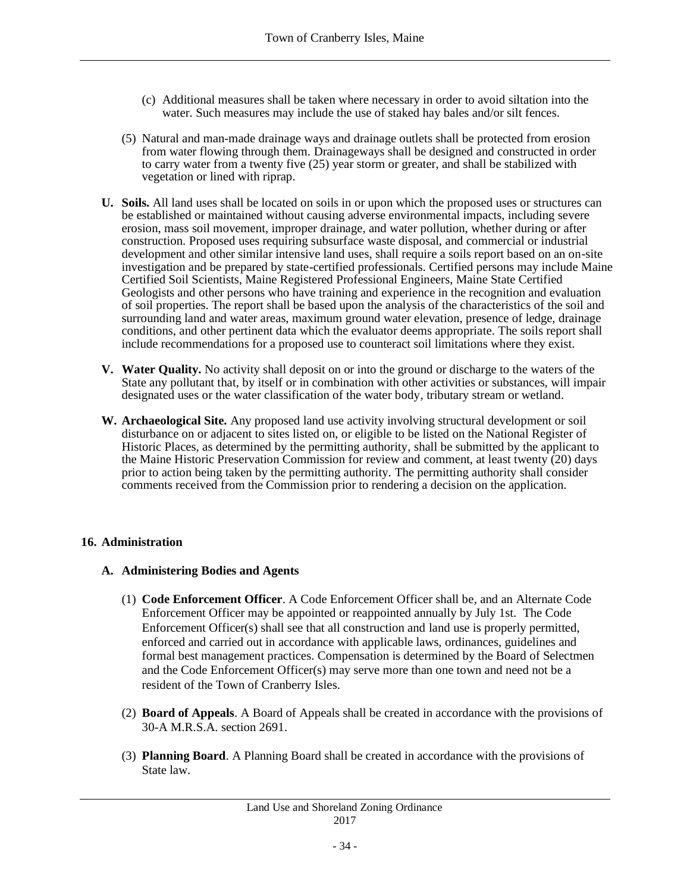(c) Additional measures shall be taken where necessary in order to avoid siltation into the water. Such measures may include the use of staked hay bales and/or silt fences.

(5) Natural and man-made drainage ways and drainage outlets shall be protected from erosion from water flowing through them. Drainageways shall be designed and constructed in order to carry water from a twenty five (25) year storm or greater, and shall be stabilized with vegetation or lined with riprap.

**U. Soils.** All land uses shall be located on soils in or upon which the proposed uses or structures can be established or maintained without causing adverse environmental impacts, including severe erosion, mass soil movement, improper drainage, and water pollution, whether during or after construction. Proposed uses requiring subsurface waste disposal, and commercial or industrial development and other similar intensive land uses, shall require a soils report based on an on-site investigation and be prepared by state-certified professionals. Certified persons may include Maine Certified Soil Scientists, Maine Registered Professional Engineers, Maine State Certified Geologists and other persons who have training and experience in the recognition and evaluation of soil properties. The report shall be based upon the analysis of the characteristics of the soil and surrounding land and water areas, maximum ground water elevation, presence of ledge, drainage conditions, and other pertinent data which the evaluator deems appropriate. The soils report shall include recommendations for a proposed use to counteract soil limitations where they exist.

**V. Water Quality.** No activity shall deposit on or into the ground or discharge to the waters of the State any pollutant that, by itself or in combination with other activities or substances, will impair designated uses or the water classification of the water body, tributary stream or wetland.

**W. Archaeological Site.** Any proposed land use activity involving structural development or soil disturbance on or adjacent to sites listed on, or eligible to be listed on the National Register of Historic Places, as determined by the permitting authority, shall be submitted by the applicant to the Maine Historic Preservation Commission for review and comment, at least twenty (20) days prior to action being taken by the permitting authority. The permitting authority shall consider comments received from the Commission prior to rendering a decision on the application.

## 16. Administration

### A. Administering Bodies and Agents

(1) **Code Enforcement Officer**. A Code Enforcement Officer shall be, and an Alternate Code Enforcement Officer may be appointed or reappointed annually by July 1st. The Code Enforcement Officer(s) shall see that all construction and land use is properly permitted, enforced and carried out in accordance with applicable laws, ordinances, guidelines and formal best management practices. Compensation is determined by the Board of Selectmen and the Code Enforcement Officer(s) may serve more than one town and need not be a resident of the Town of Cranberry Isles.

(2) **Board of Appeals**. A Board of Appeals shall be created in accordance with the provisions of 30-A M.R.S.A. section 2691.

(3) **Planning Board**. A Planning Board shall be created in accordance with the provisions of State law.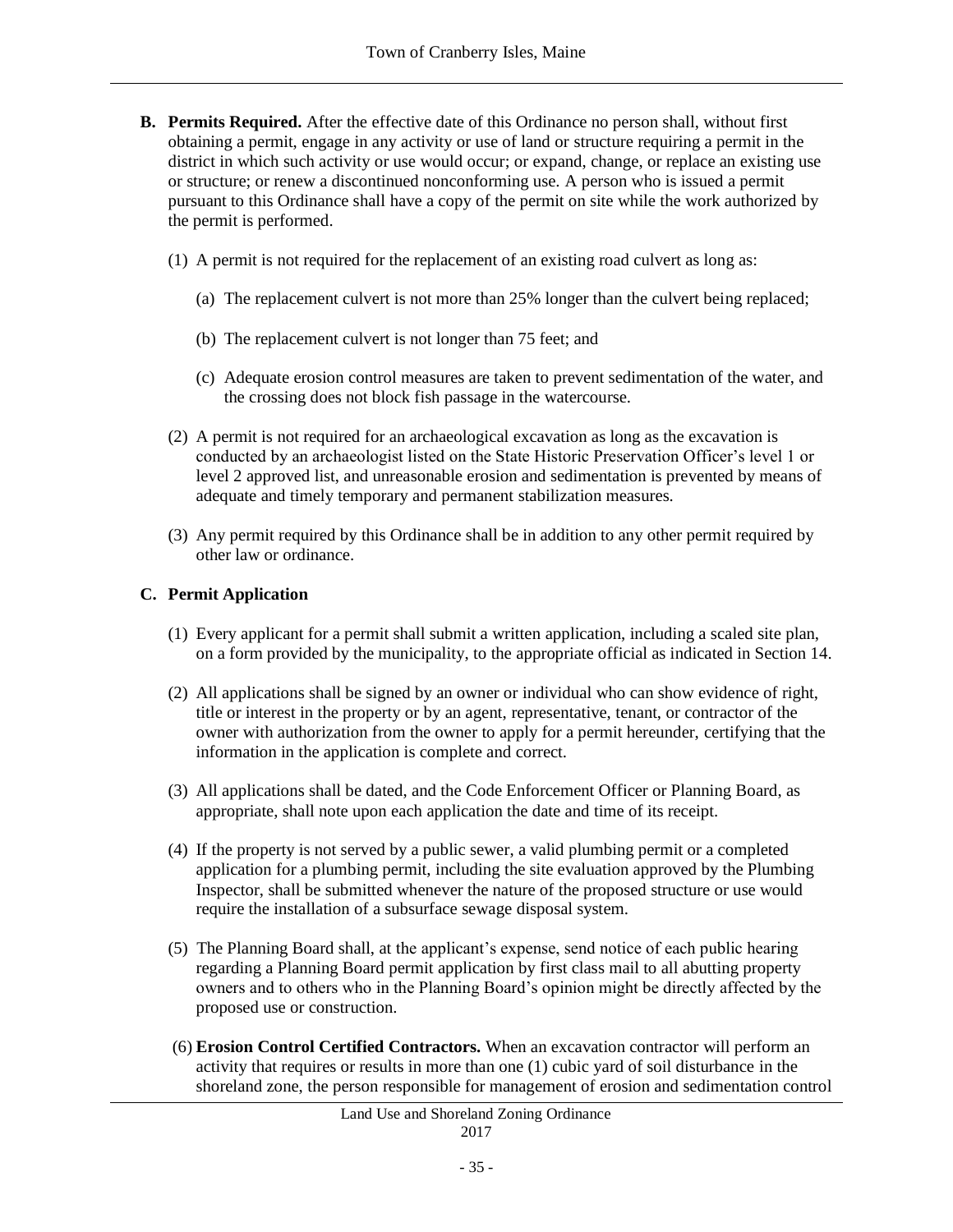**B. Permits Required.** After the effective date of this Ordinance no person shall, without first obtaining a permit, engage in any activity or use of land or structure requiring a permit in the district in which such activity or use would occur; or expand, change, or replace an existing use or structure; or renew a discontinued nonconforming use. A person who is issued a permit pursuant to this Ordinance shall have a copy of the permit on site while the work authorized by the permit is performed.

(1) A permit is not required for the replacement of an existing road culvert as long as:

(a) The replacement culvert is not more than 25% longer than the culvert being replaced;

(b) The replacement culvert is not longer than 75 feet; and

(c) Adequate erosion control measures are taken to prevent sedimentation of the water, and the crossing does not block fish passage in the watercourse.

(2) A permit is not required for an archaeological excavation as long as the excavation is conducted by an archaeologist listed on the State Historic Preservation Officer's level 1 or level 2 approved list, and unreasonable erosion and sedimentation is prevented by means of adequate and timely temporary and permanent stabilization measures.

(3) Any permit required by this Ordinance shall be in addition to any other permit required by other law or ordinance.

**C. Permit Application**

(1) Every applicant for a permit shall submit a written application, including a scaled site plan, on a form provided by the municipality, to the appropriate official as indicated in Section 14.

(2) All applications shall be signed by an owner or individual who can show evidence of right, title or interest in the property or by an agent, representative, tenant, or contractor of the owner with authorization from the owner to apply for a permit hereunder, certifying that the information in the application is complete and correct.

(3) All applications shall be dated, and the Code Enforcement Officer or Planning Board, as appropriate, shall note upon each application the date and time of its receipt.

(4) If the property is not served by a public sewer, a valid plumbing permit or a completed application for a plumbing permit, including the site evaluation approved by the Plumbing Inspector, shall be submitted whenever the nature of the proposed structure or use would require the installation of a subsurface sewage disposal system.

(5) The Planning Board shall, at the applicant's expense, send notice of each public hearing regarding a Planning Board permit application by first class mail to all abutting property owners and to others who in the Planning Board's opinion might be directly affected by the proposed use or construction.

(6) **Erosion Control Certified Contractors.** When an excavation contractor will perform an activity that requires or results in more than one (1) cubic yard of soil disturbance in the shoreland zone, the person responsible for management of erosion and sedimentation control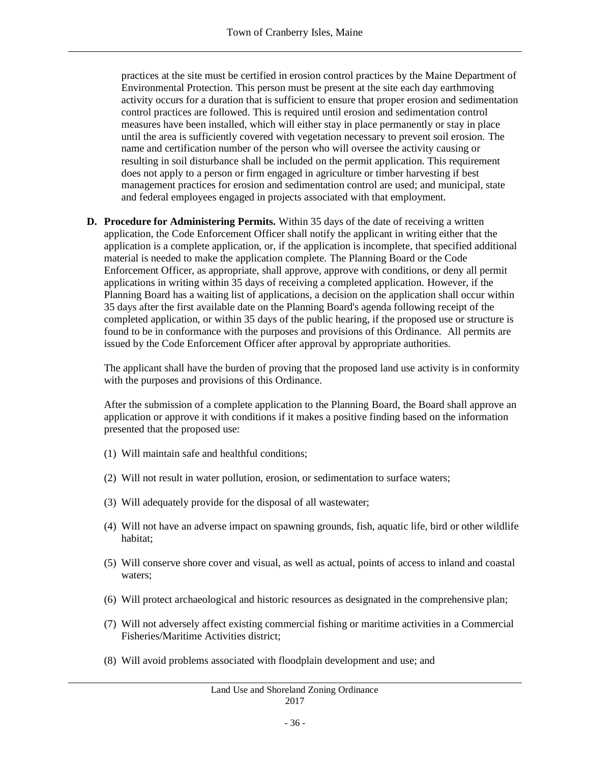practices at the site must be certified in erosion control practices by the Maine Department of Environmental Protection. This person must be present at the site each day earthmoving activity occurs for a duration that is sufficient to ensure that proper erosion and sedimentation control practices are followed. This is required until erosion and sedimentation control measures have been installed, which will either stay in place permanently or stay in place until the area is sufficiently covered with vegetation necessary to prevent soil erosion. The name and certification number of the person who will oversee the activity causing or resulting in soil disturbance shall be included on the permit application. This requirement does not apply to a person or firm engaged in agriculture or timber harvesting if best management practices for erosion and sedimentation control are used; and municipal, state and federal employees engaged in projects associated with that employment.

**D. Procedure for Administering Permits.** Within 35 days of the date of receiving a written application, the Code Enforcement Officer shall notify the applicant in writing either that the application is a complete application, or, if the application is incomplete, that specified additional material is needed to make the application complete. The Planning Board or the Code Enforcement Officer, as appropriate, shall approve, approve with conditions, or deny all permit applications in writing within 35 days of receiving a completed application. However, if the Planning Board has a waiting list of applications, a decision on the application shall occur within 35 days after the first available date on the Planning Board's agenda following receipt of the completed application, or within 35 days of the public hearing, if the proposed use or structure is found to be in conformance with the purposes and provisions of this Ordinance. All permits are issued by the Code Enforcement Officer after approval by appropriate authorities.

The applicant shall have the burden of proving that the proposed land use activity is in conformity with the purposes and provisions of this Ordinance.

After the submission of a complete application to the Planning Board, the Board shall approve an application or approve it with conditions if it makes a positive finding based on the information presented that the proposed use:

(1) Will maintain safe and healthful conditions;

(2) Will not result in water pollution, erosion, or sedimentation to surface waters;

(3) Will adequately provide for the disposal of all wastewater;

(4) Will not have an adverse impact on spawning grounds, fish, aquatic life, bird or other wildlife habitat;

(5) Will conserve shore cover and visual, as well as actual, points of access to inland and coastal waters;

(6) Will protect archaeological and historic resources as designated in the comprehensive plan;

(7) Will not adversely affect existing commercial fishing or maritime activities in a Commercial Fisheries/Maritime Activities district;

(8) Will avoid problems associated with floodplain development and use; and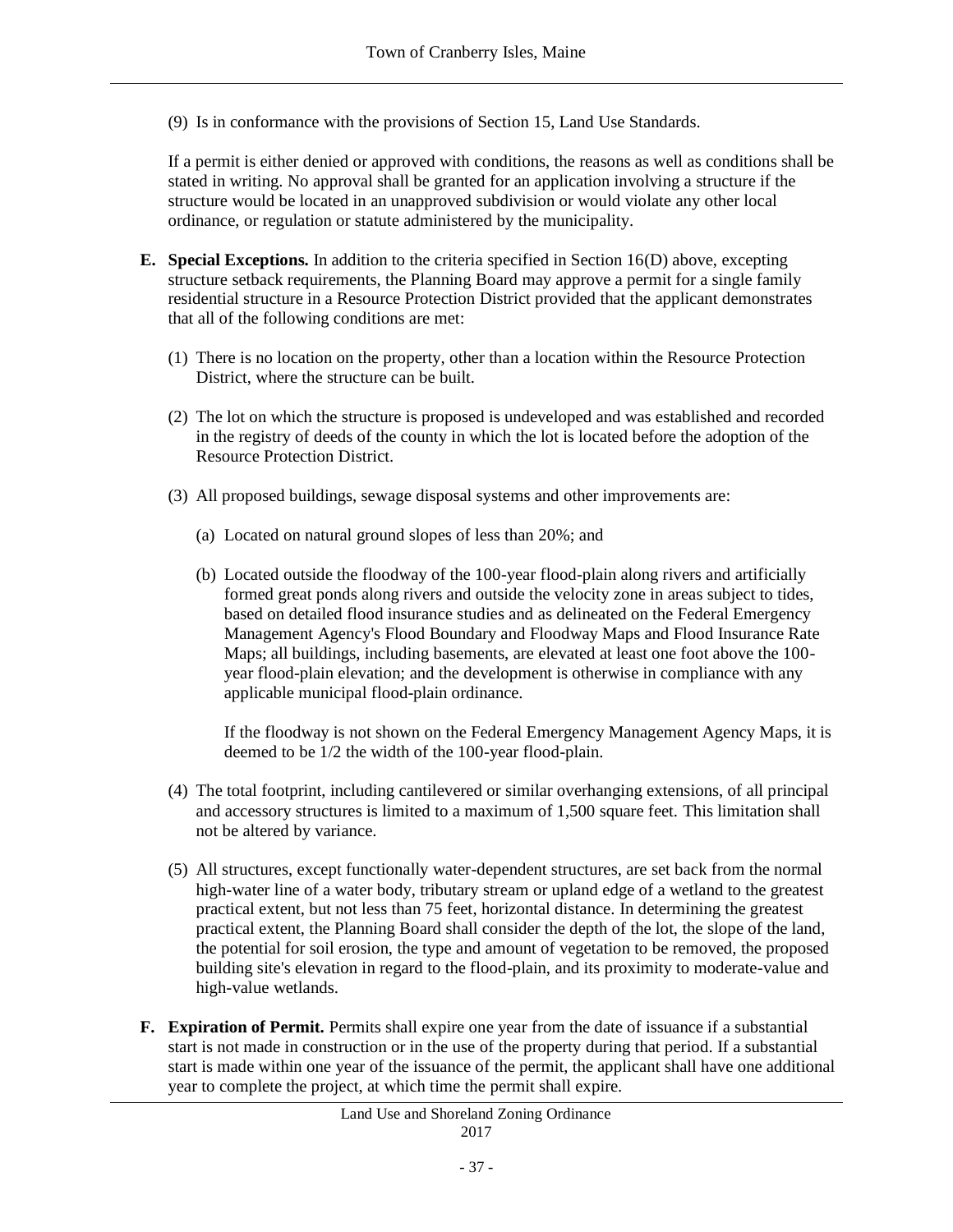(9) Is in conformance with the provisions of Section 15, Land Use Standards.

If a permit is either denied or approved with conditions, the reasons as well as conditions shall be stated in writing. No approval shall be granted for an application involving a structure if the structure would be located in an unapproved subdivision or would violate any other local ordinance, or regulation or statute administered by the municipality.

**E. Special Exceptions.** In addition to the criteria specified in Section 16(D) above, excepting structure setback requirements, the Planning Board may approve a permit for a single family residential structure in a Resource Protection District provided that the applicant demonstrates that all of the following conditions are met:

(1) There is no location on the property, other than a location within the Resource Protection District, where the structure can be built.

(2) The lot on which the structure is proposed is undeveloped and was established and recorded in the registry of deeds of the county in which the lot is located before the adoption of the Resource Protection District.

(3) All proposed buildings, sewage disposal systems and other improvements are:

(a) Located on natural ground slopes of less than 20%; and

(b) Located outside the floodway of the 100-year flood-plain along rivers and artificially formed great ponds along rivers and outside the velocity zone in areas subject to tides, based on detailed flood insurance studies and as delineated on the Federal Emergency Management Agency's Flood Boundary and Floodway Maps and Flood Insurance Rate Maps; all buildings, including basements, are elevated at least one foot above the 100-year flood-plain elevation; and the development is otherwise in compliance with any applicable municipal flood-plain ordinance.

If the floodway is not shown on the Federal Emergency Management Agency Maps, it is deemed to be 1/2 the width of the 100-year flood-plain.

(4) The total footprint, including cantilevered or similar overhanging extensions, of all principal and accessory structures is limited to a maximum of 1,500 square feet. This limitation shall not be altered by variance.

(5) All structures, except functionally water-dependent structures, are set back from the normal high-water line of a water body, tributary stream or upland edge of a wetland to the greatest practical extent, but not less than 75 feet, horizontal distance. In determining the greatest practical extent, the Planning Board shall consider the depth of the lot, the slope of the land, the potential for soil erosion, the type and amount of vegetation to be removed, the proposed building site's elevation in regard to the flood-plain, and its proximity to moderate-value and high-value wetlands.

**F. Expiration of Permit.** Permits shall expire one year from the date of issuance if a substantial start is not made in construction or in the use of the property during that period. If a substantial start is made within one year of the issuance of the permit, the applicant shall have one additional year to complete the project, at which time the permit shall expire.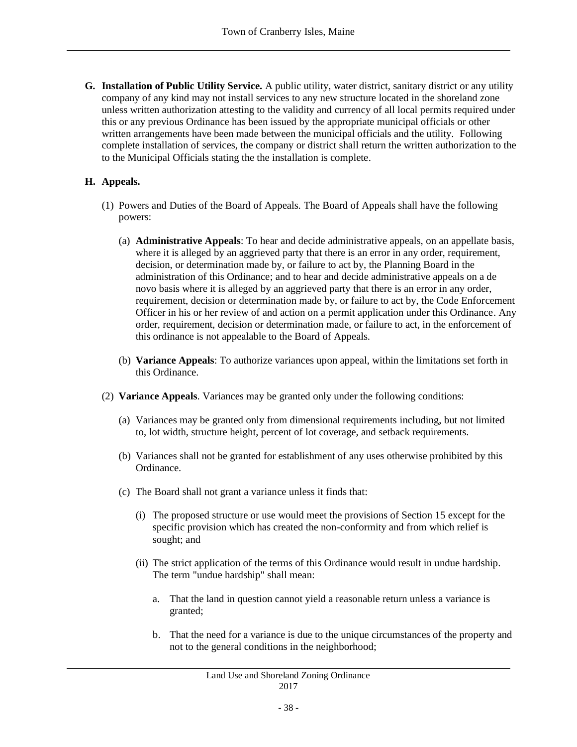**G. Installation of Public Utility Service.** A public utility, water district, sanitary district or any utility company of any kind may not install services to any new structure located in the shoreland zone unless written authorization attesting to the validity and currency of all local permits required under this or any previous Ordinance has been issued by the appropriate municipal officials or other written arrangements have been made between the municipal officials and the utility. Following complete installation of services, the company or district shall return the written authorization to the to the Municipal Officials stating the the installation is complete.

**H. Appeals.**

(1) Powers and Duties of the Board of Appeals. The Board of Appeals shall have the following powers:

(a) **Administrative Appeals**: To hear and decide administrative appeals, on an appellate basis, where it is alleged by an aggrieved party that there is an error in any order, requirement, decision, or determination made by, or failure to act by, the Planning Board in the administration of this Ordinance; and to hear and decide administrative appeals on a de novo basis where it is alleged by an aggrieved party that there is an error in any order, requirement, decision or determination made by, or failure to act by, the Code Enforcement Officer in his or her review of and action on a permit application under this Ordinance. Any order, requirement, decision or determination made, or failure to act, in the enforcement of this ordinance is not appealable to the Board of Appeals.

(b) **Variance Appeals**: To authorize variances upon appeal, within the limitations set forth in this Ordinance.

(2) **Variance Appeals**. Variances may be granted only under the following conditions:

(a) Variances may be granted only from dimensional requirements including, but not limited to, lot width, structure height, percent of lot coverage, and setback requirements.

(b) Variances shall not be granted for establishment of any uses otherwise prohibited by this Ordinance.

(c) The Board shall not grant a variance unless it finds that:

(i) The proposed structure or use would meet the provisions of Section 15 except for the specific provision which has created the non-conformity and from which relief is sought; and

(ii) The strict application of the terms of this Ordinance would result in undue hardship. The term "undue hardship" shall mean:

a. That the land in question cannot yield a reasonable return unless a variance is granted;

b. That the need for a variance is due to the unique circumstances of the property and not to the general conditions in the neighborhood;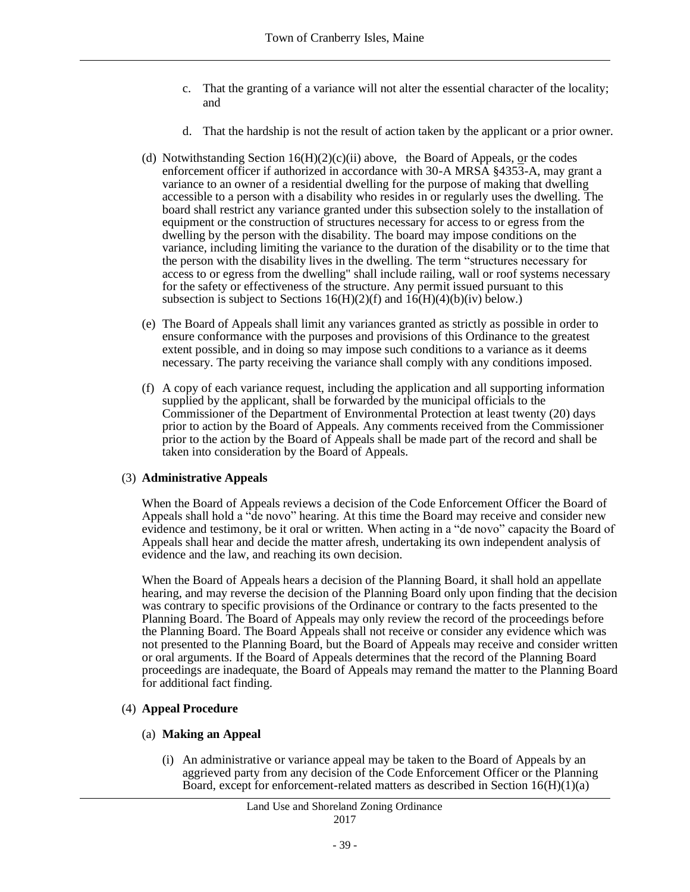c. That the granting of a variance will not alter the essential character of the locality; and

d. That the hardship is not the result of action taken by the applicant or a prior owner.

(d) Notwithstanding Section 16(H)(2)(c)(ii) above, the Board of Appeals, or the codes enforcement officer if authorized in accordance with 30-A MRSA §4353-A, may grant a variance to an owner of a residential dwelling for the purpose of making that dwelling accessible to a person with a disability who resides in or regularly uses the dwelling. The board shall restrict any variance granted under this subsection solely to the installation of equipment or the construction of structures necessary for access to or egress from the dwelling by the person with the disability. The board may impose conditions on the variance, including limiting the variance to the duration of the disability or to the time that the person with the disability lives in the dwelling. The term "structures necessary for access to or egress from the dwelling" shall include railing, wall or roof systems necessary for the safety or effectiveness of the structure. Any permit issued pursuant to this subsection is subject to Sections 16(H)(2)(f) and 16(H)(4)(b)(iv) below.)

(e) The Board of Appeals shall limit any variances granted as strictly as possible in order to ensure conformance with the purposes and provisions of this Ordinance to the greatest extent possible, and in doing so may impose such conditions to a variance as it deems necessary. The party receiving the variance shall comply with any conditions imposed.

(f) A copy of each variance request, including the application and all supporting information supplied by the applicant, shall be forwarded by the municipal officials to the Commissioner of the Department of Environmental Protection at least twenty (20) days prior to action by the Board of Appeals. Any comments received from the Commissioner prior to the action by the Board of Appeals shall be made part of the record and shall be taken into consideration by the Board of Appeals.

(3) **Administrative Appeals**

When the Board of Appeals reviews a decision of the Code Enforcement Officer the Board of Appeals shall hold a "de novo" hearing. At this time the Board may receive and consider new evidence and testimony, be it oral or written. When acting in a "de novo" capacity the Board of Appeals shall hear and decide the matter afresh, undertaking its own independent analysis of evidence and the law, and reaching its own decision.

When the Board of Appeals hears a decision of the Planning Board, it shall hold an appellate hearing, and may reverse the decision of the Planning Board only upon finding that the decision was contrary to specific provisions of the Ordinance or contrary to the facts presented to the Planning Board. The Board of Appeals may only review the record of the proceedings before the Planning Board. The Board Appeals shall not receive or consider any evidence which was not presented to the Planning Board, but the Board of Appeals may receive and consider written or oral arguments. If the Board of Appeals determines that the record of the Planning Board proceedings are inadequate, the Board of Appeals may remand the matter to the Planning Board for additional fact finding.

(4) **Appeal Procedure**

(a) **Making an Appeal**

(i) An administrative or variance appeal may be taken to the Board of Appeals by an aggrieved party from any decision of the Code Enforcement Officer or the Planning Board, except for enforcement-related matters as described in Section 16(H)(1)(a)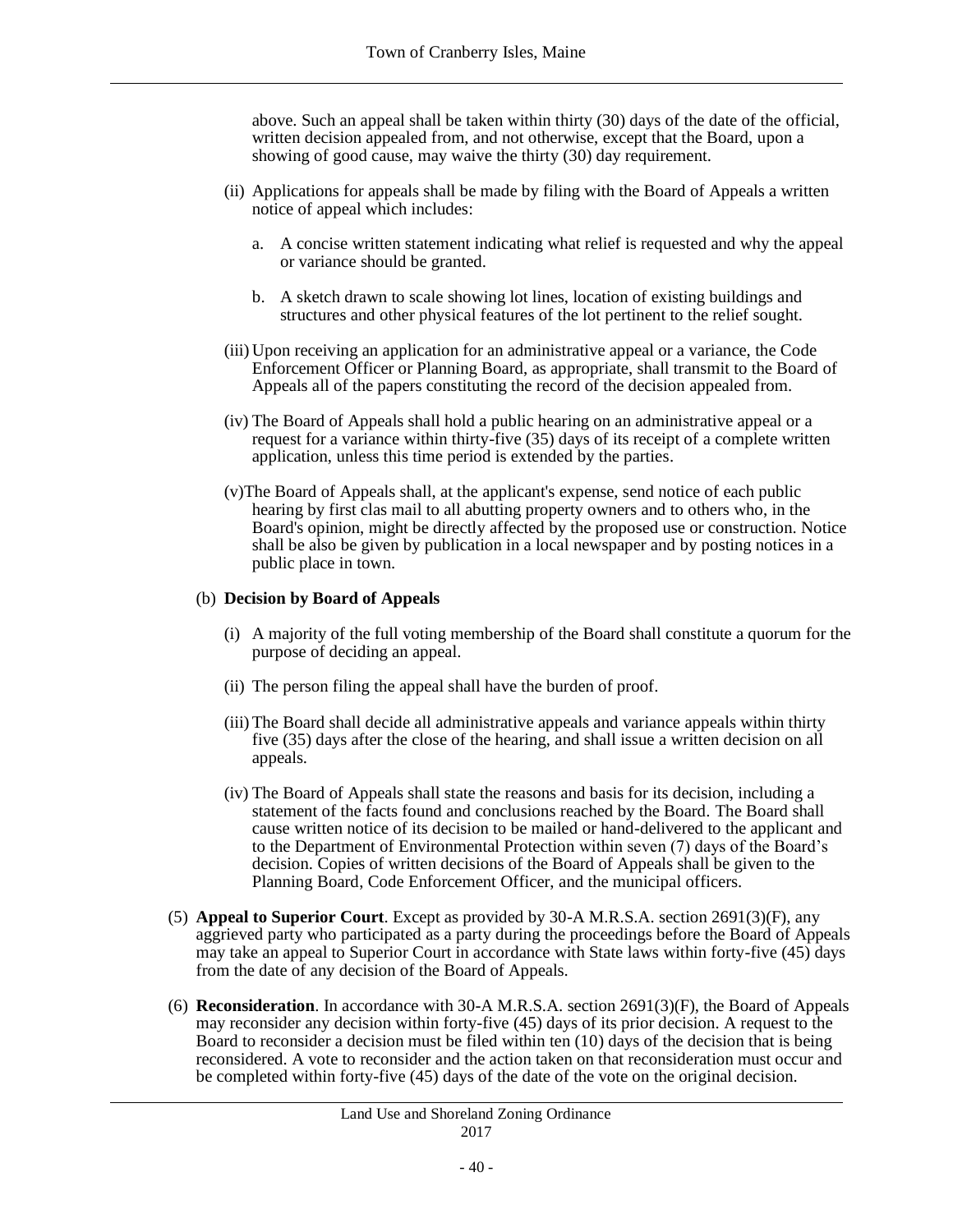above. Such an appeal shall be taken within thirty (30) days of the date of the official, written decision appealed from, and not otherwise, except that the Board, upon a showing of good cause, may waive the thirty (30) day requirement.

(ii) Applications for appeals shall be made by filing with the Board of Appeals a written notice of appeal which includes:

a. A concise written statement indicating what relief is requested and why the appeal or variance should be granted.

b. A sketch drawn to scale showing lot lines, location of existing buildings and structures and other physical features of the lot pertinent to the relief sought.

(iii) Upon receiving an application for an administrative appeal or a variance, the Code Enforcement Officer or Planning Board, as appropriate, shall transmit to the Board of Appeals all of the papers constituting the record of the decision appealed from.

(iv) The Board of Appeals shall hold a public hearing on an administrative appeal or a request for a variance within thirty-five (35) days of its receipt of a complete written application, unless this time period is extended by the parties.

(v)The Board of Appeals shall, at the applicant's expense, send notice of each public hearing by first clas mail to all abutting property owners and to others who, in the Board's opinion, might be directly affected by the proposed use or construction. Notice shall be also be given by publication in a local newspaper and by posting notices in a public place in town.

(b) **Decision by Board of Appeals**

(i) A majority of the full voting membership of the Board shall constitute a quorum for the purpose of deciding an appeal.

(ii) The person filing the appeal shall have the burden of proof.

(iii) The Board shall decide all administrative appeals and variance appeals within thirty five (35) days after the close of the hearing, and shall issue a written decision on all appeals.

(iv) The Board of Appeals shall state the reasons and basis for its decision, including a statement of the facts found and conclusions reached by the Board. The Board shall cause written notice of its decision to be mailed or hand-delivered to the applicant and to the Department of Environmental Protection within seven (7) days of the Board's decision. Copies of written decisions of the Board of Appeals shall be given to the Planning Board, Code Enforcement Officer, and the municipal officers.

(5) **Appeal to Superior Court**. Except as provided by 30-A M.R.S.A. section 2691(3)(F), any aggrieved party who participated as a party during the proceedings before the Board of Appeals may take an appeal to Superior Court in accordance with State laws within forty-five (45) days from the date of any decision of the Board of Appeals.

(6) **Reconsideration**. In accordance with 30-A M.R.S.A. section 2691(3)(F), the Board of Appeals may reconsider any decision within forty-five (45) days of its prior decision. A request to the Board to reconsider a decision must be filed within ten (10) days of the decision that is being reconsidered. A vote to reconsider and the action taken on that reconsideration must occur and be completed within forty-five (45) days of the date of the vote on the original decision.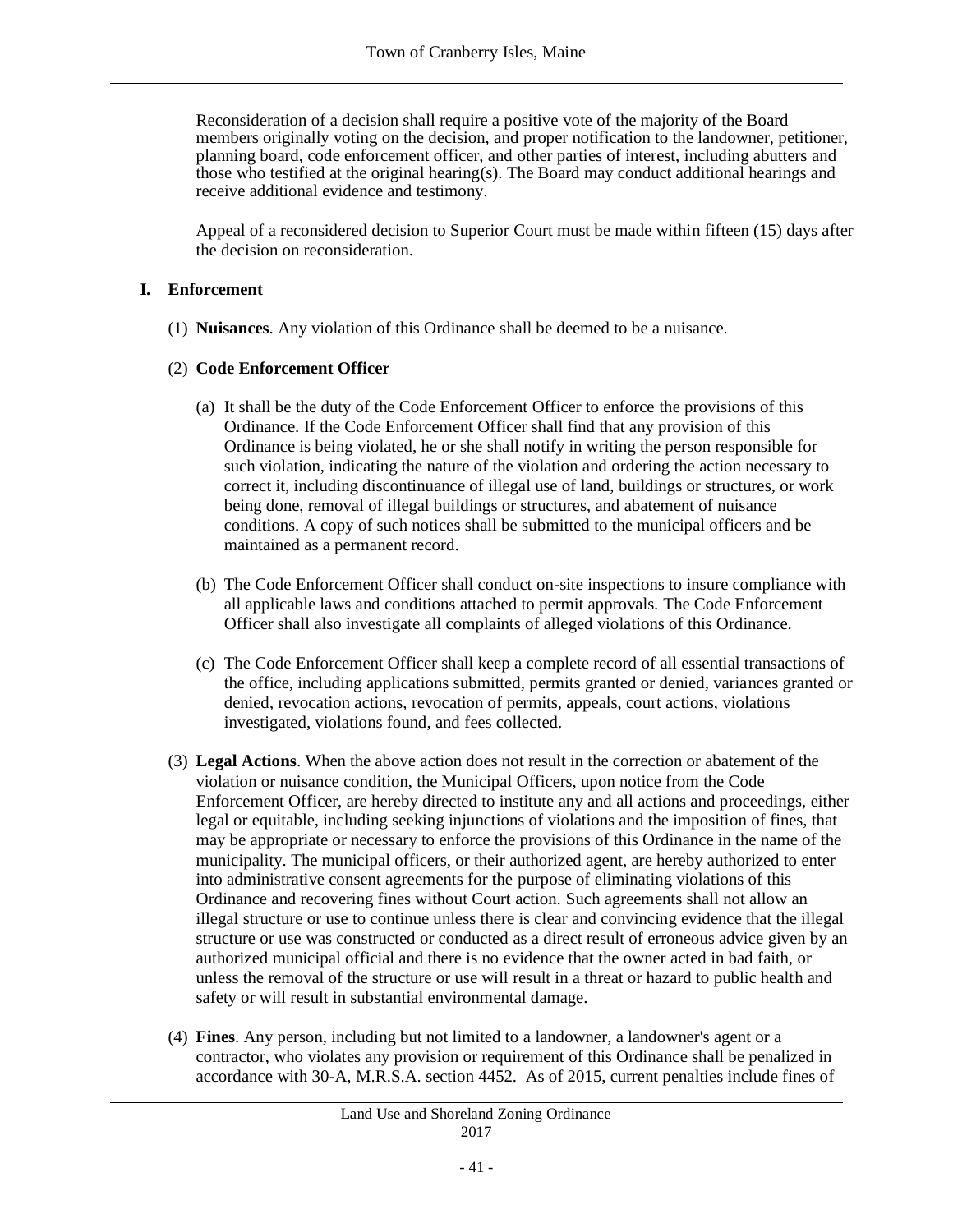Reconsideration of a decision shall require a positive vote of the majority of the Board members originally voting on the decision, and proper notification to the landowner, petitioner, planning board, code enforcement officer, and other parties of interest, including abutters and those who testified at the original hearing(s). The Board may conduct additional hearings and receive additional evidence and testimony.

Appeal of a reconsidered decision to Superior Court must be made within fifteen (15) days after the decision on reconsideration.

## I. Enforcement

(1) **Nuisances**. Any violation of this Ordinance shall be deemed to be a nuisance.

(2) **Code Enforcement Officer**

(a) It shall be the duty of the Code Enforcement Officer to enforce the provisions of this Ordinance. If the Code Enforcement Officer shall find that any provision of this Ordinance is being violated, he or she shall notify in writing the person responsible for such violation, indicating the nature of the violation and ordering the action necessary to correct it, including discontinuance of illegal use of land, buildings or structures, or work being done, removal of illegal buildings or structures, and abatement of nuisance conditions. A copy of such notices shall be submitted to the municipal officers and be maintained as a permanent record.

(b) The Code Enforcement Officer shall conduct on-site inspections to insure compliance with all applicable laws and conditions attached to permit approvals. The Code Enforcement Officer shall also investigate all complaints of alleged violations of this Ordinance.

(c) The Code Enforcement Officer shall keep a complete record of all essential transactions of the office, including applications submitted, permits granted or denied, variances granted or denied, revocation actions, revocation of permits, appeals, court actions, violations investigated, violations found, and fees collected.

(3) **Legal Actions**. When the above action does not result in the correction or abatement of the violation or nuisance condition, the Municipal Officers, upon notice from the Code Enforcement Officer, are hereby directed to institute any and all actions and proceedings, either legal or equitable, including seeking injunctions of violations and the imposition of fines, that may be appropriate or necessary to enforce the provisions of this Ordinance in the name of the municipality. The municipal officers, or their authorized agent, are hereby authorized to enter into administrative consent agreements for the purpose of eliminating violations of this Ordinance and recovering fines without Court action. Such agreements shall not allow an illegal structure or use to continue unless there is clear and convincing evidence that the illegal structure or use was constructed or conducted as a direct result of erroneous advice given by an authorized municipal official and there is no evidence that the owner acted in bad faith, or unless the removal of the structure or use will result in a threat or hazard to public health and safety or will result in substantial environmental damage.

(4) **Fines**. Any person, including but not limited to a landowner, a landowner's agent or a contractor, who violates any provision or requirement of this Ordinance shall be penalized in accordance with 30-A, M.R.S.A. section 4452. As of 2015, current penalties include fines of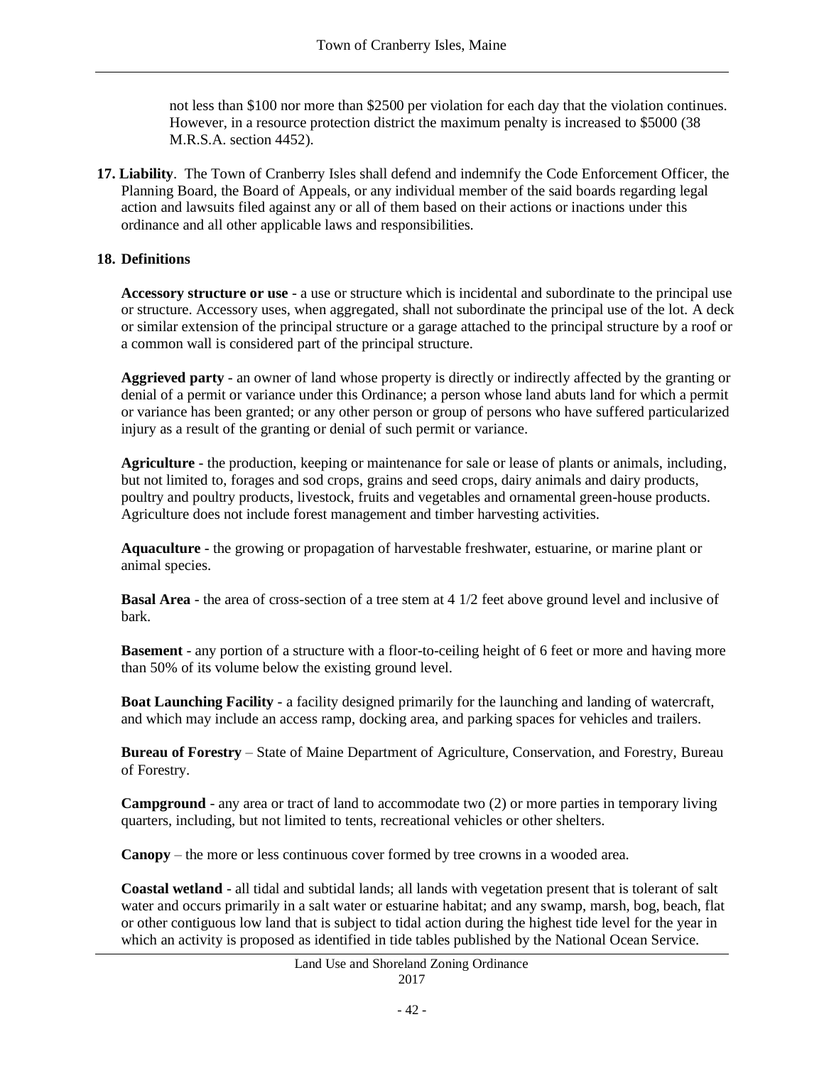not less than $100 nor more than $2500 per violation for each day that the violation continues. However, in a resource protection district the maximum penalty is increased to $5000 (38 M.R.S.A. section 4452).

**17. Liability**. The Town of Cranberry Isles shall defend and indemnify the Code Enforcement Officer, the Planning Board, the Board of Appeals, or any individual member of the said boards regarding legal action and lawsuits filed against any or all of them based on their actions or inactions under this ordinance and all other applicable laws and responsibilities.

**18. Definitions**

**Accessory structure or use** - a use or structure which is incidental and subordinate to the principal use or structure. Accessory uses, when aggregated, shall not subordinate the principal use of the lot. A deck or similar extension of the principal structure or a garage attached to the principal structure by a roof or a common wall is considered part of the principal structure.

**Aggrieved party** - an owner of land whose property is directly or indirectly affected by the granting or denial of a permit or variance under this Ordinance; a person whose land abuts land for which a permit or variance has been granted; or any other person or group of persons who have suffered particularized injury as a result of the granting or denial of such permit or variance.

**Agriculture** - the production, keeping or maintenance for sale or lease of plants or animals, including, but not limited to, forages and sod crops, grains and seed crops, dairy animals and dairy products, poultry and poultry products, livestock, fruits and vegetables and ornamental green-house products. Agriculture does not include forest management and timber harvesting activities.

**Aquaculture** - the growing or propagation of harvestable freshwater, estuarine, or marine plant or animal species.

**Basal Area** - the area of cross-section of a tree stem at 4 1/2 feet above ground level and inclusive of bark.

**Basement** - any portion of a structure with a floor-to-ceiling height of 6 feet or more and having more than 50% of its volume below the existing ground level.

**Boat Launching Facility** - a facility designed primarily for the launching and landing of watercraft, and which may include an access ramp, docking area, and parking spaces for vehicles and trailers.

**Bureau of Forestry** – State of Maine Department of Agriculture, Conservation, and Forestry, Bureau of Forestry.

**Campground** - any area or tract of land to accommodate two (2) or more parties in temporary living quarters, including, but not limited to tents, recreational vehicles or other shelters.

**Canopy** – the more or less continuous cover formed by tree crowns in a wooded area.

**Coastal wetland** - all tidal and subtidal lands; all lands with vegetation present that is tolerant of salt water and occurs primarily in a salt water or estuarine habitat; and any swamp, marsh, bog, beach, flat or other contiguous low land that is subject to tidal action during the highest tide level for the year in which an activity is proposed as identified in tide tables published by the National Ocean Service.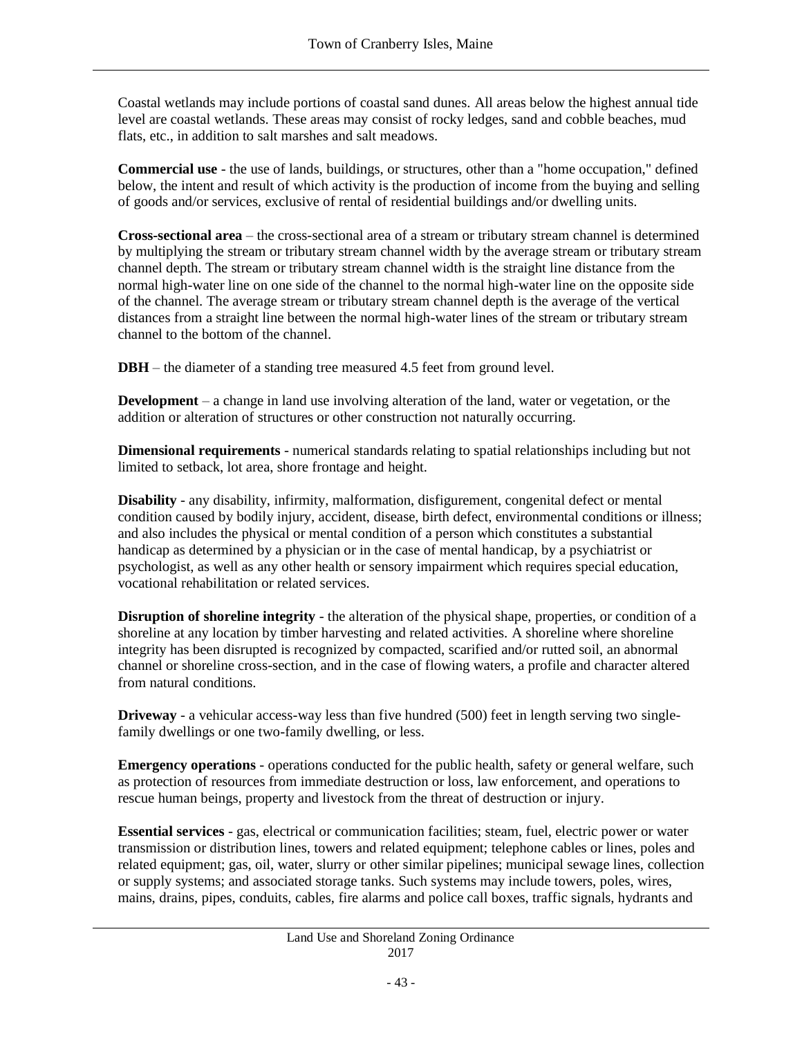Coastal wetlands may include portions of coastal sand dunes. All areas below the highest annual tide level are coastal wetlands. These areas may consist of rocky ledges, sand and cobble beaches, mud flats, etc., in addition to salt marshes and salt meadows.

**Commercial use** - the use of lands, buildings, or structures, other than a "home occupation," defined below, the intent and result of which activity is the production of income from the buying and selling of goods and/or services, exclusive of rental of residential buildings and/or dwelling units.

**Cross-sectional area** – the cross-sectional area of a stream or tributary stream channel is determined by multiplying the stream or tributary stream channel width by the average stream or tributary stream channel depth. The stream or tributary stream channel width is the straight line distance from the normal high-water line on one side of the channel to the normal high-water line on the opposite side of the channel. The average stream or tributary stream channel depth is the average of the vertical distances from a straight line between the normal high-water lines of the stream or tributary stream channel to the bottom of the channel.

**DBH** – the diameter of a standing tree measured 4.5 feet from ground level.

**Development** – a change in land use involving alteration of the land, water or vegetation, or the addition or alteration of structures or other construction not naturally occurring.

**Dimensional requirements** - numerical standards relating to spatial relationships including but not limited to setback, lot area, shore frontage and height.

**Disability** - any disability, infirmity, malformation, disfigurement, congenital defect or mental condition caused by bodily injury, accident, disease, birth defect, environmental conditions or illness; and also includes the physical or mental condition of a person which constitutes a substantial handicap as determined by a physician or in the case of mental handicap, by a psychiatrist or psychologist, as well as any other health or sensory impairment which requires special education, vocational rehabilitation or related services.

**Disruption of shoreline integrity** - the alteration of the physical shape, properties, or condition of a shoreline at any location by timber harvesting and related activities. A shoreline where shoreline integrity has been disrupted is recognized by compacted, scarified and/or rutted soil, an abnormal channel or shoreline cross-section, and in the case of flowing waters, a profile and character altered from natural conditions.

**Driveway** - a vehicular access-way less than five hundred (500) feet in length serving two single-family dwellings or one two-family dwelling, or less.

**Emergency operations** - operations conducted for the public health, safety or general welfare, such as protection of resources from immediate destruction or loss, law enforcement, and operations to rescue human beings, property and livestock from the threat of destruction or injury.

**Essential services** - gas, electrical or communication facilities; steam, fuel, electric power or water transmission or distribution lines, towers and related equipment; telephone cables or lines, poles and related equipment; gas, oil, water, slurry or other similar pipelines; municipal sewage lines, collection or supply systems; and associated storage tanks. Such systems may include towers, poles, wires, mains, drains, pipes, conduits, cables, fire alarms and police call boxes, traffic signals, hydrants and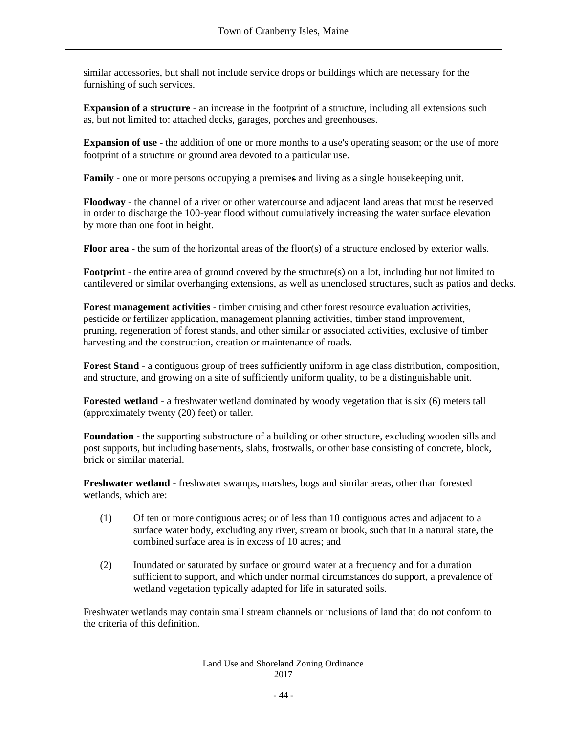similar accessories, but shall not include service drops or buildings which are necessary for the furnishing of such services.

**Expansion of a structure** - an increase in the footprint of a structure, including all extensions such as, but not limited to: attached decks, garages, porches and greenhouses.

**Expansion of use** - the addition of one or more months to a use's operating season; or the use of more footprint of a structure or ground area devoted to a particular use.

**Family** - one or more persons occupying a premises and living as a single housekeeping unit.

**Floodway** - the channel of a river or other watercourse and adjacent land areas that must be reserved in order to discharge the 100-year flood without cumulatively increasing the water surface elevation by more than one foot in height.

**Floor area** - the sum of the horizontal areas of the floor(s) of a structure enclosed by exterior walls.

**Footprint** - the entire area of ground covered by the structure(s) on a lot, including but not limited to cantilevered or similar overhanging extensions, as well as unenclosed structures, such as patios and decks.

**Forest management activities** - timber cruising and other forest resource evaluation activities, pesticide or fertilizer application, management planning activities, timber stand improvement, pruning, regeneration of forest stands, and other similar or associated activities, exclusive of timber harvesting and the construction, creation or maintenance of roads.

**Forest Stand** - a contiguous group of trees sufficiently uniform in age class distribution, composition, and structure, and growing on a site of sufficiently uniform quality, to be a distinguishable unit.

**Forested wetland** - a freshwater wetland dominated by woody vegetation that is six (6) meters tall (approximately twenty (20) feet) or taller.

**Foundation** - the supporting substructure of a building or other structure, excluding wooden sills and post supports, but including basements, slabs, frostwalls, or other base consisting of concrete, block, brick or similar material.

**Freshwater wetland** - freshwater swamps, marshes, bogs and similar areas, other than forested wetlands, which are:

(1) Of ten or more contiguous acres; or of less than 10 contiguous acres and adjacent to a surface water body, excluding any river, stream or brook, such that in a natural state, the combined surface area is in excess of 10 acres; and

(2) Inundated or saturated by surface or ground water at a frequency and for a duration sufficient to support, and which under normal circumstances do support, a prevalence of wetland vegetation typically adapted for life in saturated soils.

Freshwater wetlands may contain small stream channels or inclusions of land that do not conform to the criteria of this definition.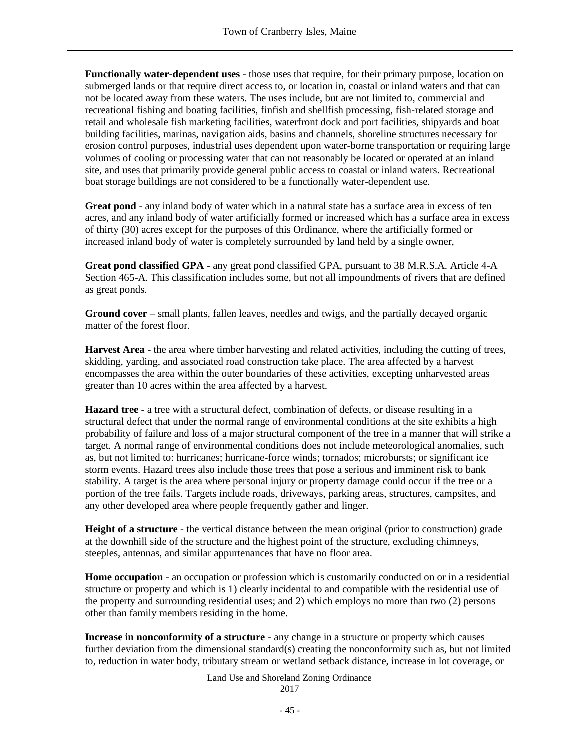**Functionally water-dependent uses** - those uses that require, for their primary purpose, location on submerged lands or that require direct access to, or location in, coastal or inland waters and that can not be located away from these waters. The uses include, but are not limited to, commercial and recreational fishing and boating facilities, finfish and shellfish processing, fish-related storage and retail and wholesale fish marketing facilities, waterfront dock and port facilities, shipyards and boat building facilities, marinas, navigation aids, basins and channels, shoreline structures necessary for erosion control purposes, industrial uses dependent upon water-borne transportation or requiring large volumes of cooling or processing water that can not reasonably be located or operated at an inland site, and uses that primarily provide general public access to coastal or inland waters. Recreational boat storage buildings are not considered to be a functionally water-dependent use.

**Great pond** - any inland body of water which in a natural state has a surface area in excess of ten acres, and any inland body of water artificially formed or increased which has a surface area in excess of thirty (30) acres except for the purposes of this Ordinance, where the artificially formed or increased inland body of water is completely surrounded by land held by a single owner,

**Great pond classified GPA** - any great pond classified GPA, pursuant to 38 M.R.S.A. Article 4-A Section 465-A. This classification includes some, but not all impoundments of rivers that are defined as great ponds.

**Ground cover** – small plants, fallen leaves, needles and twigs, and the partially decayed organic matter of the forest floor.

**Harvest Area** - the area where timber harvesting and related activities, including the cutting of trees, skidding, yarding, and associated road construction take place. The area affected by a harvest encompasses the area within the outer boundaries of these activities, excepting unharvested areas greater than 10 acres within the area affected by a harvest.

**Hazard tree** - a tree with a structural defect, combination of defects, or disease resulting in a structural defect that under the normal range of environmental conditions at the site exhibits a high probability of failure and loss of a major structural component of the tree in a manner that will strike a target. A normal range of environmental conditions does not include meteorological anomalies, such as, but not limited to: hurricanes; hurricane-force winds; tornados; microbursts; or significant ice storm events. Hazard trees also include those trees that pose a serious and imminent risk to bank stability. A target is the area where personal injury or property damage could occur if the tree or a portion of the tree fails. Targets include roads, driveways, parking areas, structures, campsites, and any other developed area where people frequently gather and linger.

**Height of a structure** - the vertical distance between the mean original (prior to construction) grade at the downhill side of the structure and the highest point of the structure, excluding chimneys, steeples, antennas, and similar appurtenances that have no floor area.

**Home occupation** - an occupation or profession which is customarily conducted on or in a residential structure or property and which is 1) clearly incidental to and compatible with the residential use of the property and surrounding residential uses; and 2) which employs no more than two (2) persons other than family members residing in the home.

**Increase in nonconformity of a structure** - any change in a structure or property which causes further deviation from the dimensional standard(s) creating the nonconformity such as, but not limited to, reduction in water body, tributary stream or wetland setback distance, increase in lot coverage, or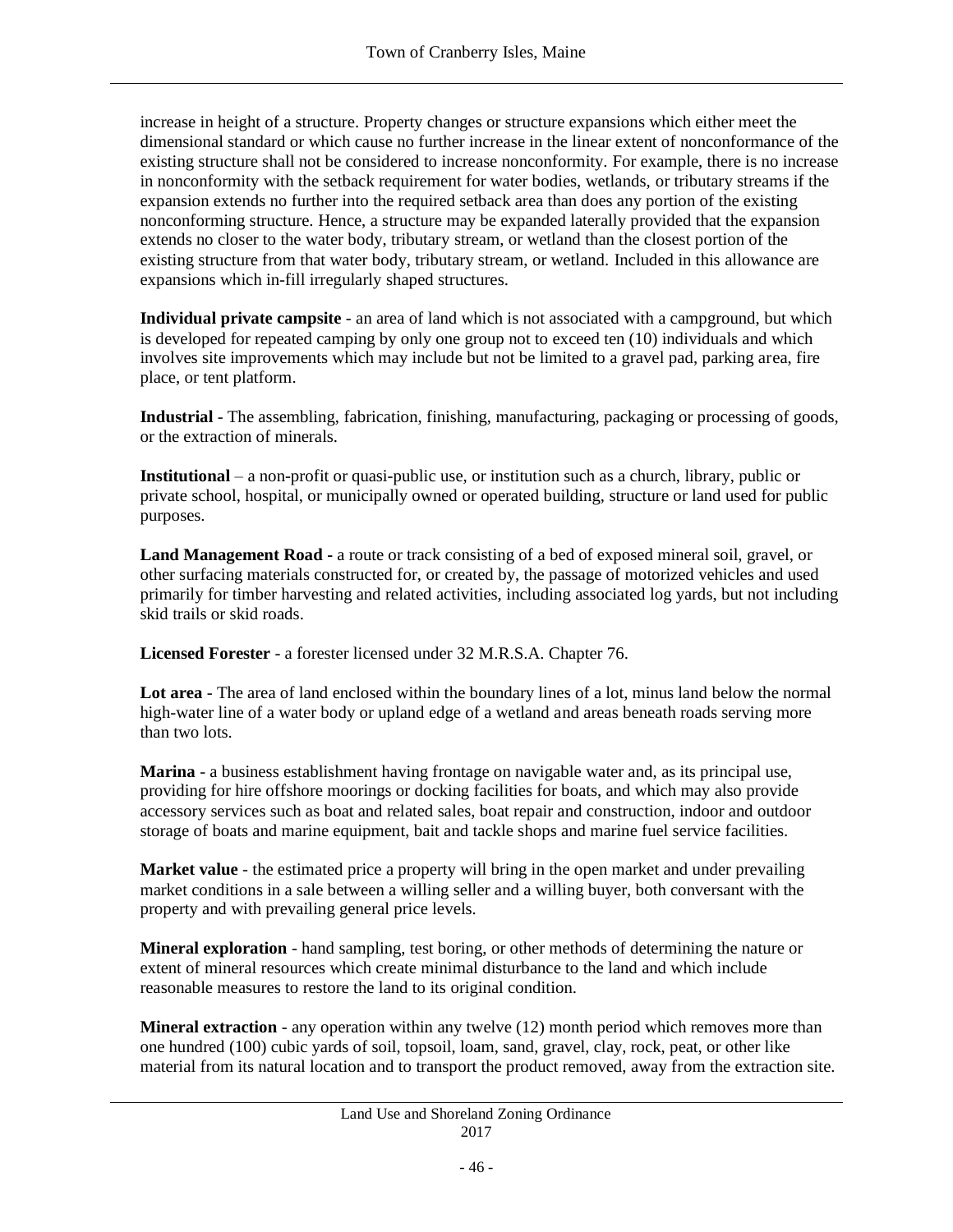increase in height of a structure. Property changes or structure expansions which either meet the dimensional standard or which cause no further increase in the linear extent of nonconformance of the existing structure shall not be considered to increase nonconformity. For example, there is no increase in nonconformity with the setback requirement for water bodies, wetlands, or tributary streams if the expansion extends no further into the required setback area than does any portion of the existing nonconforming structure. Hence, a structure may be expanded laterally provided that the expansion extends no closer to the water body, tributary stream, or wetland than the closest portion of the existing structure from that water body, tributary stream, or wetland. Included in this allowance are expansions which in-fill irregularly shaped structures.

**Individual private campsite** - an area of land which is not associated with a campground, but which is developed for repeated camping by only one group not to exceed ten (10) individuals and which involves site improvements which may include but not be limited to a gravel pad, parking area, fire place, or tent platform.

**Industrial** - The assembling, fabrication, finishing, manufacturing, packaging or processing of goods, or the extraction of minerals.

**Institutional** – a non-profit or quasi-public use, or institution such as a church, library, public or private school, hospital, or municipally owned or operated building, structure or land used for public purposes.

**Land Management Road -** a route or track consisting of a bed of exposed mineral soil, gravel, or other surfacing materials constructed for, or created by, the passage of motorized vehicles and used primarily for timber harvesting and related activities, including associated log yards, but not including skid trails or skid roads.

**Licensed Forester** - a forester licensed under 32 M.R.S.A. Chapter 76.

**Lot area** - The area of land enclosed within the boundary lines of a lot, minus land below the normal high-water line of a water body or upland edge of a wetland and areas beneath roads serving more than two lots.

**Marina** - a business establishment having frontage on navigable water and, as its principal use, providing for hire offshore moorings or docking facilities for boats, and which may also provide accessory services such as boat and related sales, boat repair and construction, indoor and outdoor storage of boats and marine equipment, bait and tackle shops and marine fuel service facilities.

**Market value** - the estimated price a property will bring in the open market and under prevailing market conditions in a sale between a willing seller and a willing buyer, both conversant with the property and with prevailing general price levels.

**Mineral exploration** - hand sampling, test boring, or other methods of determining the nature or extent of mineral resources which create minimal disturbance to the land and which include reasonable measures to restore the land to its original condition.

**Mineral extraction** - any operation within any twelve (12) month period which removes more than one hundred (100) cubic yards of soil, topsoil, loam, sand, gravel, clay, rock, peat, or other like material from its natural location and to transport the product removed, away from the extraction site.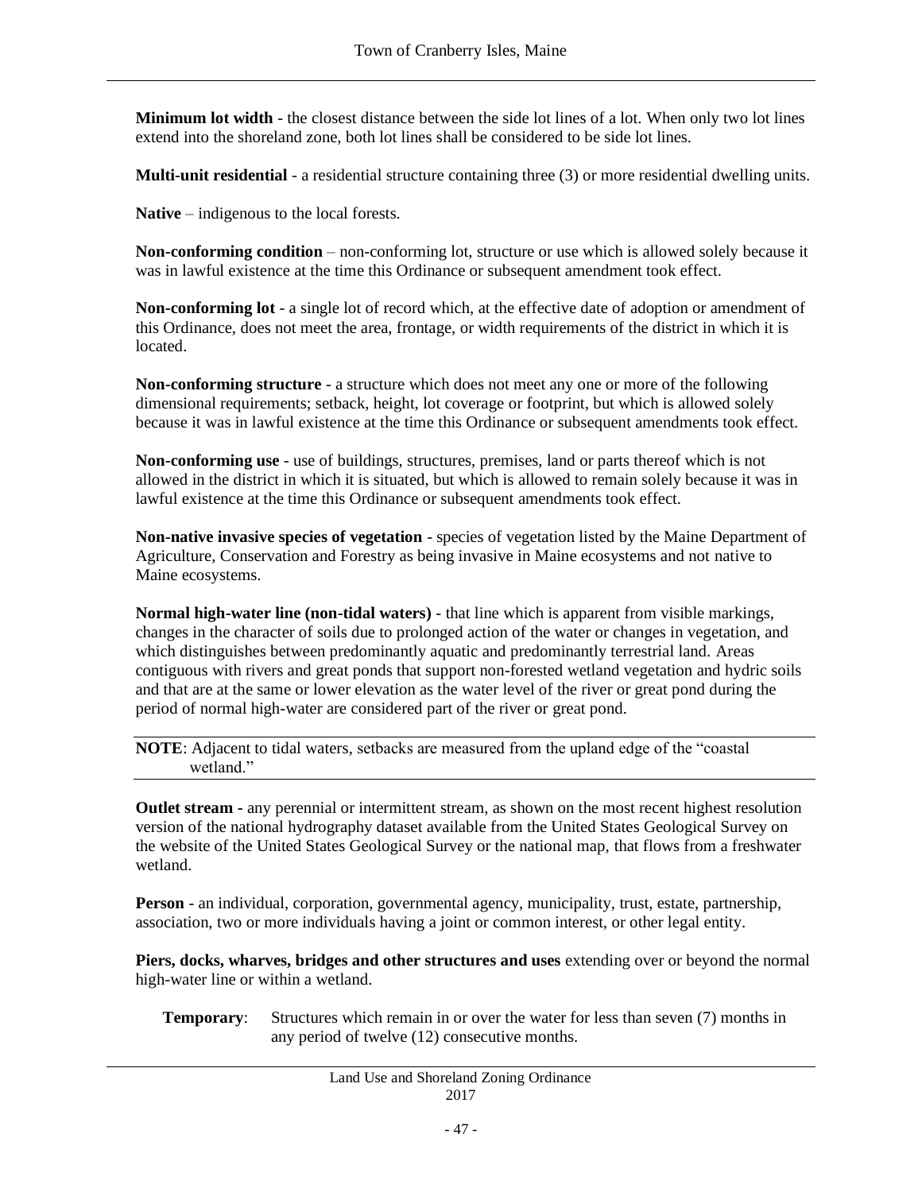**Minimum lot width** - the closest distance between the side lot lines of a lot. When only two lot lines extend into the shoreland zone, both lot lines shall be considered to be side lot lines.

**Multi-unit residential** - a residential structure containing three (3) or more residential dwelling units.

**Native** – indigenous to the local forests.

**Non-conforming condition** – non-conforming lot, structure or use which is allowed solely because it was in lawful existence at the time this Ordinance or subsequent amendment took effect.

**Non-conforming lot** - a single lot of record which, at the effective date of adoption or amendment of this Ordinance, does not meet the area, frontage, or width requirements of the district in which it is located.

**Non-conforming structure** - a structure which does not meet any one or more of the following dimensional requirements; setback, height, lot coverage or footprint, but which is allowed solely because it was in lawful existence at the time this Ordinance or subsequent amendments took effect.

**Non-conforming use** - use of buildings, structures, premises, land or parts thereof which is not allowed in the district in which it is situated, but which is allowed to remain solely because it was in lawful existence at the time this Ordinance or subsequent amendments took effect.

**Non-native invasive species of vegetation** - species of vegetation listed by the Maine Department of Agriculture, Conservation and Forestry as being invasive in Maine ecosystems and not native to Maine ecosystems.

**Normal high-water line (non-tidal waters)** - that line which is apparent from visible markings, changes in the character of soils due to prolonged action of the water or changes in vegetation, and which distinguishes between predominantly aquatic and predominantly terrestrial land. Areas contiguous with rivers and great ponds that support non-forested wetland vegetation and hydric soils and that are at the same or lower elevation as the water level of the river or great pond during the period of normal high-water are considered part of the river or great pond.

**NOTE**: Adjacent to tidal waters, setbacks are measured from the upland edge of the "coastal wetland."

**Outlet stream -** any perennial or intermittent stream, as shown on the most recent highest resolution version of the national hydrography dataset available from the United States Geological Survey on the website of the United States Geological Survey or the national map, that flows from a freshwater wetland.

**Person** - an individual, corporation, governmental agency, municipality, trust, estate, partnership, association, two or more individuals having a joint or common interest, or other legal entity.

**Piers, docks, wharves, bridges and other structures and uses** extending over or beyond the normal high-water line or within a wetland.

**Temporary**: Structures which remain in or over the water for less than seven (7) months in any period of twelve (12) consecutive months.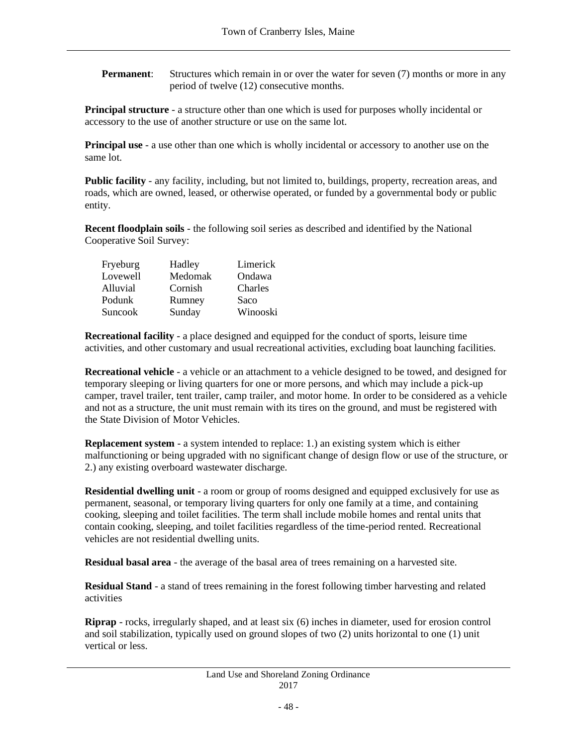**Permanent**: Structures which remain in or over the water for seven (7) months or more in any period of twelve (12) consecutive months.

**Principal structure** - a structure other than one which is used for purposes wholly incidental or accessory to the use of another structure or use on the same lot.

**Principal use** - a use other than one which is wholly incidental or accessory to another use on the same lot.

**Public facility** - any facility, including, but not limited to, buildings, property, recreation areas, and roads, which are owned, leased, or otherwise operated, or funded by a governmental body or public entity.

**Recent floodplain soils** - the following soil series as described and identified by the National Cooperative Soil Survey:

| | | |
|---|---|---|
| Fryeburg | Hadley | Limerick |
| Lovewell | Medomak | Ondawa |
| Alluvial | Cornish | Charles |
| Podunk | Rumney | Saco |
| Suncook | Sunday | Winooski |

**Recreational facility** - a place designed and equipped for the conduct of sports, leisure time activities, and other customary and usual recreational activities, excluding boat launching facilities.

**Recreational vehicle** - a vehicle or an attachment to a vehicle designed to be towed, and designed for temporary sleeping or living quarters for one or more persons, and which may include a pick-up camper, travel trailer, tent trailer, camp trailer, and motor home. In order to be considered as a vehicle and not as a structure, the unit must remain with its tires on the ground, and must be registered with the State Division of Motor Vehicles.

**Replacement system** - a system intended to replace: 1.) an existing system which is either malfunctioning or being upgraded with no significant change of design flow or use of the structure, or 2.) any existing overboard wastewater discharge.

**Residential dwelling unit** - a room or group of rooms designed and equipped exclusively for use as permanent, seasonal, or temporary living quarters for only one family at a time, and containing cooking, sleeping and toilet facilities. The term shall include mobile homes and rental units that contain cooking, sleeping, and toilet facilities regardless of the time-period rented. Recreational vehicles are not residential dwelling units.

**Residual basal area** - the average of the basal area of trees remaining on a harvested site.

**Residual Stand** - a stand of trees remaining in the forest following timber harvesting and related activities

**Riprap** - rocks, irregularly shaped, and at least six (6) inches in diameter, used for erosion control and soil stabilization, typically used on ground slopes of two (2) units horizontal to one (1) unit vertical or less.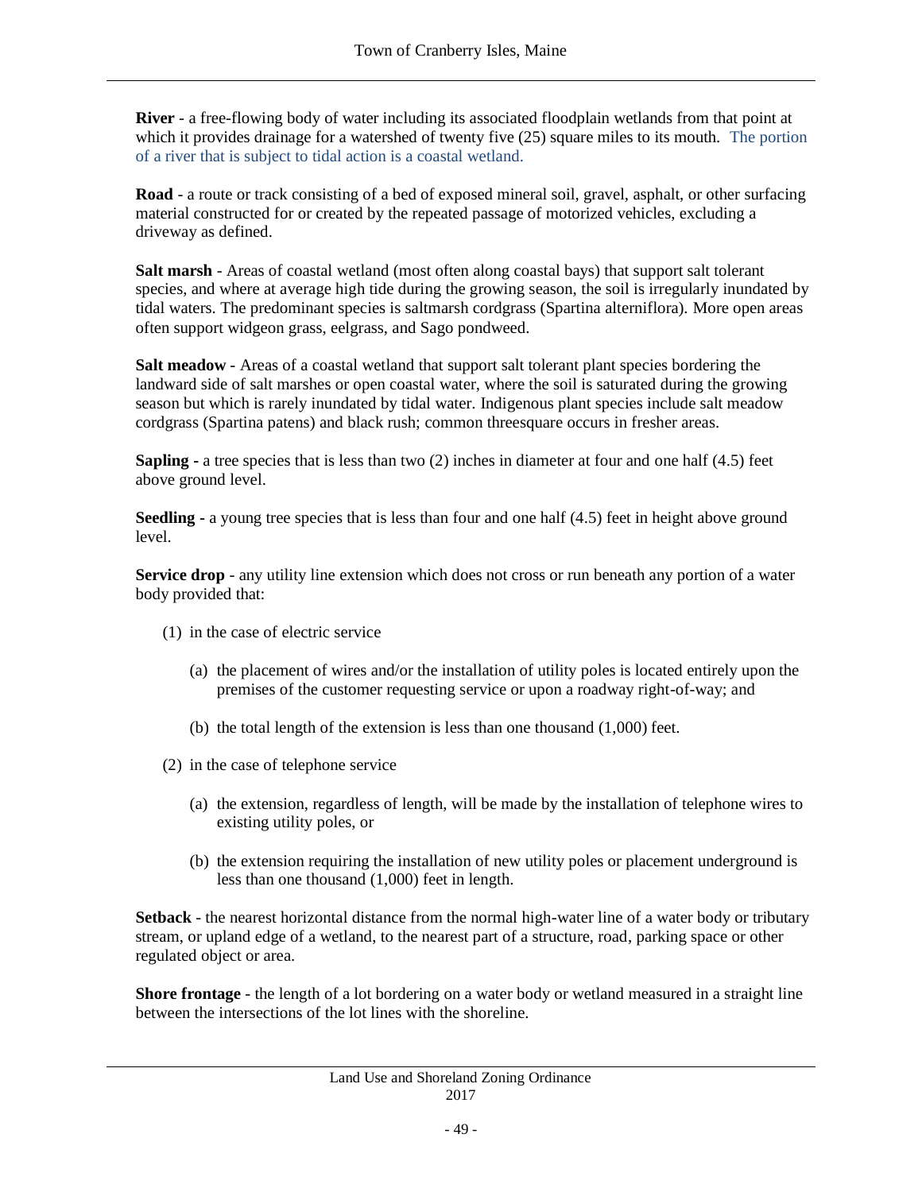**River** - a free-flowing body of water including its associated floodplain wetlands from that point at which it provides drainage for a watershed of twenty five (25) square miles to its mouth. The portion of a river that is subject to tidal action is a coastal wetland.

**Road** - a route or track consisting of a bed of exposed mineral soil, gravel, asphalt, or other surfacing material constructed for or created by the repeated passage of motorized vehicles, excluding a driveway as defined.

**Salt marsh** - Areas of coastal wetland (most often along coastal bays) that support salt tolerant species, and where at average high tide during the growing season, the soil is irregularly inundated by tidal waters. The predominant species is saltmarsh cordgrass (Spartina alterniflora). More open areas often support widgeon grass, eelgrass, and Sago pondweed.

**Salt meadow** - Areas of a coastal wetland that support salt tolerant plant species bordering the landward side of salt marshes or open coastal water, where the soil is saturated during the growing season but which is rarely inundated by tidal water. Indigenous plant species include salt meadow cordgrass (Spartina patens) and black rush; common threesquare occurs in fresher areas.

**Sapling -** a tree species that is less than two (2) inches in diameter at four and one half (4.5) feet above ground level.

**Seedling -** a young tree species that is less than four and one half (4.5) feet in height above ground level.

**Service drop** - any utility line extension which does not cross or run beneath any portion of a water body provided that:

(1) in the case of electric service

   (a) the placement of wires and/or the installation of utility poles is located entirely upon the premises of the customer requesting service or upon a roadway right-of-way; and

   (b) the total length of the extension is less than one thousand (1,000) feet.

(2) in the case of telephone service

   (a) the extension, regardless of length, will be made by the installation of telephone wires to existing utility poles, or

   (b) the extension requiring the installation of new utility poles or placement underground is less than one thousand (1,000) feet in length.

**Setback** - the nearest horizontal distance from the normal high-water line of a water body or tributary stream, or upland edge of a wetland, to the nearest part of a structure, road, parking space or other regulated object or area.

**Shore frontage** - the length of a lot bordering on a water body or wetland measured in a straight line between the intersections of the lot lines with the shoreline.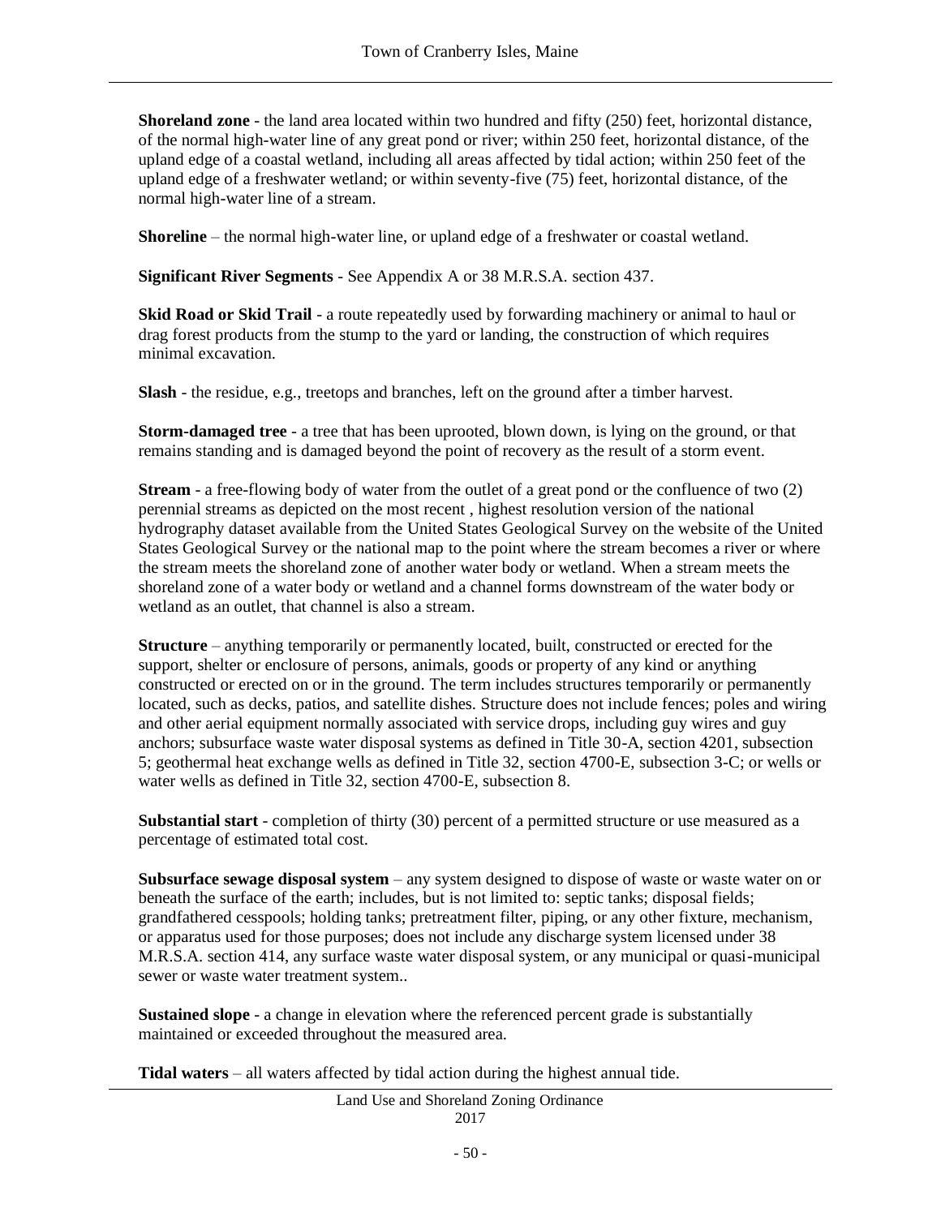**Shoreland zone** - the land area located within two hundred and fifty (250) feet, horizontal distance, of the normal high-water line of any great pond or river; within 250 feet, horizontal distance, of the upland edge of a coastal wetland, including all areas affected by tidal action; within 250 feet of the upland edge of a freshwater wetland; or within seventy-five (75) feet, horizontal distance, of the normal high-water line of a stream.

**Shoreline** – the normal high-water line, or upland edge of a freshwater or coastal wetland.

**Significant River Segments** - See Appendix A or 38 M.R.S.A. section 437.

**Skid Road or Skid Trail** - a route repeatedly used by forwarding machinery or animal to haul or drag forest products from the stump to the yard or landing, the construction of which requires minimal excavation.

**Slash** - the residue, e.g., treetops and branches, left on the ground after a timber harvest.

**Storm-damaged tree** - a tree that has been uprooted, blown down, is lying on the ground, or that remains standing and is damaged beyond the point of recovery as the result of a storm event.

**Stream** - a free-flowing body of water from the outlet of a great pond or the confluence of two (2) perennial streams as depicted on the most recent , highest resolution version of the national hydrography dataset available from the United States Geological Survey on the website of the United States Geological Survey or the national map to the point where the stream becomes a river or where the stream meets the shoreland zone of another water body or wetland. When a stream meets the shoreland zone of a water body or wetland and a channel forms downstream of the water body or wetland as an outlet, that channel is also a stream.

**Structure** – anything temporarily or permanently located, built, constructed or erected for the support, shelter or enclosure of persons, animals, goods or property of any kind or anything constructed or erected on or in the ground. The term includes structures temporarily or permanently located, such as decks, patios, and satellite dishes. Structure does not include fences; poles and wiring and other aerial equipment normally associated with service drops, including guy wires and guy anchors; subsurface waste water disposal systems as defined in Title 30-A, section 4201, subsection 5; geothermal heat exchange wells as defined in Title 32, section 4700-E, subsection 3-C; or wells or water wells as defined in Title 32, section 4700-E, subsection 8.

**Substantial start** - completion of thirty (30) percent of a permitted structure or use measured as a percentage of estimated total cost.

**Subsurface sewage disposal system** – any system designed to dispose of waste or waste water on or beneath the surface of the earth; includes, but is not limited to: septic tanks; disposal fields; grandfathered cesspools; holding tanks; pretreatment filter, piping, or any other fixture, mechanism, or apparatus used for those purposes; does not include any discharge system licensed under 38 M.R.S.A. section 414, any surface waste water disposal system, or any municipal or quasi-municipal sewer or waste water treatment system..

**Sustained slope** - a change in elevation where the referenced percent grade is substantially maintained or exceeded throughout the measured area.

**Tidal waters** – all waters affected by tidal action during the highest annual tide.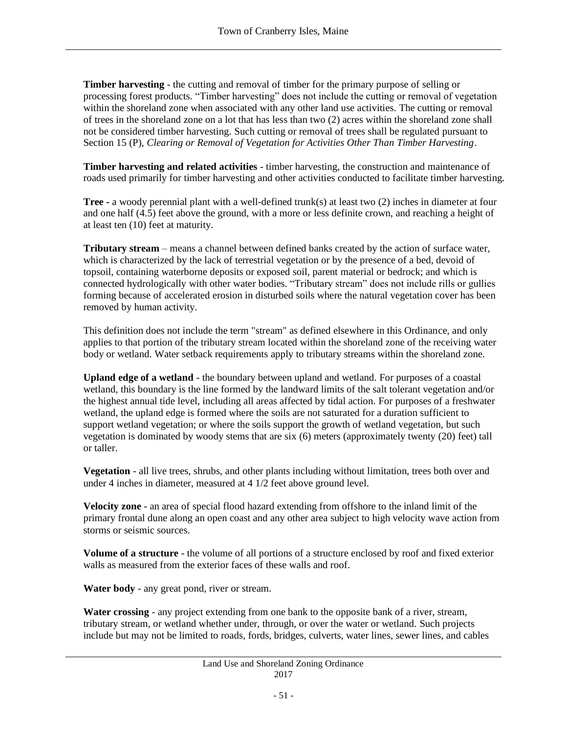**Timber harvesting** - the cutting and removal of timber for the primary purpose of selling or processing forest products. “Timber harvesting” does not include the cutting or removal of vegetation within the shoreland zone when associated with any other land use activities. The cutting or removal of trees in the shoreland zone on a lot that has less than two (2) acres within the shoreland zone shall not be considered timber harvesting. Such cutting or removal of trees shall be regulated pursuant to Section 15 (P), *Clearing or Removal of Vegetation for Activities Other Than Timber Harvesting*.

**Timber harvesting and related activities** - timber harvesting, the construction and maintenance of roads used primarily for timber harvesting and other activities conducted to facilitate timber harvesting.

**Tree** - a woody perennial plant with a well-defined trunk(s) at least two (2) inches in diameter at four and one half (4.5) feet above the ground, with a more or less definite crown, and reaching a height of at least ten (10) feet at maturity.

**Tributary stream** – means a channel between defined banks created by the action of surface water, which is characterized by the lack of terrestrial vegetation or by the presence of a bed, devoid of topsoil, containing waterborne deposits or exposed soil, parent material or bedrock; and which is connected hydrologically with other water bodies. “Tributary stream” does not include rills or gullies forming because of accelerated erosion in disturbed soils where the natural vegetation cover has been removed by human activity.

This definition does not include the term "stream" as defined elsewhere in this Ordinance, and only applies to that portion of the tributary stream located within the shoreland zone of the receiving water body or wetland. Water setback requirements apply to tributary streams within the shoreland zone.

**Upland edge of a wetland** - the boundary between upland and wetland. For purposes of a coastal wetland, this boundary is the line formed by the landward limits of the salt tolerant vegetation and/or the highest annual tide level, including all areas affected by tidal action. For purposes of a freshwater wetland, the upland edge is formed where the soils are not saturated for a duration sufficient to support wetland vegetation; or where the soils support the growth of wetland vegetation, but such vegetation is dominated by woody stems that are six (6) meters (approximately twenty (20) feet) tall or taller.

**Vegetation** - all live trees, shrubs, and other plants including without limitation, trees both over and under 4 inches in diameter, measured at 4 1/2 feet above ground level.

**Velocity zone** - an area of special flood hazard extending from offshore to the inland limit of the primary frontal dune along an open coast and any other area subject to high velocity wave action from storms or seismic sources.

**Volume of a structure** - the volume of all portions of a structure enclosed by roof and fixed exterior walls as measured from the exterior faces of these walls and roof.

**Water body** - any great pond, river or stream.

**Water crossing** - any project extending from one bank to the opposite bank of a river, stream, tributary stream, or wetland whether under, through, or over the water or wetland. Such projects include but may not be limited to roads, fords, bridges, culverts, water lines, sewer lines, and cables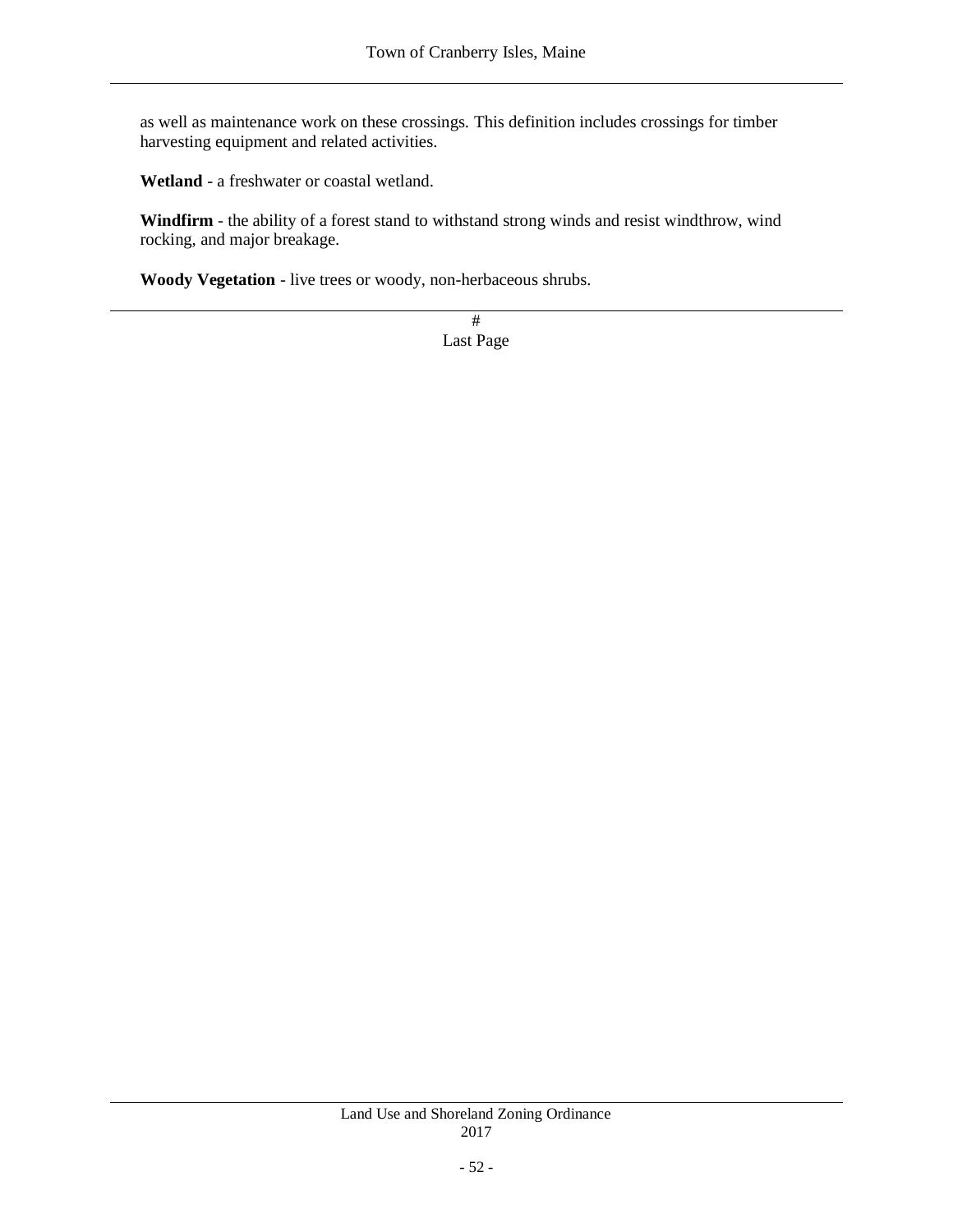as well as maintenance work on these crossings. This definition includes crossings for timber harvesting equipment and related activities.

**Wetland** - a freshwater or coastal wetland.

**Windfirm** - the ability of a forest stand to withstand strong winds and resist windthrow, wind rocking, and major breakage.

**Woody Vegetation** - live trees or woody, non-herbaceous shrubs.

#
Last Page